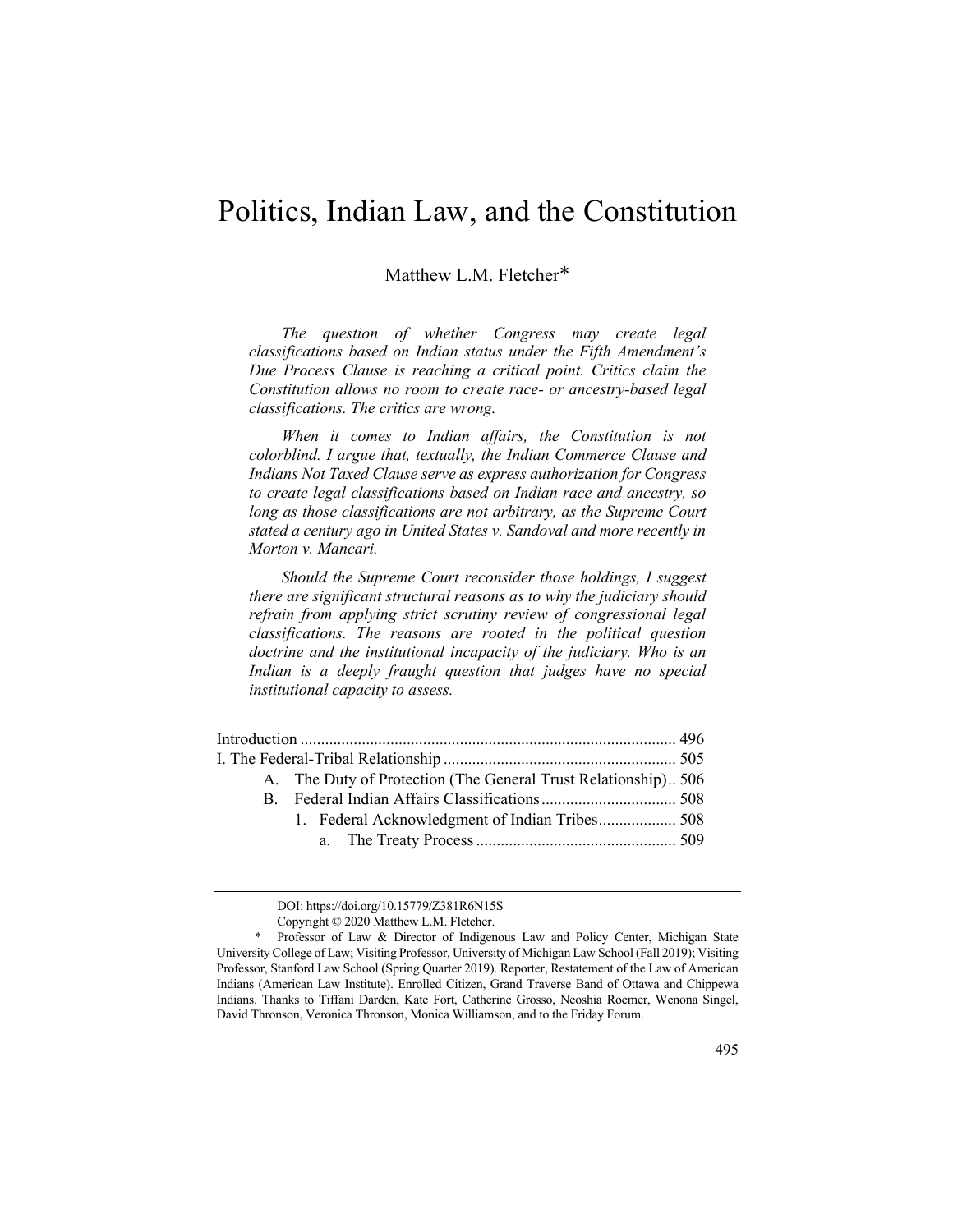# Politics, Indian Law, and the Constitution

Matthew L.M. Fletcher*

*The question of whether Congress may create legal classifications based on Indian status under the Fifth Amendment's Due Process Clause is reaching a critical point. Critics claim the Constitution allows no room to create race- or ancestry-based legal classifications. The critics are wrong.*

*When it comes to Indian affairs, the Constitution is not colorblind. I argue that, textually, the Indian Commerce Clause and Indians Not Taxed Clause serve as express authorization for Congress to create legal classifications based on Indian race and ancestry, so long as those classifications are not arbitrary, as the Supreme Court stated a century ago in United States v. Sandoval and more recently in Morton v. Mancari.*

*Should the Supreme Court reconsider those holdings, I suggest there are significant structural reasons as to why the judiciary should refrain from applying strict scrutiny review of congressional legal classifications. The reasons are rooted in the political question doctrine and the institutional incapacity of the judiciary. Who is an Indian is a deeply fraught question that judges have no special institutional capacity to assess.*

Introduction ........................................................................................... 496
I. The Federal-Tribal Relationship ......................................................... 505
  A. The Duty of Protection (The General Trust Relationship).. 506
  B. Federal Indian Affairs Classifications ................................. 508
    1. Federal Acknowledgment of Indian Tribes ................... 508
      a. The Treaty Process ................................................. 509

---

DOI: https://doi.org/10.15779/Z381R6N15S

Copyright © 2020 Matthew L.M. Fletcher.

\* Professor of Law & Director of Indigenous Law and Policy Center, Michigan State University College of Law; Visiting Professor, University of Michigan Law School (Fall 2019); Visiting Professor, Stanford Law School (Spring Quarter 2019). Reporter, Restatement of the Law of American Indians (American Law Institute). Enrolled Citizen, Grand Traverse Band of Ottawa and Chippewa Indians. Thanks to Tiffani Darden, Kate Fort, Catherine Grosso, Neoshia Roemer, Wenona Singel, David Thronson, Veronica Thronson, Monica Williamson, and to the Friday Forum.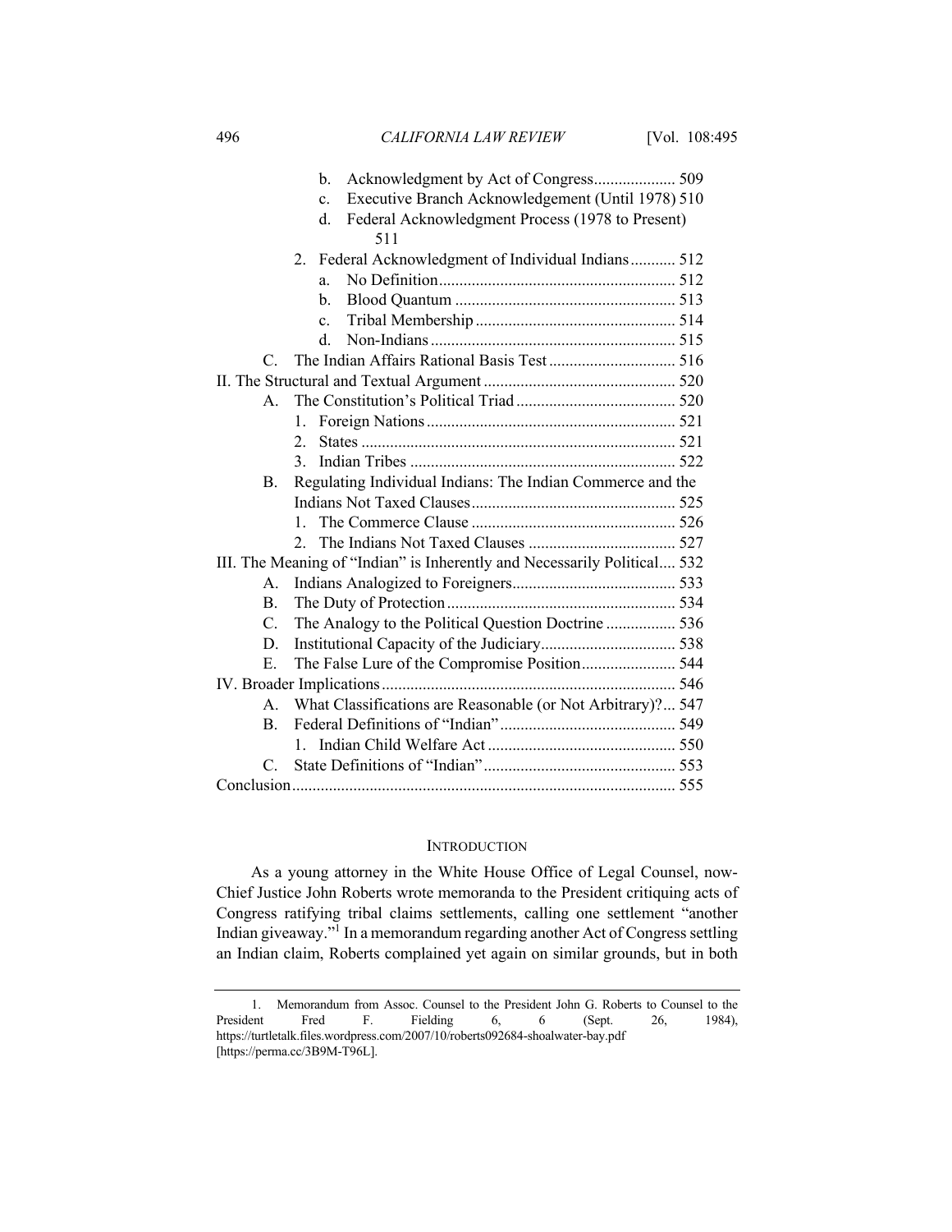b. Acknowledgment by Act of Congress.................... 509
c. Executive Branch Acknowledgement (Until 1978) 510
d. Federal Acknowledgment Process (1978 to Present) 511

2. Federal Acknowledgment of Individual Indians........... 512
a. No Definition.......................................................... 512
b. Blood Quantum ...................................................... 513
c. Tribal Membership ................................................. 514
d. Non-Indians ............................................................ 515

C. The Indian Affairs Rational Basis Test ............................... 516

II. The Structural and Textual Argument ............................................... 520

A. The Constitution's Political Triad ....................................... 520
1. Foreign Nations ............................................................. 521
2. States ............................................................................. 521
3. Indian Tribes ................................................................. 522

B. Regulating Individual Indians: The Indian Commerce and the Indians Not Taxed Clauses.................................................. 525
1. The Commerce Clause .................................................. 526
2. The Indians Not Taxed Clauses .................................... 527

III. The Meaning of "Indian" is Inherently and Necessarily Political.... 532

A. Indians Analogized to Foreigners........................................ 533
B. The Duty of Protection ........................................................ 534
C. The Analogy to the Political Question Doctrine ................. 536
D. Institutional Capacity of the Judiciary................................. 538
E. The False Lure of the Compromise Position....................... 544

IV. Broader Implications........................................................................ 546

A. What Classifications are Reasonable (or Not Arbitrary)?... 547
B. Federal Definitions of "Indian" ........................................... 549
1. Indian Child Welfare Act .............................................. 550
C. State Definitions of "Indian"............................................... 553

Conclusion............................................................................................. 555

## INTRODUCTION

As a young attorney in the White House Office of Legal Counsel, now-Chief Justice John Roberts wrote memoranda to the President critiquing acts of Congress ratifying tribal claims settlements, calling one settlement "another Indian giveaway."[1] In a memorandum regarding another Act of Congress settling an Indian claim, Roberts complained yet again on similar grounds, but in both

---

1. Memorandum from Assoc. Counsel to the President John G. Roberts to Counsel to the President Fred F. Fielding 6, 6 (Sept. 26, 1984), https://turtletalk.files.wordpress.com/2007/10/roberts092684-shoalwater-bay.pdf [https://perma.cc/3B9M-T96L].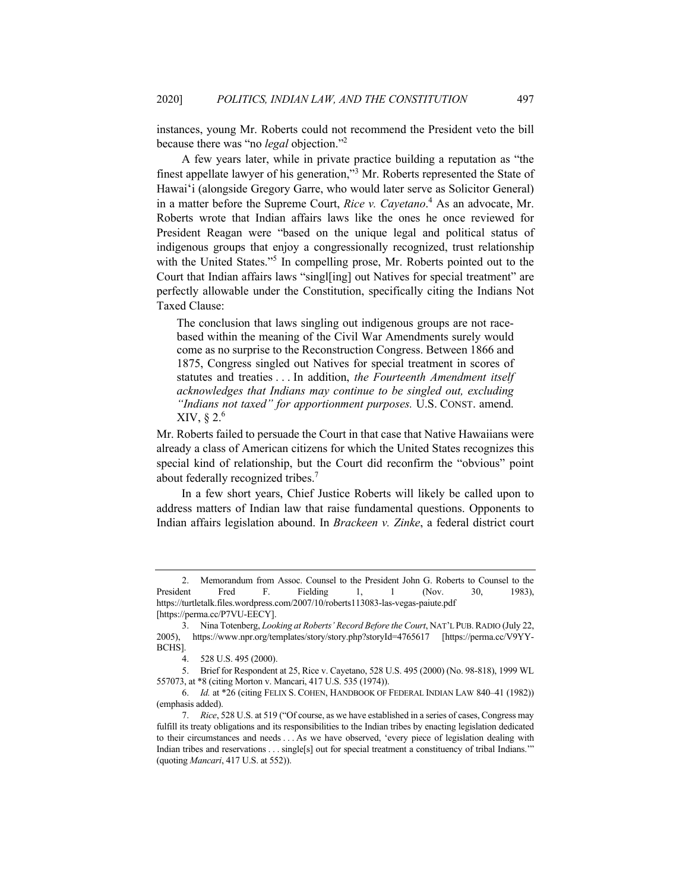instances, young Mr. Roberts could not recommend the President veto the bill because there was "no *legal* objection."[2]

A few years later, while in private practice building a reputation as "the finest appellate lawyer of his generation,"[3] Mr. Roberts represented the State of Hawai'i (alongside Gregory Garre, who would later serve as Solicitor General) in a matter before the Supreme Court, *Rice v. Cayetano*.[4] As an advocate, Mr. Roberts wrote that Indian affairs laws like the ones he once reviewed for President Reagan were "based on the unique legal and political status of indigenous groups that enjoy a congressionally recognized, trust relationship with the United States."[5] In compelling prose, Mr. Roberts pointed out to the Court that Indian affairs laws "singl[ing] out Natives for special treatment" are perfectly allowable under the Constitution, specifically citing the Indians Not Taxed Clause:

> The conclusion that laws singling out indigenous groups are not race-based within the meaning of the Civil War Amendments surely would come as no surprise to the Reconstruction Congress. Between 1866 and 1875, Congress singled out Natives for special treatment in scores of statutes and treaties . . . In addition, *the Fourteenth Amendment itself acknowledges that Indians may continue to be singled out, excluding "Indians not taxed" for apportionment purposes.* U.S. CONST. amend. XIV, § 2.[6]

Mr. Roberts failed to persuade the Court in that case that Native Hawaiians were already a class of American citizens for which the United States recognizes this special kind of relationship, but the Court did reconfirm the "obvious" point about federally recognized tribes.[7]

In a few short years, Chief Justice Roberts will likely be called upon to address matters of Indian law that raise fundamental questions. Opponents to Indian affairs legislation abound. In *Brackeen v. Zinke*, a federal district court

---

2. Memorandum from Assoc. Counsel to the President John G. Roberts to Counsel to the President Fred F. Fielding 1, 1 (Nov. 30, 1983), https://turtletalk.files.wordpress.com/2007/10/roberts113083-las-vegas-paiute.pdf [https://perma.cc/P7VU-EECY].

3. Nina Totenberg, *Looking at Roberts' Record Before the Court*, NAT'L PUB. RADIO (July 22, 2005), https://www.npr.org/templates/story/story.php?storyId=4765617 [https://perma.cc/V9YY-BCHS].

4. 528 U.S. 495 (2000).

5. Brief for Respondent at 25, Rice v. Cayetano, 528 U.S. 495 (2000) (No. 98-818), 1999 WL 557073, at *8 (citing Morton v. Mancari, 417 U.S. 535 (1974)).

6. *Id.* at *26 (citing FELIX S. COHEN, HANDBOOK OF FEDERAL INDIAN LAW 840–41 (1982)) (emphasis added).

7. *Rice*, 528 U.S. at 519 ("Of course, as we have established in a series of cases, Congress may fulfill its treaty obligations and its responsibilities to the Indian tribes by enacting legislation dedicated to their circumstances and needs . . . As we have observed, 'every piece of legislation dealing with Indian tribes and reservations . . . single[s] out for special treatment a constituency of tribal Indians.'" (quoting *Mancari*, 417 U.S. at 552)).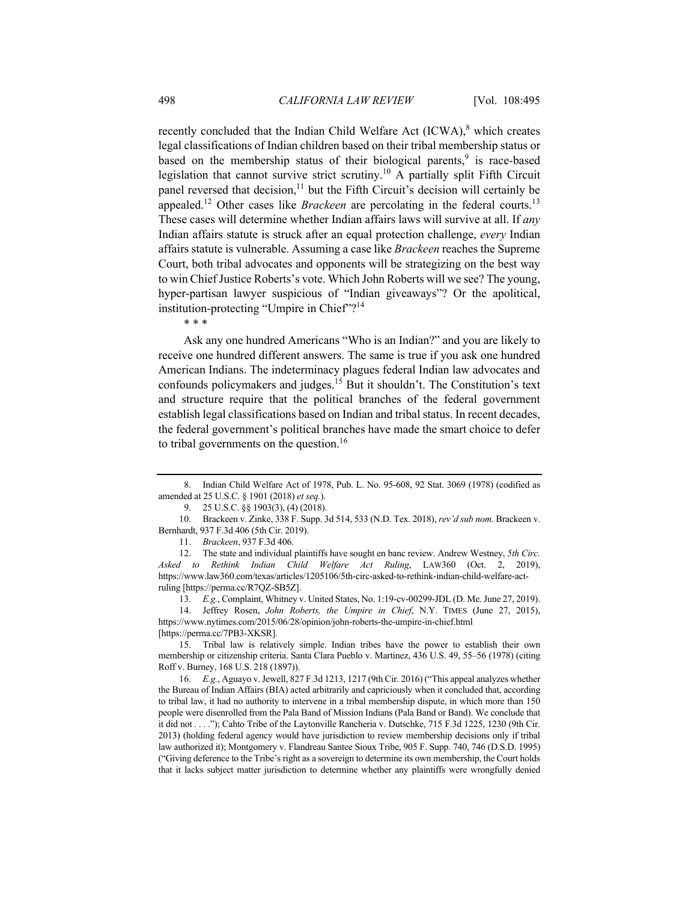recently concluded that the Indian Child Welfare Act (ICWA),[8] which creates legal classifications of Indian children based on their tribal membership status or based on the membership status of their biological parents,[9] is race-based legislation that cannot survive strict scrutiny.[10] A partially split Fifth Circuit panel reversed that decision,[11] but the Fifth Circuit's decision will certainly be appealed.[12] Other cases like *Brackeen* are percolating in the federal courts.[13] These cases will determine whether Indian affairs laws will survive at all. If *any* Indian affairs statute is struck after an equal protection challenge, *every* Indian affairs statute is vulnerable. Assuming a case like *Brackeen* reaches the Supreme Court, both tribal advocates and opponents will be strategizing on the best way to win Chief Justice Roberts's vote. Which John Roberts will we see? The young, hyper-partisan lawyer suspicious of "Indian giveaways"? Or the apolitical, institution-protecting "Umpire in Chief"?[14]

\* \* \*

Ask any one hundred Americans "Who is an Indian?" and you are likely to receive one hundred different answers. The same is true if you ask one hundred American Indians. The indeterminacy plagues federal Indian law advocates and confounds policymakers and judges.[15] But it shouldn't. The Constitution's text and structure require that the political branches of the federal government establish legal classifications based on Indian and tribal status. In recent decades, the federal government's political branches have made the smart choice to defer to tribal governments on the question.[16]

---

8. Indian Child Welfare Act of 1978, Pub. L. No. 95-608, 92 Stat. 3069 (1978) (codified as amended at 25 U.S.C. § 1901 (2018) *et seq.*).

9. 25 U.S.C. §§ 1903(3), (4) (2018).

10. Brackeen v. Zinke, 338 F. Supp. 3d 514, 533 (N.D. Tex. 2018), *rev'd sub nom.* Brackeen v. Bernhardt, 937 F.3d 406 (5th Cir. 2019).

11. *Brackeen*, 937 F.3d 406.

12. The state and individual plaintiffs have sought en banc review. Andrew Westney, *5th Circ. Asked to Rethink Indian Child Welfare Act Ruling*, LAW360 (Oct. 2, 2019), https://www.law360.com/texas/articles/1205106/5th-circ-asked-to-rethink-indian-child-welfare-act-ruling [https://perma.cc/R7QZ-SB5Z].

13. *E.g.*, Complaint, Whitney v. United States, No. 1:19-cv-00299-JDL (D. Me. June 27, 2019).

14. Jeffrey Rosen, *John Roberts, the Umpire in Chief*, N.Y. TIMES (June 27, 2015), https://www.nytimes.com/2015/06/28/opinion/john-roberts-the-umpire-in-chief.html [https://perma.cc/7PB3-XKSR].

15. Tribal law is relatively simple. Indian tribes have the power to establish their own membership or citizenship criteria. Santa Clara Pueblo v. Martinez, 436 U.S. 49, 55–56 (1978) (citing Roff v. Burney, 168 U.S. 218 (1897)).

16. *E.g.*, Aguayo v. Jewell, 827 F.3d 1213, 1217 (9th Cir. 2016) ("This appeal analyzes whether the Bureau of Indian Affairs (BIA) acted arbitrarily and capriciously when it concluded that, according to tribal law, it had no authority to intervene in a tribal membership dispute, in which more than 150 people were disenrolled from the Pala Band of Mission Indians (Pala Band or Band). We conclude that it did not . . . ."); Cahto Tribe of the Laytonville Rancheria v. Dutschke, 715 F.3d 1225, 1230 (9th Cir. 2013) (holding federal agency would have jurisdiction to review membership decisions only if tribal law authorized it); Montgomery v. Flandreau Santee Sioux Tribe, 905 F. Supp. 740, 746 (D.S.D. 1995) ("Giving deference to the Tribe's right as a sovereign to determine its own membership, the Court holds that it lacks subject matter jurisdiction to determine whether any plaintiffs were wrongfully denied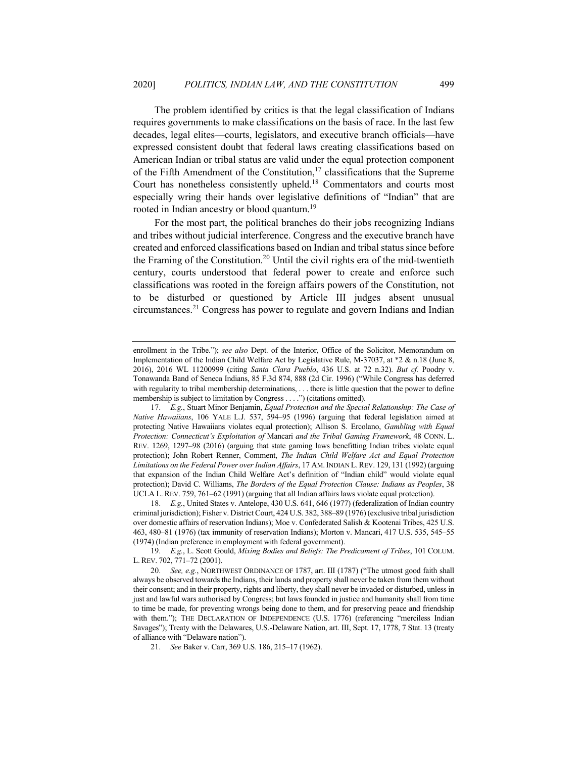The problem identified by critics is that the legal classification of Indians requires governments to make classifications on the basis of race. In the last few decades, legal elites—courts, legislators, and executive branch officials—have expressed consistent doubt that federal laws creating classifications based on American Indian or tribal status are valid under the equal protection component of the Fifth Amendment of the Constitution,[17] classifications that the Supreme Court has nonetheless consistently upheld.[18] Commentators and courts most especially wring their hands over legislative definitions of "Indian" that are rooted in Indian ancestry or blood quantum.[19]

For the most part, the political branches do their jobs recognizing Indians and tribes without judicial interference. Congress and the executive branch have created and enforced classifications based on Indian and tribal status since before the Framing of the Constitution.[20] Until the civil rights era of the mid-twentieth century, courts understood that federal power to create and enforce such classifications was rooted in the foreign affairs powers of the Constitution, not to be disturbed or questioned by Article III judges absent unusual circumstances.[21] Congress has power to regulate and govern Indians and Indian

---

enrollment in the Tribe."); *see also* Dept. of the Interior, Office of the Solicitor, Memorandum on Implementation of the Indian Child Welfare Act by Legislative Rule, M-37037, at *2 & n.18 (June 8, 2016), 2016 WL 11200999 (citing *Santa Clara Pueblo*, 436 U.S. at 72 n.32). *But cf.* Poodry v. Tonawanda Band of Seneca Indians, 85 F.3d 874, 888 (2d Cir. 1996) ("While Congress has deferred with regularity to tribal membership determinations, . . . there is little question that the power to define membership is subject to limitation by Congress . . . .") (citations omitted).

17. *E.g.*, Stuart Minor Benjamin, *Equal Protection and the Special Relationship: The Case of Native Hawaiians*, 106 YALE L.J. 537, 594–95 (1996) (arguing that federal legislation aimed at protecting Native Hawaiians violates equal protection); Allison S. Ercolano, *Gambling with Equal Protection: Connecticut's Exploitation of* Mancari *and the Tribal Gaming Framework*, 48 CONN. L. REV. 1269, 1297–98 (2016) (arguing that state gaming laws benefitting Indian tribes violate equal protection); John Robert Renner, Comment, *The Indian Child Welfare Act and Equal Protection Limitations on the Federal Power over Indian Affairs*, 17 AM. INDIAN L. REV. 129, 131 (1992) (arguing that expansion of the Indian Child Welfare Act's definition of "Indian child" would violate equal protection); David C. Williams, *The Borders of the Equal Protection Clause: Indians as Peoples*, 38 UCLA L. REV. 759, 761–62 (1991) (arguing that all Indian affairs laws violate equal protection).

18. *E.g.*, United States v. Antelope, 430 U.S. 641, 646 (1977) (federalization of Indian country criminal jurisdiction); Fisher v. District Court, 424 U.S. 382, 388–89 (1976) (exclusive tribal jurisdiction over domestic affairs of reservation Indians); Moe v. Confederated Salish & Kootenai Tribes, 425 U.S. 463, 480–81 (1976) (tax immunity of reservation Indians); Morton v. Mancari, 417 U.S. 535, 545–55 (1974) (Indian preference in employment with federal government).

19. *E.g.*, L. Scott Gould, *Mixing Bodies and Beliefs: The Predicament of Tribes*, 101 COLUM. L. REV. 702, 771–72 (2001).

20. *See, e.g.*, NORTHWEST ORDINANCE OF 1787, art. III (1787) ("The utmost good faith shall always be observed towards the Indians, their lands and property shall never be taken from them without their consent; and in their property, rights and liberty, they shall never be invaded or disturbed, unless in just and lawful wars authorised by Congress; but laws founded in justice and humanity shall from time to time be made, for preventing wrongs being done to them, and for preserving peace and friendship with them."); THE DECLARATION OF INDEPENDENCE (U.S. 1776) (referencing "merciless Indian Savages"); Treaty with the Delawares, U.S.-Delaware Nation, art. III, Sept. 17, 1778, 7 Stat. 13 (treaty of alliance with "Delaware nation").

21. *See* Baker v. Carr, 369 U.S. 186, 215–17 (1962).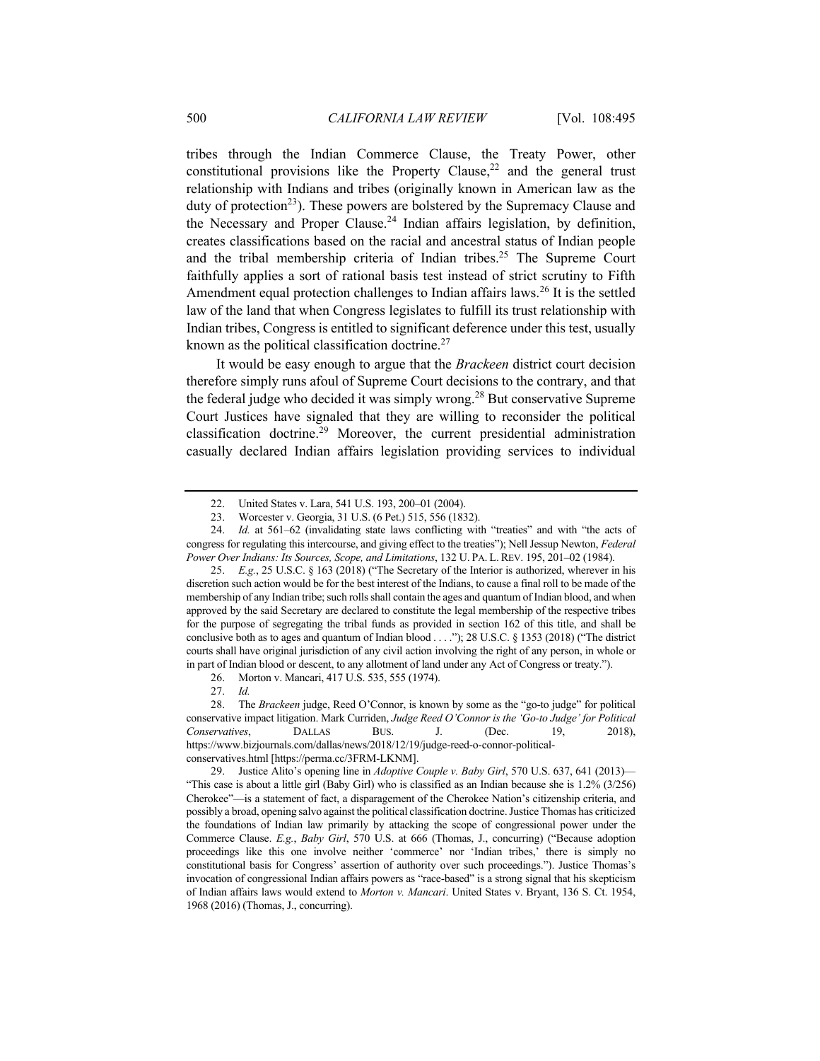tribes through the Indian Commerce Clause, the Treaty Power, other constitutional provisions like the Property Clause,[22] and the general trust relationship with Indians and tribes (originally known in American law as the duty of protection[23]). These powers are bolstered by the Supremacy Clause and the Necessary and Proper Clause.[24] Indian affairs legislation, by definition, creates classifications based on the racial and ancestral status of Indian people and the tribal membership criteria of Indian tribes.[25] The Supreme Court faithfully applies a sort of rational basis test instead of strict scrutiny to Fifth Amendment equal protection challenges to Indian affairs laws.[26] It is the settled law of the land that when Congress legislates to fulfill its trust relationship with Indian tribes, Congress is entitled to significant deference under this test, usually known as the political classification doctrine.[27]

It would be easy enough to argue that the *Brackeen* district court decision therefore simply runs afoul of Supreme Court decisions to the contrary, and that the federal judge who decided it was simply wrong.[28] But conservative Supreme Court Justices have signaled that they are willing to reconsider the political classification doctrine.[29] Moreover, the current presidential administration casually declared Indian affairs legislation providing services to individual

---

22. United States v. Lara, 541 U.S. 193, 200–01 (2004).

23. Worcester v. Georgia, 31 U.S. (6 Pet.) 515, 556 (1832).

24. *Id.* at 561–62 (invalidating state laws conflicting with "treaties" and with "the acts of congress for regulating this intercourse, and giving effect to the treaties"); Nell Jessup Newton, *Federal Power Over Indians: Its Sources, Scope, and Limitations*, 132 U. PA. L. REV. 195, 201–02 (1984).

25. *E.g.*, 25 U.S.C. § 163 (2018) ("The Secretary of the Interior is authorized, wherever in his discretion such action would be for the best interest of the Indians, to cause a final roll to be made of the membership of any Indian tribe; such rolls shall contain the ages and quantum of Indian blood, and when approved by the said Secretary are declared to constitute the legal membership of the respective tribes for the purpose of segregating the tribal funds as provided in section 162 of this title, and shall be conclusive both as to ages and quantum of Indian blood . . . ."); 28 U.S.C. § 1353 (2018) ("The district courts shall have original jurisdiction of any civil action involving the right of any person, in whole or in part of Indian blood or descent, to any allotment of land under any Act of Congress or treaty.").

26. Morton v. Mancari, 417 U.S. 535, 555 (1974).

27. *Id.*

28. The *Brackeen* judge, Reed O'Connor, is known by some as the "go-to judge" for political conservative impact litigation. Mark Curriden, *Judge Reed O'Connor is the 'Go-to Judge' for Political Conservatives*, DALLAS BUS. J. (Dec. 19, 2018), https://www.bizjournals.com/dallas/news/2018/12/19/judge-reed-o-connor-political-conservatives.html [https://perma.cc/3FRM-LKNM].

29. Justice Alito's opening line in *Adoptive Couple v. Baby Girl*, 570 U.S. 637, 641 (2013)—"This case is about a little girl (Baby Girl) who is classified as an Indian because she is 1.2% (3/256) Cherokee"—is a statement of fact, a disparagement of the Cherokee Nation's citizenship criteria, and possibly a broad, opening salvo against the political classification doctrine. Justice Thomas has criticized the foundations of Indian law primarily by attacking the scope of congressional power under the Commerce Clause. *E.g.*, *Baby Girl*, 570 U.S. at 666 (Thomas, J., concurring) ("Because adoption proceedings like this one involve neither 'commerce' nor 'Indian tribes,' there is simply no constitutional basis for Congress' assertion of authority over such proceedings."). Justice Thomas's invocation of congressional Indian affairs powers as "race-based" is a strong signal that his skepticism of Indian affairs laws would extend to *Morton v. Mancari*. United States v. Bryant, 136 S. Ct. 1954, 1968 (2016) (Thomas, J., concurring).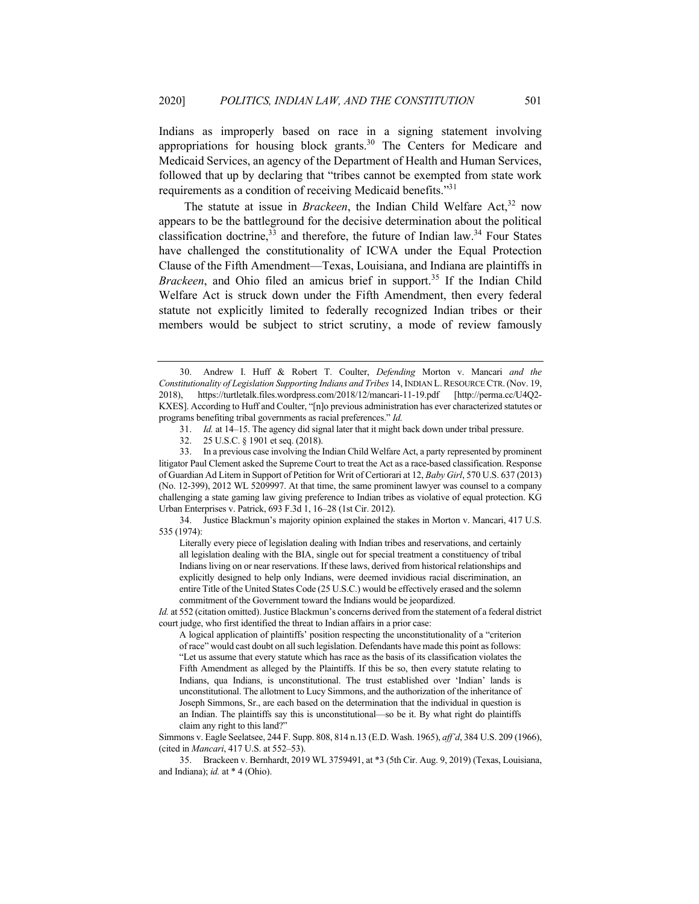Indians as improperly based on race in a signing statement involving appropriations for housing block grants.[30] The Centers for Medicare and Medicaid Services, an agency of the Department of Health and Human Services, followed that up by declaring that "tribes cannot be exempted from state work requirements as a condition of receiving Medicaid benefits."[31]

The statute at issue in *Brackeen*, the Indian Child Welfare Act,[32] now appears to be the battleground for the decisive determination about the political classification doctrine,[33] and therefore, the future of Indian law.[34] Four States have challenged the constitutionality of ICWA under the Equal Protection Clause of the Fifth Amendment—Texas, Louisiana, and Indiana are plaintiffs in *Brackeen*, and Ohio filed an amicus brief in support.[35] If the Indian Child Welfare Act is struck down under the Fifth Amendment, then every federal statute not explicitly limited to federally recognized Indian tribes or their members would be subject to strict scrutiny, a mode of review famously

---

30. Andrew I. Huff & Robert T. Coulter, *Defending* Morton v. Mancari *and the Constitutionality of Legislation Supporting Indians and Tribes* 14, INDIAN L. RESOURCE CTR. (Nov. 19, 2018), https://turtletalk.files.wordpress.com/2018/12/mancari-11-19.pdf [http://perma.cc/U4Q2-KXES]. According to Huff and Coulter, "[n]o previous administration has ever characterized statutes or programs benefiting tribal governments as racial preferences." *Id.*

31. *Id.* at 14–15. The agency did signal later that it might back down under tribal pressure.

32. 25 U.S.C. § 1901 et seq. (2018).

33. In a previous case involving the Indian Child Welfare Act, a party represented by prominent litigator Paul Clement asked the Supreme Court to treat the Act as a race-based classification. Response of Guardian Ad Litem in Support of Petition for Writ of Certiorari at 12, *Baby Girl*, 570 U.S. 637 (2013) (No. 12-399), 2012 WL 5209997. At that time, the same prominent lawyer was counsel to a company challenging a state gaming law giving preference to Indian tribes as violative of equal protection. KG Urban Enterprises v. Patrick, 693 F.3d 1, 16–28 (1st Cir. 2012).

34. Justice Blackmun's majority opinion explained the stakes in Morton v. Mancari, 417 U.S. 535 (1974):

> Literally every piece of legislation dealing with Indian tribes and reservations, and certainly all legislation dealing with the BIA, single out for special treatment a constituency of tribal Indians living on or near reservations. If these laws, derived from historical relationships and explicitly designed to help only Indians, were deemed invidious racial discrimination, an entire Title of the United States Code (25 U.S.C.) would be effectively erased and the solemn commitment of the Government toward the Indians would be jeopardized.

*Id.* at 552 (citation omitted). Justice Blackmun's concerns derived from the statement of a federal district court judge, who first identified the threat to Indian affairs in a prior case:

> A logical application of plaintiffs' position respecting the unconstitutionality of a "criterion of race" would cast doubt on all such legislation. Defendants have made this point as follows: "Let us assume that every statute which has race as the basis of its classification violates the Fifth Amendment as alleged by the Plaintiffs. If this be so, then every statute relating to Indians, qua Indians, is unconstitutional. The trust established over 'Indian' lands is unconstitutional. The allotment to Lucy Simmons, and the authorization of the inheritance of Joseph Simmons, Sr., are each based on the determination that the individual in question is an Indian. The plaintiffs say this is unconstitutional—so be it. By what right do plaintiffs claim any right to this land?"

Simmons v. Eagle Seelatsee, 244 F. Supp. 808, 814 n.13 (E.D. Wash. 1965), *aff'd*, 384 U.S. 209 (1966), (cited in *Mancari*, 417 U.S. at 552–53).

35. Brackeen v. Bernhardt, 2019 WL 3759491, at *3 (5th Cir. Aug. 9, 2019) (Texas, Louisiana, and Indiana); *id.* at * 4 (Ohio).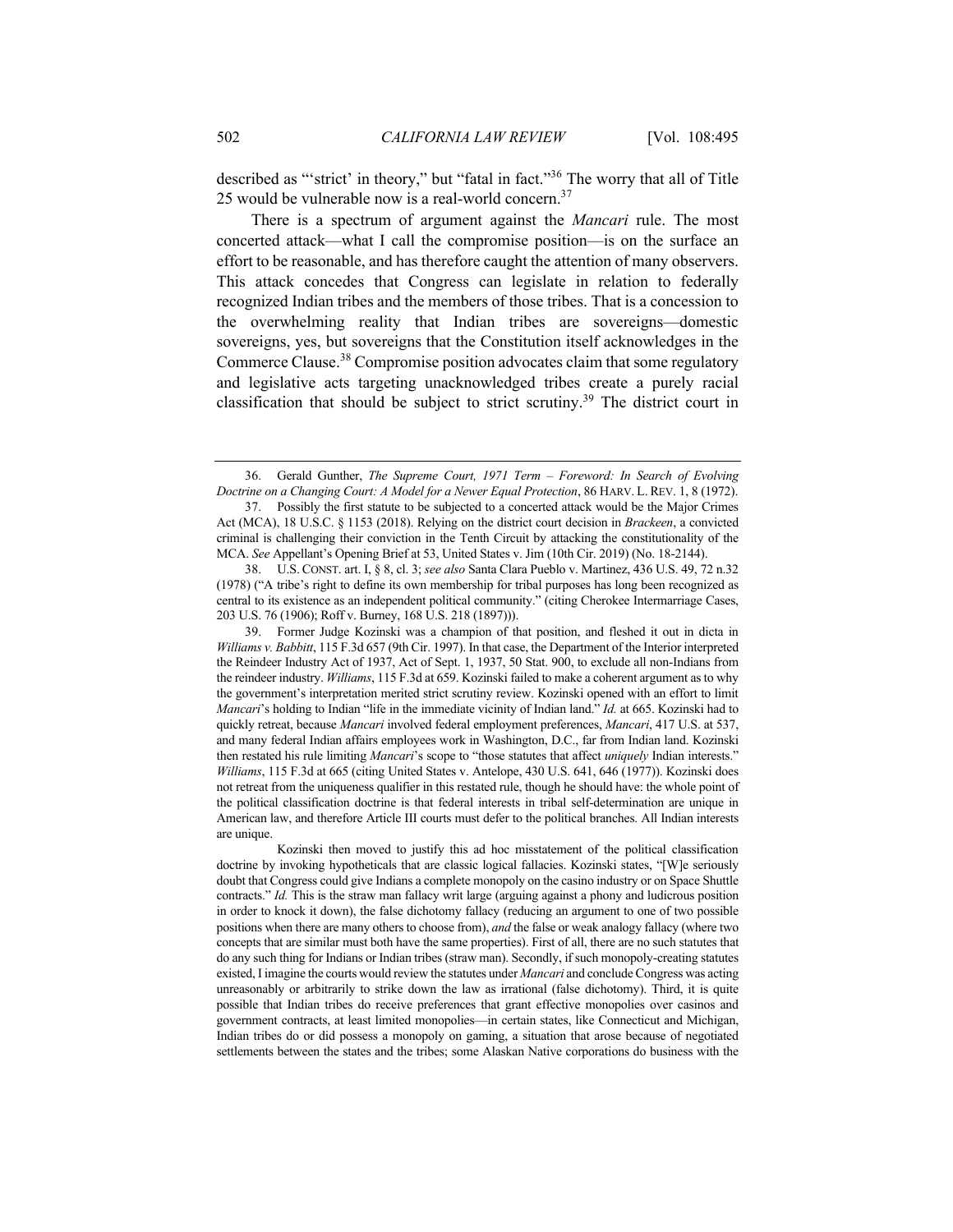described as "'strict' in theory," but "fatal in fact."[36] The worry that all of Title 25 would be vulnerable now is a real-world concern.[37]

There is a spectrum of argument against the *Mancari* rule. The most concerted attack—what I call the compromise position—is on the surface an effort to be reasonable, and has therefore caught the attention of many observers. This attack concedes that Congress can legislate in relation to federally recognized Indian tribes and the members of those tribes. That is a concession to the overwhelming reality that Indian tribes are sovereigns—domestic sovereigns, yes, but sovereigns that the Constitution itself acknowledges in the Commerce Clause.[38] Compromise position advocates claim that some regulatory and legislative acts targeting unacknowledged tribes create a purely racial classification that should be subject to strict scrutiny.[39] The district court in

---

36. Gerald Gunther, *The Supreme Court, 1971 Term – Foreword: In Search of Evolving Doctrine on a Changing Court: A Model for a Newer Equal Protection*, 86 HARV. L. REV. 1, 8 (1972).

37. Possibly the first statute to be subjected to a concerted attack would be the Major Crimes Act (MCA), 18 U.S.C. § 1153 (2018). Relying on the district court decision in *Brackeen*, a convicted criminal is challenging their conviction in the Tenth Circuit by attacking the constitutionality of the MCA. *See* Appellant's Opening Brief at 53, United States v. Jim (10th Cir. 2019) (No. 18-2144).

38. U.S. CONST. art. I, § 8, cl. 3; *see also* Santa Clara Pueblo v. Martinez, 436 U.S. 49, 72 n.32 (1978) ("A tribe's right to define its own membership for tribal purposes has long been recognized as central to its existence as an independent political community." (citing Cherokee Intermarriage Cases, 203 U.S. 76 (1906); Roff v. Burney, 168 U.S. 218 (1897))).

39. Former Judge Kozinski was a champion of that position, and fleshed it out in dicta in *Williams v. Babbitt*, 115 F.3d 657 (9th Cir. 1997). In that case, the Department of the Interior interpreted the Reindeer Industry Act of 1937, Act of Sept. 1, 1937, 50 Stat. 900, to exclude all non-Indians from the reindeer industry. *Williams*, 115 F.3d at 659. Kozinski failed to make a coherent argument as to why the government's interpretation merited strict scrutiny review. Kozinski opened with an effort to limit *Mancari*'s holding to Indian "life in the immediate vicinity of Indian land." *Id.* at 665. Kozinski had to quickly retreat, because *Mancari* involved federal employment preferences, *Mancari*, 417 U.S. at 537, and many federal Indian affairs employees work in Washington, D.C., far from Indian land. Kozinski then restated his rule limiting *Mancari*'s scope to "those statutes that affect *uniquely* Indian interests." *Williams*, 115 F.3d at 665 (citing United States v. Antelope, 430 U.S. 641, 646 (1977)). Kozinski does not retreat from the uniqueness qualifier in this restated rule, though he should have: the whole point of the political classification doctrine is that federal interests in tribal self-determination are unique in American law, and therefore Article III courts must defer to the political branches. All Indian interests are unique.

Kozinski then moved to justify this ad hoc misstatement of the political classification doctrine by invoking hypotheticals that are classic logical fallacies. Kozinski states, "[W]e seriously doubt that Congress could give Indians a complete monopoly on the casino industry or on Space Shuttle contracts." *Id.* This is the straw man fallacy writ large (arguing against a phony and ludicrous position in order to knock it down), the false dichotomy fallacy (reducing an argument to one of two possible positions when there are many others to choose from), *and* the false or weak analogy fallacy (where two concepts that are similar must both have the same properties). First of all, there are no such statutes that do any such thing for Indians or Indian tribes (straw man). Secondly, if such monopoly-creating statutes existed, I imagine the courts would review the statutes under *Mancari* and conclude Congress was acting unreasonably or arbitrarily to strike down the law as irrational (false dichotomy). Third, it is quite possible that Indian tribes do receive preferences that grant effective monopolies over casinos and government contracts, at least limited monopolies—in certain states, like Connecticut and Michigan, Indian tribes do or did possess a monopoly on gaming, a situation that arose because of negotiated settlements between the states and the tribes; some Alaskan Native corporations do business with the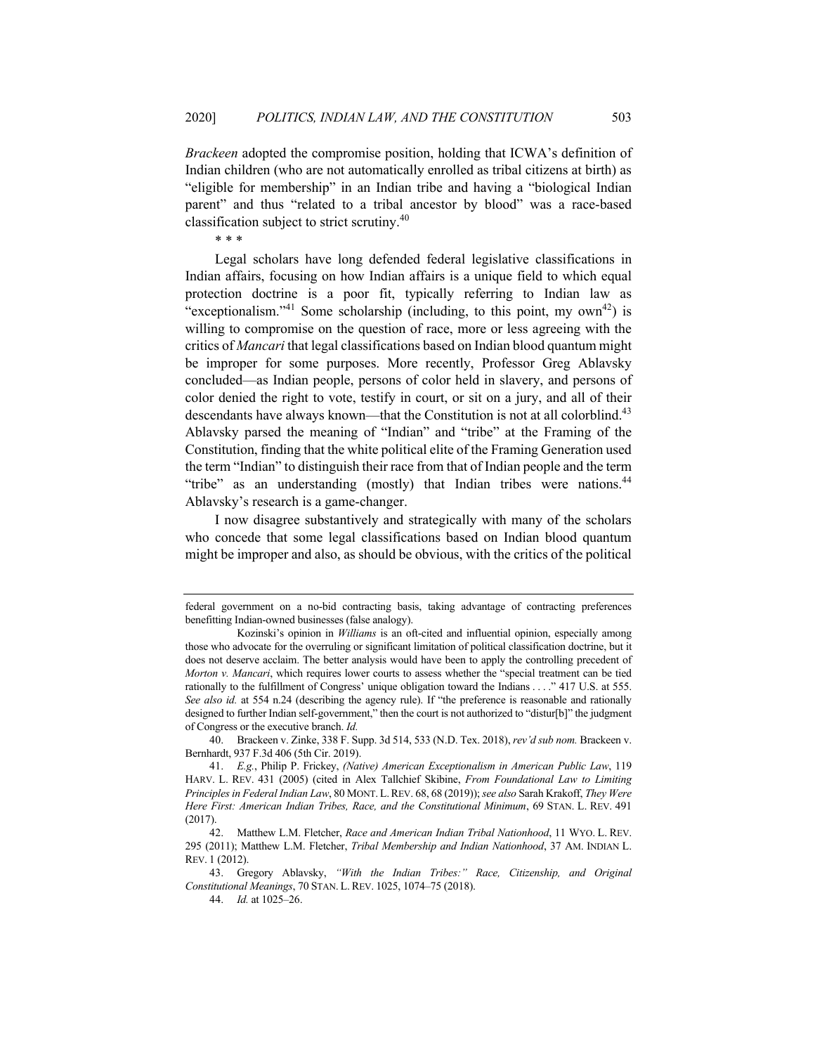*Brackeen* adopted the compromise position, holding that ICWA's definition of Indian children (who are not automatically enrolled as tribal citizens at birth) as "eligible for membership" in an Indian tribe and having a "biological Indian parent" and thus "related to a tribal ancestor by blood" was a race-based classification subject to strict scrutiny.[40]

\* \* \*

Legal scholars have long defended federal legislative classifications in Indian affairs, focusing on how Indian affairs is a unique field to which equal protection doctrine is a poor fit, typically referring to Indian law as "exceptionalism."[41] Some scholarship (including, to this point, my own[42]) is willing to compromise on the question of race, more or less agreeing with the critics of *Mancari* that legal classifications based on Indian blood quantum might be improper for some purposes. More recently, Professor Greg Ablavsky concluded—as Indian people, persons of color held in slavery, and persons of color denied the right to vote, testify in court, or sit on a jury, and all of their descendants have always known—that the Constitution is not at all colorblind.[43] Ablavsky parsed the meaning of "Indian" and "tribe" at the Framing of the Constitution, finding that the white political elite of the Framing Generation used the term "Indian" to distinguish their race from that of Indian people and the term "tribe" as an understanding (mostly) that Indian tribes were nations.[44] Ablavsky's research is a game-changer.

I now disagree substantively and strategically with many of the scholars who concede that some legal classifications based on Indian blood quantum might be improper and also, as should be obvious, with the critics of the political

---

federal government on a no-bid contracting basis, taking advantage of contracting preferences benefitting Indian-owned businesses (false analogy).

Kozinski's opinion in *Williams* is an oft-cited and influential opinion, especially among those who advocate for the overruling or significant limitation of political classification doctrine, but it does not deserve acclaim. The better analysis would have been to apply the controlling precedent of *Morton v. Mancari*, which requires lower courts to assess whether the "special treatment can be tied rationally to the fulfillment of Congress' unique obligation toward the Indians . . . ." 417 U.S. at 555. *See also id.* at 554 n.24 (describing the agency rule). If "the preference is reasonable and rationally designed to further Indian self-government," then the court is not authorized to "distur[b]" the judgment of Congress or the executive branch. *Id.*

40. Brackeen v. Zinke, 338 F. Supp. 3d 514, 533 (N.D. Tex. 2018), *rev'd sub nom.* Brackeen v. Bernhardt, 937 F.3d 406 (5th Cir. 2019).

41. *E.g.*, Philip P. Frickey, *(Native) American Exceptionalism in American Public Law*, 119 HARV. L. REV. 431 (2005) (cited in Alex Tallchief Skibine, *From Foundational Law to Limiting Principles in Federal Indian Law*, 80 MONT. L. REV. 68, 68 (2019)); *see also* Sarah Krakoff, *They Were Here First: American Indian Tribes, Race, and the Constitutional Minimum*, 69 STAN. L. REV. 491 (2017).

42. Matthew L.M. Fletcher, *Race and American Indian Tribal Nationhood*, 11 WYO. L. REV. 295 (2011); Matthew L.M. Fletcher, *Tribal Membership and Indian Nationhood*, 37 AM. INDIAN L. REV. 1 (2012).

43. Gregory Ablavsky, *"With the Indian Tribes:" Race, Citizenship, and Original Constitutional Meanings*, 70 STAN. L. REV. 1025, 1074–75 (2018).

44. *Id.* at 1025–26.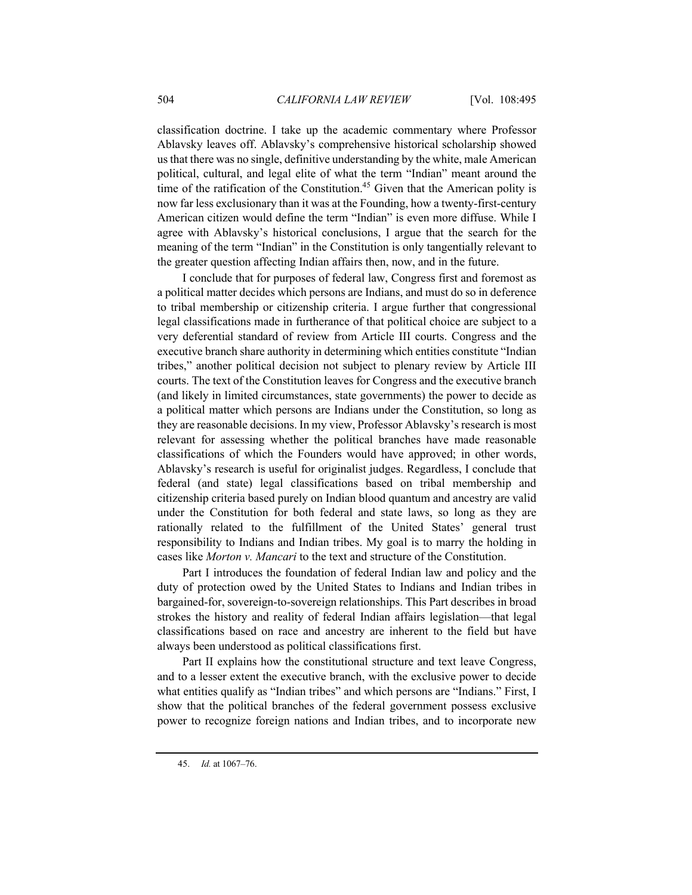classification doctrine. I take up the academic commentary where Professor Ablavsky leaves off. Ablavsky's comprehensive historical scholarship showed us that there was no single, definitive understanding by the white, male American political, cultural, and legal elite of what the term "Indian" meant around the time of the ratification of the Constitution.[45] Given that the American polity is now far less exclusionary than it was at the Founding, how a twenty-first-century American citizen would define the term "Indian" is even more diffuse. While I agree with Ablavsky's historical conclusions, I argue that the search for the meaning of the term "Indian" in the Constitution is only tangentially relevant to the greater question affecting Indian affairs then, now, and in the future.

I conclude that for purposes of federal law, Congress first and foremost as a political matter decides which persons are Indians, and must do so in deference to tribal membership or citizenship criteria. I argue further that congressional legal classifications made in furtherance of that political choice are subject to a very deferential standard of review from Article III courts. Congress and the executive branch share authority in determining which entities constitute "Indian tribes," another political decision not subject to plenary review by Article III courts. The text of the Constitution leaves for Congress and the executive branch (and likely in limited circumstances, state governments) the power to decide as a political matter which persons are Indians under the Constitution, so long as they are reasonable decisions. In my view, Professor Ablavsky's research is most relevant for assessing whether the political branches have made reasonable classifications of which the Founders would have approved; in other words, Ablavsky's research is useful for originalist judges. Regardless, I conclude that federal (and state) legal classifications based on tribal membership and citizenship criteria based purely on Indian blood quantum and ancestry are valid under the Constitution for both federal and state laws, so long as they are rationally related to the fulfillment of the United States' general trust responsibility to Indians and Indian tribes. My goal is to marry the holding in cases like *Morton v. Mancari* to the text and structure of the Constitution.

Part I introduces the foundation of federal Indian law and policy and the duty of protection owed by the United States to Indians and Indian tribes in bargained-for, sovereign-to-sovereign relationships. This Part describes in broad strokes the history and reality of federal Indian affairs legislation—that legal classifications based on race and ancestry are inherent to the field but have always been understood as political classifications first.

Part II explains how the constitutional structure and text leave Congress, and to a lesser extent the executive branch, with the exclusive power to decide what entities qualify as "Indian tribes" and which persons are "Indians." First, I show that the political branches of the federal government possess exclusive power to recognize foreign nations and Indian tribes, and to incorporate new

---

45. *Id.* at 1067–76.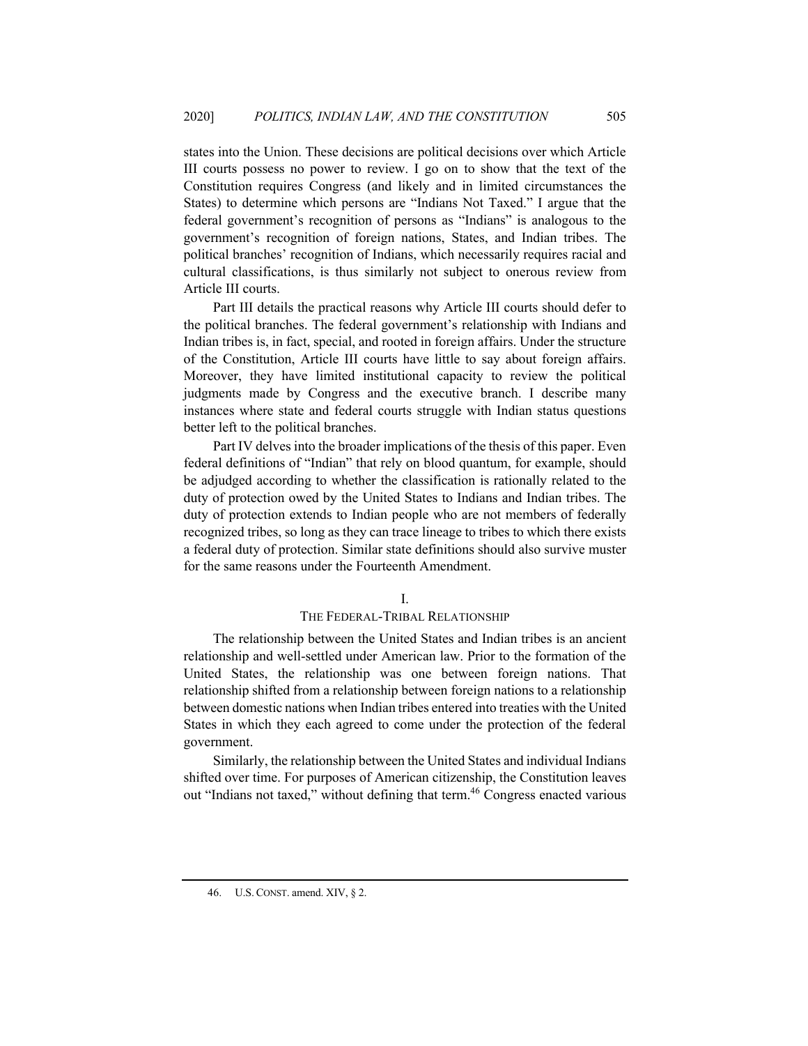states into the Union. These decisions are political decisions over which Article III courts possess no power to review. I go on to show that the text of the Constitution requires Congress (and likely and in limited circumstances the States) to determine which persons are "Indians Not Taxed." I argue that the federal government's recognition of persons as "Indians" is analogous to the government's recognition of foreign nations, States, and Indian tribes. The political branches' recognition of Indians, which necessarily requires racial and cultural classifications, is thus similarly not subject to onerous review from Article III courts.

Part III details the practical reasons why Article III courts should defer to the political branches. The federal government's relationship with Indians and Indian tribes is, in fact, special, and rooted in foreign affairs. Under the structure of the Constitution, Article III courts have little to say about foreign affairs. Moreover, they have limited institutional capacity to review the political judgments made by Congress and the executive branch. I describe many instances where state and federal courts struggle with Indian status questions better left to the political branches.

Part IV delves into the broader implications of the thesis of this paper. Even federal definitions of "Indian" that rely on blood quantum, for example, should be adjudged according to whether the classification is rationally related to the duty of protection owed by the United States to Indians and Indian tribes. The duty of protection extends to Indian people who are not members of federally recognized tribes, so long as they can trace lineage to tribes to which there exists a federal duty of protection. Similar state definitions should also survive muster for the same reasons under the Fourteenth Amendment.

## I.
## THE FEDERAL-TRIBAL RELATIONSHIP

The relationship between the United States and Indian tribes is an ancient relationship and well-settled under American law. Prior to the formation of the United States, the relationship was one between foreign nations. That relationship shifted from a relationship between foreign nations to a relationship between domestic nations when Indian tribes entered into treaties with the United States in which they each agreed to come under the protection of the federal government.

Similarly, the relationship between the United States and individual Indians shifted over time. For purposes of American citizenship, the Constitution leaves out "Indians not taxed," without defining that term.[46] Congress enacted various

46. U.S. CONST. amend. XIV, § 2.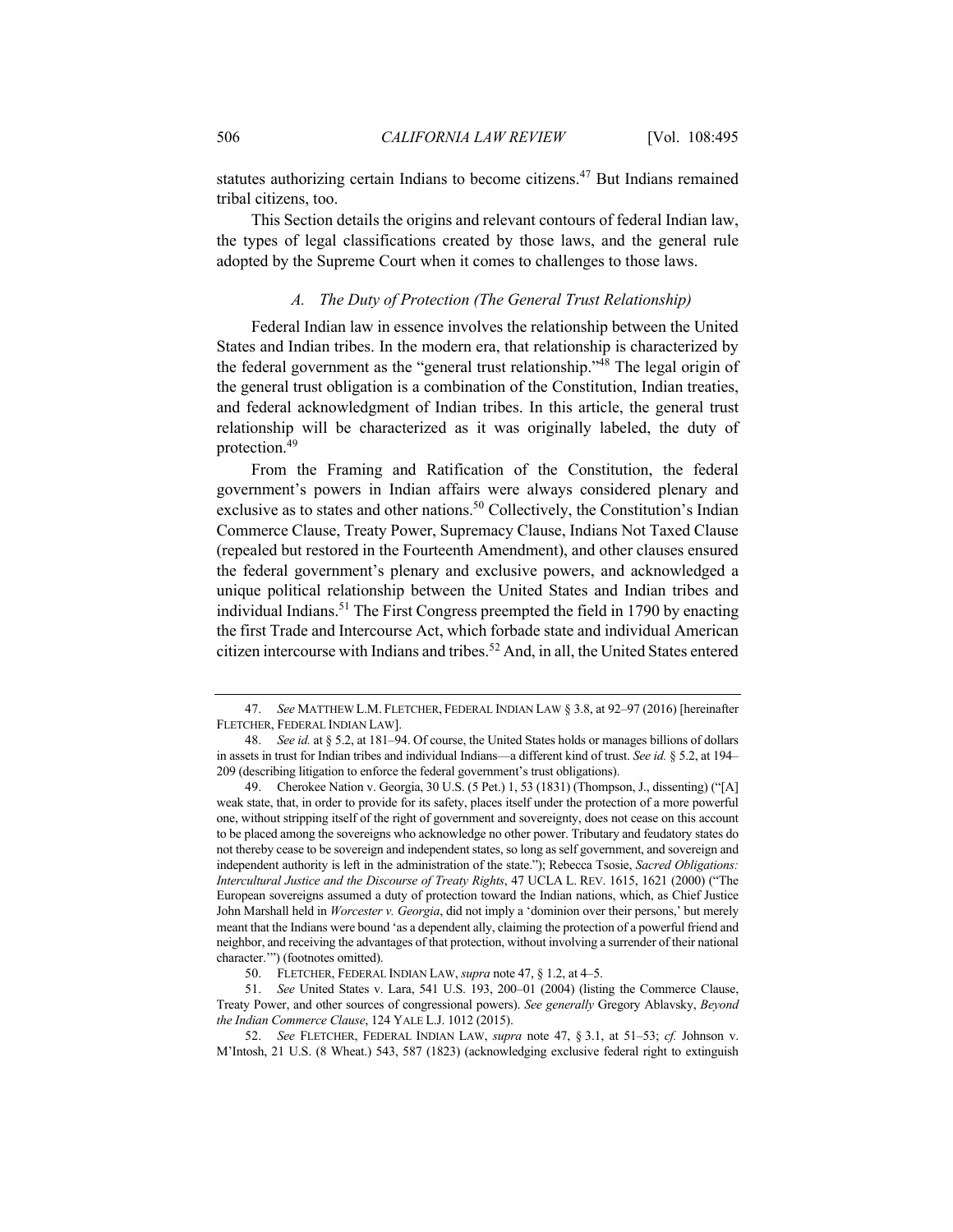statutes authorizing certain Indians to become citizens.[47] But Indians remained tribal citizens, too.

This Section details the origins and relevant contours of federal Indian law, the types of legal classifications created by those laws, and the general rule adopted by the Supreme Court when it comes to challenges to those laws.

### *A. The Duty of Protection (The General Trust Relationship)*

Federal Indian law in essence involves the relationship between the United States and Indian tribes. In the modern era, that relationship is characterized by the federal government as the "general trust relationship."[48] The legal origin of the general trust obligation is a combination of the Constitution, Indian treaties, and federal acknowledgment of Indian tribes. In this article, the general trust relationship will be characterized as it was originally labeled, the duty of protection.[49]

From the Framing and Ratification of the Constitution, the federal government's powers in Indian affairs were always considered plenary and exclusive as to states and other nations.[50] Collectively, the Constitution's Indian Commerce Clause, Treaty Power, Supremacy Clause, Indians Not Taxed Clause (repealed but restored in the Fourteenth Amendment), and other clauses ensured the federal government's plenary and exclusive powers, and acknowledged a unique political relationship between the United States and Indian tribes and individual Indians.[51] The First Congress preempted the field in 1790 by enacting the first Trade and Intercourse Act, which forbade state and individual American citizen intercourse with Indians and tribes.[52] And, in all, the United States entered

---

47. *See* MATTHEW L.M. FLETCHER, FEDERAL INDIAN LAW § 3.8, at 92–97 (2016) [hereinafter FLETCHER, FEDERAL INDIAN LAW].

48. *See id.* at § 5.2, at 181–94. Of course, the United States holds or manages billions of dollars in assets in trust for Indian tribes and individual Indians—a different kind of trust. *See id.* § 5.2, at 194–209 (describing litigation to enforce the federal government's trust obligations).

49. Cherokee Nation v. Georgia, 30 U.S. (5 Pet.) 1, 53 (1831) (Thompson, J., dissenting) ("[A] weak state, that, in order to provide for its safety, places itself under the protection of a more powerful one, without stripping itself of the right of government and sovereignty, does not cease on this account to be placed among the sovereigns who acknowledge no other power. Tributary and feudatory states do not thereby cease to be sovereign and independent states, so long as self government, and sovereign and independent authority is left in the administration of the state."); Rebecca Tsosie, *Sacred Obligations: Intercultural Justice and the Discourse of Treaty Rights*, 47 UCLA L. REV. 1615, 1621 (2000) ("The European sovereigns assumed a duty of protection toward the Indian nations, which, as Chief Justice John Marshall held in *Worcester v. Georgia*, did not imply a 'dominion over their persons,' but merely meant that the Indians were bound 'as a dependent ally, claiming the protection of a powerful friend and neighbor, and receiving the advantages of that protection, without involving a surrender of their national character.'") (footnotes omitted).

50. FLETCHER, FEDERAL INDIAN LAW, *supra* note 47, § 1.2, at 4–5.

51. *See* United States v. Lara, 541 U.S. 193, 200–01 (2004) (listing the Commerce Clause, Treaty Power, and other sources of congressional powers). *See generally* Gregory Ablavsky, *Beyond the Indian Commerce Clause*, 124 YALE L.J. 1012 (2015).

52. *See* FLETCHER, FEDERAL INDIAN LAW, *supra* note 47, § 3.1, at 51–53; *cf.* Johnson v. M'Intosh, 21 U.S. (8 Wheat.) 543, 587 (1823) (acknowledging exclusive federal right to extinguish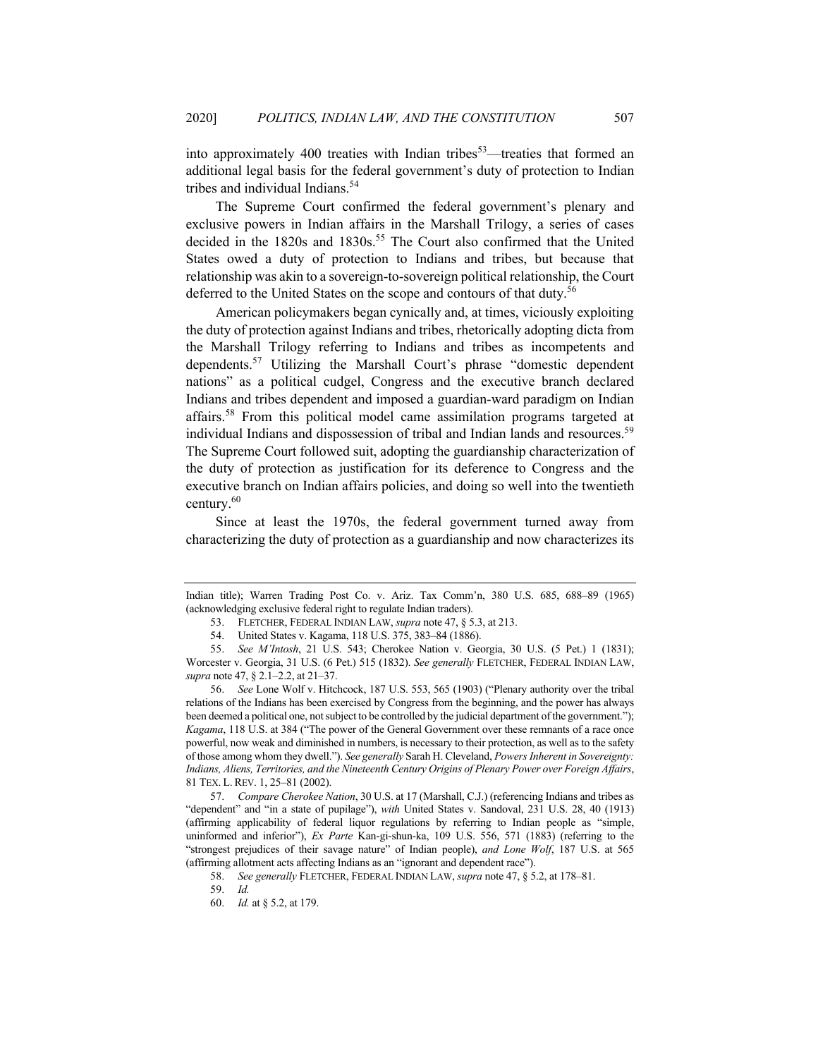into approximately 400 treaties with Indian tribes[53]—treaties that formed an additional legal basis for the federal government's duty of protection to Indian tribes and individual Indians.[54]

The Supreme Court confirmed the federal government's plenary and exclusive powers in Indian affairs in the Marshall Trilogy, a series of cases decided in the 1820s and 1830s.[55] The Court also confirmed that the United States owed a duty of protection to Indians and tribes, but because that relationship was akin to a sovereign-to-sovereign political relationship, the Court deferred to the United States on the scope and contours of that duty.[56]

American policymakers began cynically and, at times, viciously exploiting the duty of protection against Indians and tribes, rhetorically adopting dicta from the Marshall Trilogy referring to Indians and tribes as incompetents and dependents.[57] Utilizing the Marshall Court's phrase "domestic dependent nations" as a political cudgel, Congress and the executive branch declared Indians and tribes dependent and imposed a guardian-ward paradigm on Indian affairs.[58] From this political model came assimilation programs targeted at individual Indians and dispossession of tribal and Indian lands and resources.[59] The Supreme Court followed suit, adopting the guardianship characterization of the duty of protection as justification for its deference to Congress and the executive branch on Indian affairs policies, and doing so well into the twentieth century.[60]

Since at least the 1970s, the federal government turned away from characterizing the duty of protection as a guardianship and now characterizes its

---

Indian title); Warren Trading Post Co. v. Ariz. Tax Comm'n, 380 U.S. 685, 688–89 (1965) (acknowledging exclusive federal right to regulate Indian traders).

53. FLETCHER, FEDERAL INDIAN LAW, *supra* note 47, § 5.3, at 213.

54. United States v. Kagama, 118 U.S. 375, 383–84 (1886).

55. *See M'Intosh*, 21 U.S. 543; Cherokee Nation v. Georgia, 30 U.S. (5 Pet.) 1 (1831); Worcester v. Georgia, 31 U.S. (6 Pet.) 515 (1832). *See generally* FLETCHER, FEDERAL INDIAN LAW, *supra* note 47, § 2.1–2.2, at 21–37.

56. *See* Lone Wolf v. Hitchcock, 187 U.S. 553, 565 (1903) ("Plenary authority over the tribal relations of the Indians has been exercised by Congress from the beginning, and the power has always been deemed a political one, not subject to be controlled by the judicial department of the government."); *Kagama*, 118 U.S. at 384 ("The power of the General Government over these remnants of a race once powerful, now weak and diminished in numbers, is necessary to their protection, as well as to the safety of those among whom they dwell."). *See generally* Sarah H. Cleveland, *Powers Inherent in Sovereignty: Indians, Aliens, Territories, and the Nineteenth Century Origins of Plenary Power over Foreign Affairs*, 81 TEX. L. REV. 1, 25–81 (2002).

57. *Compare Cherokee Nation*, 30 U.S. at 17 (Marshall, C.J.) (referencing Indians and tribes as "dependent" and "in a state of pupilage"), *with* United States v. Sandoval, 231 U.S. 28, 40 (1913) (affirming applicability of federal liquor regulations by referring to Indian people as "simple, uninformed and inferior"), *Ex Parte* Kan-gi-shun-ka, 109 U.S. 556, 571 (1883) (referring to the "strongest prejudices of their savage nature" of Indian people), *and Lone Wolf*, 187 U.S. at 565 (affirming allotment acts affecting Indians as an "ignorant and dependent race").

58. *See generally* FLETCHER, FEDERAL INDIAN LAW, *supra* note 47, § 5.2, at 178–81.

59. *Id.*

60. *Id.* at § 5.2, at 179.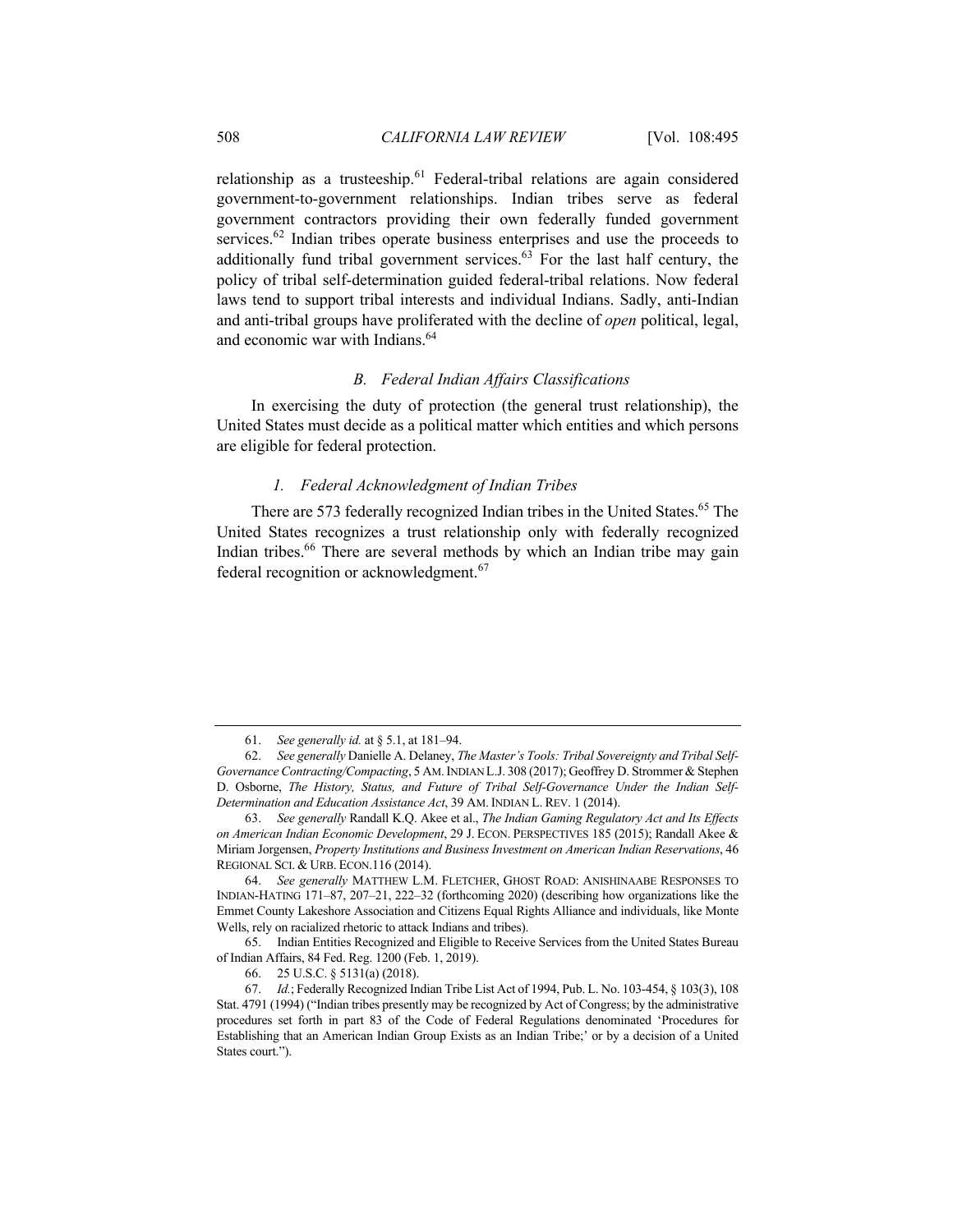relationship as a trusteeship.[61] Federal-tribal relations are again considered government-to-government relationships. Indian tribes serve as federal government contractors providing their own federally funded government services.[62] Indian tribes operate business enterprises and use the proceeds to additionally fund tribal government services.[63] For the last half century, the policy of tribal self-determination guided federal-tribal relations. Now federal laws tend to support tribal interests and individual Indians. Sadly, anti-Indian and anti-tribal groups have proliferated with the decline of *open* political, legal, and economic war with Indians.[64]

### *B. Federal Indian Affairs Classifications*

In exercising the duty of protection (the general trust relationship), the United States must decide as a political matter which entities and which persons are eligible for federal protection.

#### *1. Federal Acknowledgment of Indian Tribes*

There are 573 federally recognized Indian tribes in the United States.[65] The United States recognizes a trust relationship only with federally recognized Indian tribes.[66] There are several methods by which an Indian tribe may gain federal recognition or acknowledgment.[67]

---

61. *See generally id.* at § 5.1, at 181–94.

62. *See generally* Danielle A. Delaney, *The Master's Tools: Tribal Sovereignty and Tribal Self-Governance Contracting/Compacting*, 5 AM. INDIAN L.J. 308 (2017); Geoffrey D. Strommer & Stephen D. Osborne, *The History, Status, and Future of Tribal Self-Governance Under the Indian Self-Determination and Education Assistance Act*, 39 AM. INDIAN L. REV. 1 (2014).

63. *See generally* Randall K.Q. Akee et al., *The Indian Gaming Regulatory Act and Its Effects on American Indian Economic Development*, 29 J. ECON. PERSPECTIVES 185 (2015); Randall Akee & Miriam Jorgensen, *Property Institutions and Business Investment on American Indian Reservations*, 46 REGIONAL SCI. & URB. ECON.116 (2014).

64. *See generally* MATTHEW L.M. FLETCHER, GHOST ROAD: ANISHINAABE RESPONSES TO INDIAN-HATING 171–87, 207–21, 222–32 (forthcoming 2020) (describing how organizations like the Emmet County Lakeshore Association and Citizens Equal Rights Alliance and individuals, like Monte Wells, rely on racialized rhetoric to attack Indians and tribes).

65. Indian Entities Recognized and Eligible to Receive Services from the United States Bureau of Indian Affairs, 84 Fed. Reg. 1200 (Feb. 1, 2019).

66. 25 U.S.C. § 5131(a) (2018).

67. *Id.*; Federally Recognized Indian Tribe List Act of 1994, Pub. L. No. 103-454, § 103(3), 108 Stat. 4791 (1994) ("Indian tribes presently may be recognized by Act of Congress; by the administrative procedures set forth in part 83 of the Code of Federal Regulations denominated 'Procedures for Establishing that an American Indian Group Exists as an Indian Tribe;' or by a decision of a United States court.").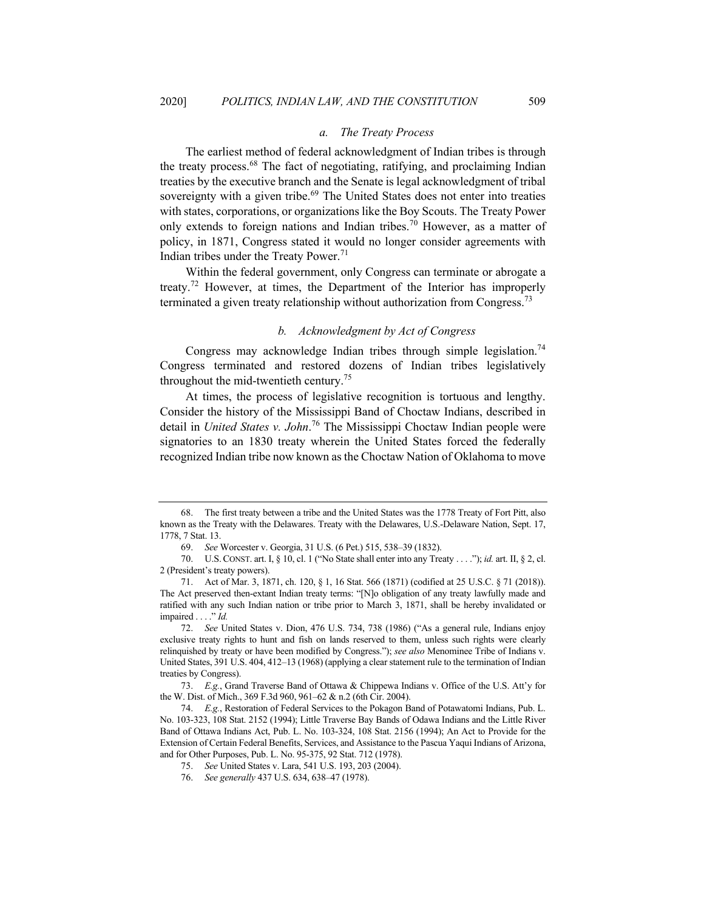### *a. The Treaty Process*

The earliest method of federal acknowledgment of Indian tribes is through the treaty process.[68] The fact of negotiating, ratifying, and proclaiming Indian treaties by the executive branch and the Senate is legal acknowledgment of tribal sovereignty with a given tribe.[69] The United States does not enter into treaties with states, corporations, or organizations like the Boy Scouts. The Treaty Power only extends to foreign nations and Indian tribes.[70] However, as a matter of policy, in 1871, Congress stated it would no longer consider agreements with Indian tribes under the Treaty Power.[71]

Within the federal government, only Congress can terminate or abrogate a treaty.[72] However, at times, the Department of the Interior has improperly terminated a given treaty relationship without authorization from Congress.[73]

### *b. Acknowledgment by Act of Congress*

Congress may acknowledge Indian tribes through simple legislation.[74] Congress terminated and restored dozens of Indian tribes legislatively throughout the mid-twentieth century.[75]

At times, the process of legislative recognition is tortuous and lengthy. Consider the history of the Mississippi Band of Choctaw Indians, described in detail in *United States v. John*.[76] The Mississippi Choctaw Indian people were signatories to an 1830 treaty wherein the United States forced the federally recognized Indian tribe now known as the Choctaw Nation of Oklahoma to move

---

68. The first treaty between a tribe and the United States was the 1778 Treaty of Fort Pitt, also known as the Treaty with the Delawares. Treaty with the Delawares, U.S.-Delaware Nation, Sept. 17, 1778, 7 Stat. 13.

69. *See* Worcester v. Georgia, 31 U.S. (6 Pet.) 515, 538–39 (1832).

70. U.S. CONST. art. I, § 10, cl. 1 ("No State shall enter into any Treaty . . . ."); *id.* art. II, § 2, cl. 2 (President's treaty powers).

71. Act of Mar. 3, 1871, ch. 120, § 1, 16 Stat. 566 (1871) (codified at 25 U.S.C. § 71 (2018)). The Act preserved then-extant Indian treaty terms: "[N]o obligation of any treaty lawfully made and ratified with any such Indian nation or tribe prior to March 3, 1871, shall be hereby invalidated or impaired . . . ." *Id.*

72. *See* United States v. Dion, 476 U.S. 734, 738 (1986) ("As a general rule, Indians enjoy exclusive treaty rights to hunt and fish on lands reserved to them, unless such rights were clearly relinquished by treaty or have been modified by Congress."); *see also* Menominee Tribe of Indians v. United States, 391 U.S. 404, 412–13 (1968) (applying a clear statement rule to the termination of Indian treaties by Congress).

73. *E.g.*, Grand Traverse Band of Ottawa & Chippewa Indians v. Office of the U.S. Att'y for the W. Dist. of Mich., 369 F.3d 960, 961–62 & n.2 (6th Cir. 2004).

74. *E.g.*, Restoration of Federal Services to the Pokagon Band of Potawatomi Indians, Pub. L. No. 103-323, 108 Stat. 2152 (1994); Little Traverse Bay Bands of Odawa Indians and the Little River Band of Ottawa Indians Act, Pub. L. No. 103-324, 108 Stat. 2156 (1994); An Act to Provide for the Extension of Certain Federal Benefits, Services, and Assistance to the Pascua Yaqui Indians of Arizona, and for Other Purposes, Pub. L. No. 95-375, 92 Stat. 712 (1978).

75. *See* United States v. Lara, 541 U.S. 193, 203 (2004).

76. *See generally* 437 U.S. 634, 638–47 (1978).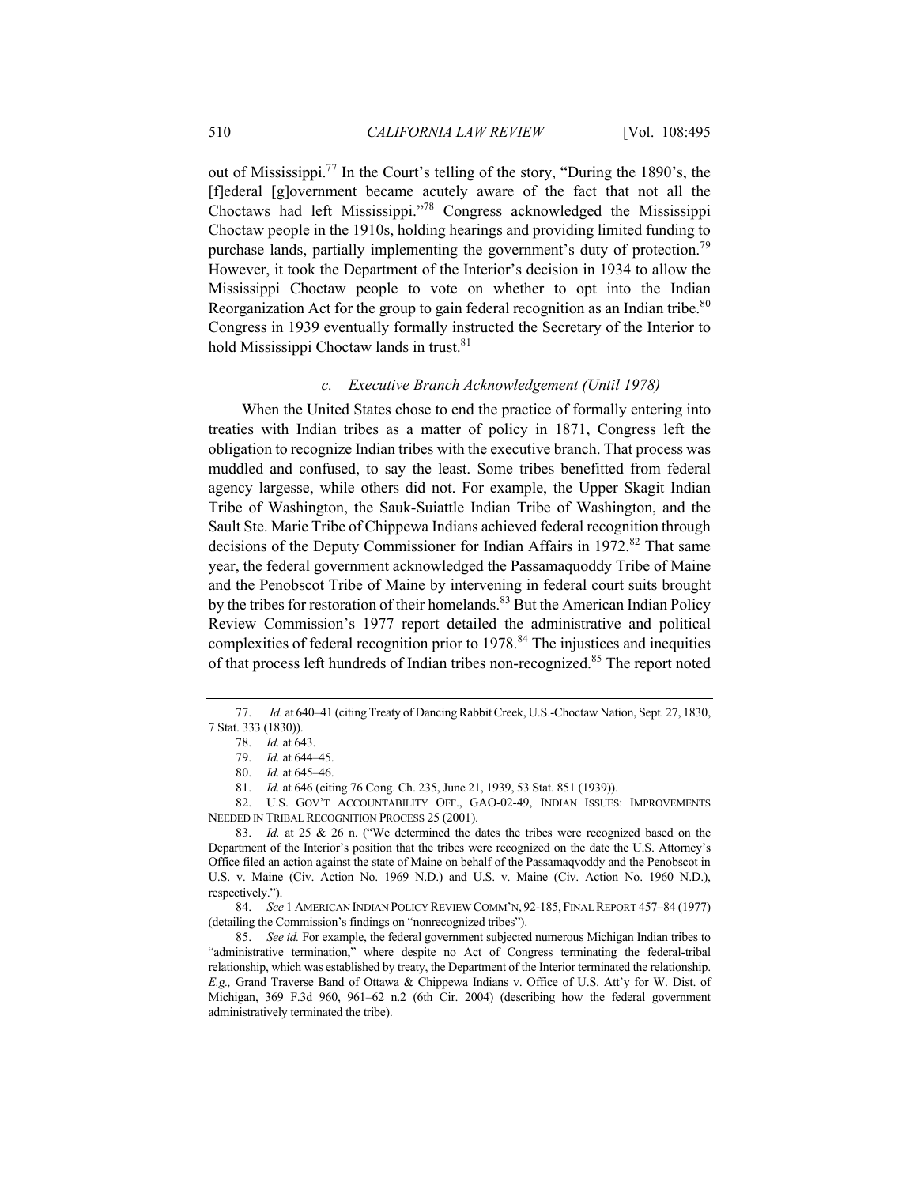out of Mississippi.[77] In the Court's telling of the story, "During the 1890's, the [f]ederal [g]overnment became acutely aware of the fact that not all the Choctaws had left Mississippi."[78] Congress acknowledged the Mississippi Choctaw people in the 1910s, holding hearings and providing limited funding to purchase lands, partially implementing the government's duty of protection.[79] However, it took the Department of the Interior's decision in 1934 to allow the Mississippi Choctaw people to vote on whether to opt into the Indian Reorganization Act for the group to gain federal recognition as an Indian tribe.[80] Congress in 1939 eventually formally instructed the Secretary of the Interior to hold Mississippi Choctaw lands in trust.[81]

#### *c. Executive Branch Acknowledgement (Until 1978)*

When the United States chose to end the practice of formally entering into treaties with Indian tribes as a matter of policy in 1871, Congress left the obligation to recognize Indian tribes with the executive branch. That process was muddled and confused, to say the least. Some tribes benefitted from federal agency largesse, while others did not. For example, the Upper Skagit Indian Tribe of Washington, the Sauk-Suiattle Indian Tribe of Washington, and the Sault Ste. Marie Tribe of Chippewa Indians achieved federal recognition through decisions of the Deputy Commissioner for Indian Affairs in 1972.[82] That same year, the federal government acknowledged the Passamaquoddy Tribe of Maine and the Penobscot Tribe of Maine by intervening in federal court suits brought by the tribes for restoration of their homelands.[83] But the American Indian Policy Review Commission's 1977 report detailed the administrative and political complexities of federal recognition prior to 1978.[84] The injustices and inequities of that process left hundreds of Indian tribes non-recognized.[85] The report noted

---

77. *Id.* at 640–41 (citing Treaty of Dancing Rabbit Creek, U.S.-Choctaw Nation, Sept. 27, 1830, 7 Stat. 333 (1830)).

78. *Id.* at 643.

79. *Id.* at 644–45.

80. *Id.* at 645–46.

81. *Id.* at 646 (citing 76 Cong. Ch. 235, June 21, 1939, 53 Stat. 851 (1939)).

82. U.S. GOV'T ACCOUNTABILITY OFF., GAO-02-49, INDIAN ISSUES: IMPROVEMENTS NEEDED IN TRIBAL RECOGNITION PROCESS 25 (2001).

83. *Id.* at 25 & 26 n. ("We determined the dates the tribes were recognized based on the Department of the Interior's position that the tribes were recognized on the date the U.S. Attorney's Office filed an action against the state of Maine on behalf of the Passamaqvoddy and the Penobscot in U.S. v. Maine (Civ. Action No. 1969 N.D.) and U.S. v. Maine (Civ. Action No. 1960 N.D.), respectively.").

84. *See* 1 AMERICAN INDIAN POLICY REVIEW COMM'N, 92-185, FINAL REPORT 457–84 (1977) (detailing the Commission's findings on "nonrecognized tribes").

85. *See id.* For example, the federal government subjected numerous Michigan Indian tribes to "administrative termination," where despite no Act of Congress terminating the federal-tribal relationship, which was established by treaty, the Department of the Interior terminated the relationship. *E.g.,* Grand Traverse Band of Ottawa & Chippewa Indians v. Office of U.S. Att'y for W. Dist. of Michigan, 369 F.3d 960, 961–62 n.2 (6th Cir. 2004) (describing how the federal government administratively terminated the tribe).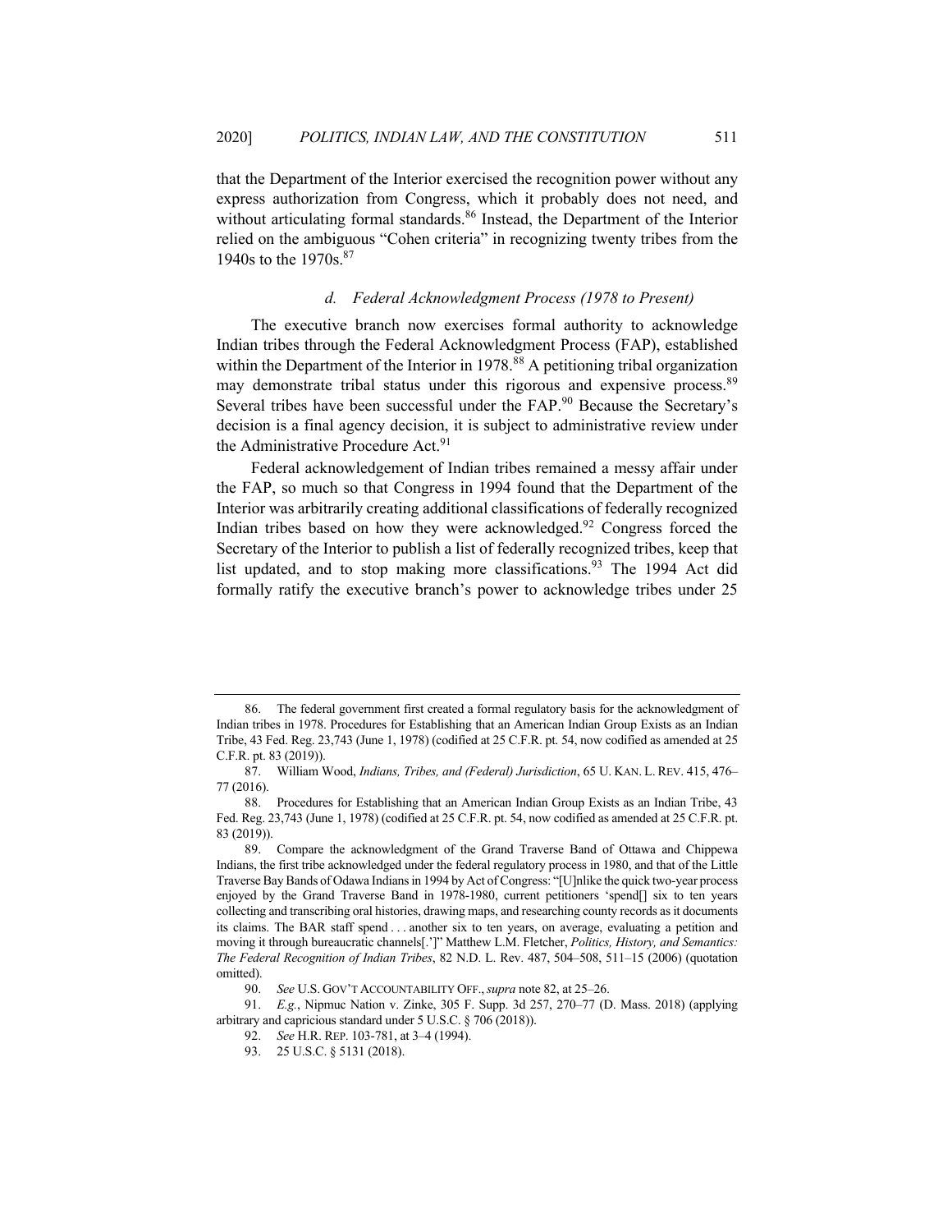that the Department of the Interior exercised the recognition power without any express authorization from Congress, which it probably does not need, and without articulating formal standards.[86] Instead, the Department of the Interior relied on the ambiguous "Cohen criteria" in recognizing twenty tribes from the 1940s to the 1970s.[87]

#### *d. Federal Acknowledgment Process (1978 to Present)*

The executive branch now exercises formal authority to acknowledge Indian tribes through the Federal Acknowledgment Process (FAP), established within the Department of the Interior in 1978.[88] A petitioning tribal organization may demonstrate tribal status under this rigorous and expensive process.[89] Several tribes have been successful under the FAP.[90] Because the Secretary's decision is a final agency decision, it is subject to administrative review under the Administrative Procedure Act.[91]

Federal acknowledgement of Indian tribes remained a messy affair under the FAP, so much so that Congress in 1994 found that the Department of the Interior was arbitrarily creating additional classifications of federally recognized Indian tribes based on how they were acknowledged.[92] Congress forced the Secretary of the Interior to publish a list of federally recognized tribes, keep that list updated, and to stop making more classifications.[93] The 1994 Act did formally ratify the executive branch's power to acknowledge tribes under 25

---

86. The federal government first created a formal regulatory basis for the acknowledgment of Indian tribes in 1978. Procedures for Establishing that an American Indian Group Exists as an Indian Tribe, 43 Fed. Reg. 23,743 (June 1, 1978) (codified at 25 C.F.R. pt. 54, now codified as amended at 25 C.F.R. pt. 83 (2019)).

87. William Wood, *Indians, Tribes, and (Federal) Jurisdiction*, 65 U. KAN. L. REV. 415, 476–77 (2016).

88. Procedures for Establishing that an American Indian Group Exists as an Indian Tribe, 43 Fed. Reg. 23,743 (June 1, 1978) (codified at 25 C.F.R. pt. 54, now codified as amended at 25 C.F.R. pt. 83 (2019)).

89. Compare the acknowledgment of the Grand Traverse Band of Ottawa and Chippewa Indians, the first tribe acknowledged under the federal regulatory process in 1980, and that of the Little Traverse Bay Bands of Odawa Indians in 1994 by Act of Congress: "[U]nlike the quick two-year process enjoyed by the Grand Traverse Band in 1978-1980, current petitioners 'spend[] six to ten years collecting and transcribing oral histories, drawing maps, and researching county records as it documents its claims. The BAR staff spend . . . another six to ten years, on average, evaluating a petition and moving it through bureaucratic channels[.']" Matthew L.M. Fletcher, *Politics, History, and Semantics: The Federal Recognition of Indian Tribes*, 82 N.D. L. Rev. 487, 504–508, 511–15 (2006) (quotation omitted).

90. *See* U.S. GOV'T ACCOUNTABILITY OFF., *supra* note 82, at 25–26.

91. *E.g.*, Nipmuc Nation v. Zinke, 305 F. Supp. 3d 257, 270–77 (D. Mass. 2018) (applying arbitrary and capricious standard under 5 U.S.C. § 706 (2018)).

92. *See* H.R. REP. 103-781, at 3–4 (1994).

93. 25 U.S.C. § 5131 (2018).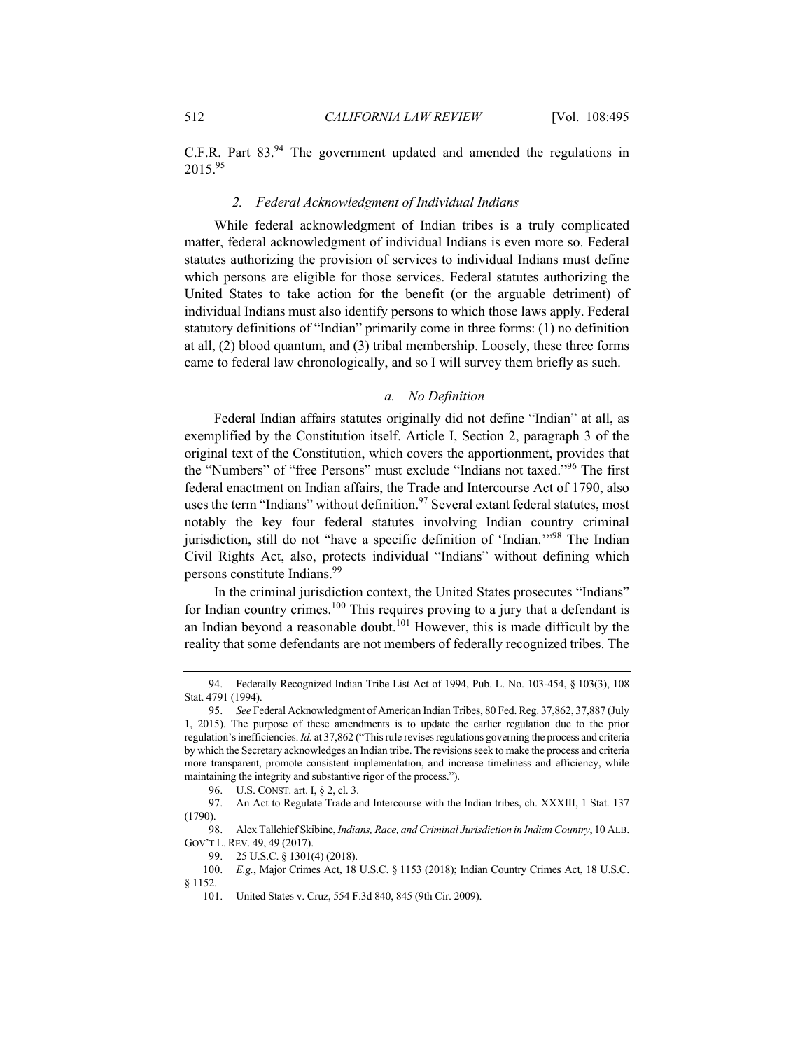C.F.R. Part 83.[94] The government updated and amended the regulations in 2015.[95]

#### *2. Federal Acknowledgment of Individual Indians*

While federal acknowledgment of Indian tribes is a truly complicated matter, federal acknowledgment of individual Indians is even more so. Federal statutes authorizing the provision of services to individual Indians must define which persons are eligible for those services. Federal statutes authorizing the United States to take action for the benefit (or the arguable detriment) of individual Indians must also identify persons to which those laws apply. Federal statutory definitions of "Indian" primarily come in three forms: (1) no definition at all, (2) blood quantum, and (3) tribal membership. Loosely, these three forms came to federal law chronologically, and so I will survey them briefly as such.

##### *a. No Definition*

Federal Indian affairs statutes originally did not define "Indian" at all, as exemplified by the Constitution itself. Article I, Section 2, paragraph 3 of the original text of the Constitution, which covers the apportionment, provides that the "Numbers" of "free Persons" must exclude "Indians not taxed."[96] The first federal enactment on Indian affairs, the Trade and Intercourse Act of 1790, also uses the term "Indians" without definition.[97] Several extant federal statutes, most notably the key four federal statutes involving Indian country criminal jurisdiction, still do not "have a specific definition of 'Indian.'"[98] The Indian Civil Rights Act, also, protects individual "Indians" without defining which persons constitute Indians.[99]

In the criminal jurisdiction context, the United States prosecutes "Indians" for Indian country crimes.[100] This requires proving to a jury that a defendant is an Indian beyond a reasonable doubt.[101] However, this is made difficult by the reality that some defendants are not members of federally recognized tribes. The

---

94. Federally Recognized Indian Tribe List Act of 1994, Pub. L. No. 103-454, § 103(3), 108 Stat. 4791 (1994).

95. *See* Federal Acknowledgment of American Indian Tribes, 80 Fed. Reg. 37,862, 37,887 (July 1, 2015). The purpose of these amendments is to update the earlier regulation due to the prior regulation's inefficiencies. *Id.* at 37,862 ("This rule revises regulations governing the process and criteria by which the Secretary acknowledges an Indian tribe. The revisions seek to make the process and criteria more transparent, promote consistent implementation, and increase timeliness and efficiency, while maintaining the integrity and substantive rigor of the process.").

96. U.S. CONST. art. I, § 2, cl. 3.

97. An Act to Regulate Trade and Intercourse with the Indian tribes, ch. XXXIII, 1 Stat. 137 (1790).

98. Alex Tallchief Skibine, *Indians, Race, and Criminal Jurisdiction in Indian Country*, 10 ALB. GOV'T L. REV. 49, 49 (2017).

99. 25 U.S.C. § 1301(4) (2018).

100. *E.g.*, Major Crimes Act, 18 U.S.C. § 1153 (2018); Indian Country Crimes Act, 18 U.S.C. § 1152.

101. United States v. Cruz, 554 F.3d 840, 845 (9th Cir. 2009).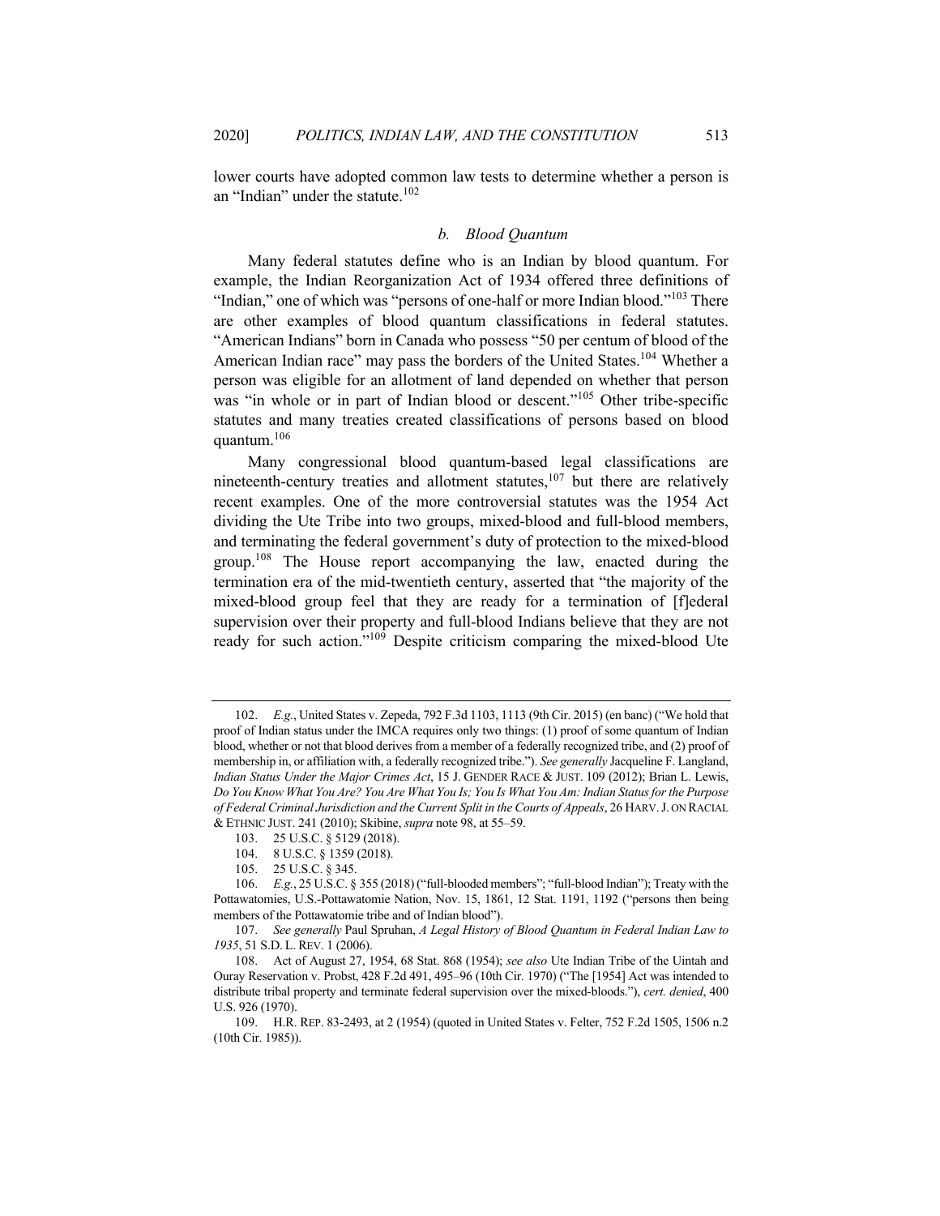lower courts have adopted common law tests to determine whether a person is an "Indian" under the statute.[102]

### *b. Blood Quantum*

Many federal statutes define who is an Indian by blood quantum. For example, the Indian Reorganization Act of 1934 offered three definitions of "Indian," one of which was "persons of one-half or more Indian blood."[103] There are other examples of blood quantum classifications in federal statutes. "American Indians" born in Canada who possess "50 per centum of blood of the American Indian race" may pass the borders of the United States.[104] Whether a person was eligible for an allotment of land depended on whether that person was "in whole or in part of Indian blood or descent."[105] Other tribe-specific statutes and many treaties created classifications of persons based on blood quantum.[106]

Many congressional blood quantum-based legal classifications are nineteenth-century treaties and allotment statutes,[107] but there are relatively recent examples. One of the more controversial statutes was the 1954 Act dividing the Ute Tribe into two groups, mixed-blood and full-blood members, and terminating the federal government's duty of protection to the mixed-blood group.[108] The House report accompanying the law, enacted during the termination era of the mid-twentieth century, asserted that "the majority of the mixed-blood group feel that they are ready for a termination of [f]ederal supervision over their property and full-blood Indians believe that they are not ready for such action."[109] Despite criticism comparing the mixed-blood Ute

---

102. *E.g.*, United States v. Zepeda, 792 F.3d 1103, 1113 (9th Cir. 2015) (en banc) ("We hold that proof of Indian status under the IMCA requires only two things: (1) proof of some quantum of Indian blood, whether or not that blood derives from a member of a federally recognized tribe, and (2) proof of membership in, or affiliation with, a federally recognized tribe."). *See generally* Jacqueline F. Langland, *Indian Status Under the Major Crimes Act*, 15 J. GENDER RACE & JUST. 109 (2012); Brian L. Lewis, *Do You Know What You Are? You Are What You Is; You Is What You Am: Indian Status for the Purpose of Federal Criminal Jurisdiction and the Current Split in the Courts of Appeals*, 26 HARV. J. ON RACIAL & ETHNIC JUST. 241 (2010); Skibine, *supra* note 98, at 55–59.

103. 25 U.S.C. § 5129 (2018).

104. 8 U.S.C. § 1359 (2018).

105. 25 U.S.C. § 345.

106. *E.g.*, 25 U.S.C. § 355 (2018) ("full-blooded members"; "full-blood Indian"); Treaty with the Pottawatomies, U.S.-Pottawatomie Nation, Nov. 15, 1861, 12 Stat. 1191, 1192 ("persons then being members of the Pottawatomie tribe and of Indian blood").

107. *See generally* Paul Spruhan, *A Legal History of Blood Quantum in Federal Indian Law to 1935*, 51 S.D. L. REV. 1 (2006).

108. Act of August 27, 1954, 68 Stat. 868 (1954); *see also* Ute Indian Tribe of the Uintah and Ouray Reservation v. Probst, 428 F.2d 491, 495–96 (10th Cir. 1970) ("The [1954] Act was intended to distribute tribal property and terminate federal supervision over the mixed-bloods."), *cert. denied*, 400 U.S. 926 (1970).

109. H.R. REP. 83-2493, at 2 (1954) (quoted in United States v. Felter, 752 F.2d 1505, 1506 n.2 (10th Cir. 1985)).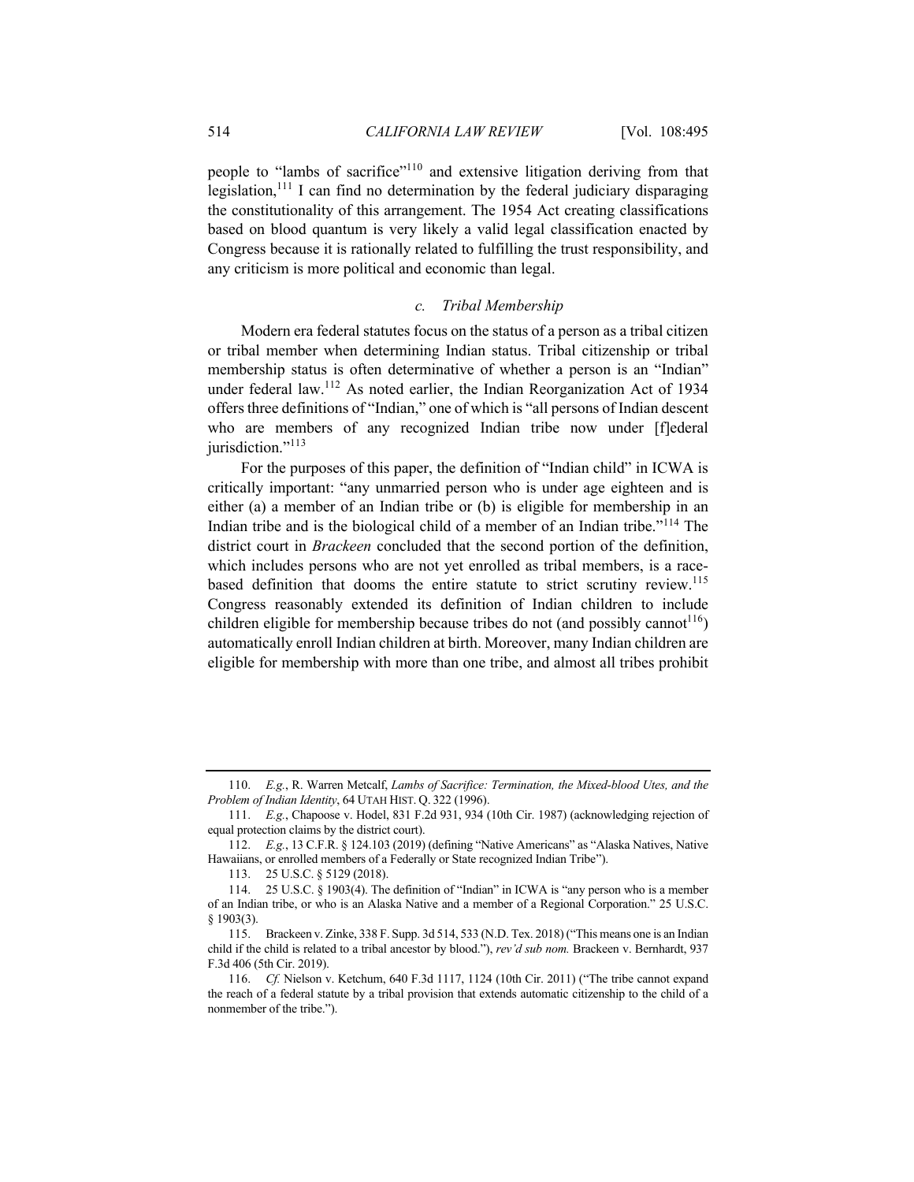people to "lambs of sacrifice"[110] and extensive litigation deriving from that legislation,[111] I can find no determination by the federal judiciary disparaging the constitutionality of this arrangement. The 1954 Act creating classifications based on blood quantum is very likely a valid legal classification enacted by Congress because it is rationally related to fulfilling the trust responsibility, and any criticism is more political and economic than legal.

### *c. Tribal Membership*

Modern era federal statutes focus on the status of a person as a tribal citizen or tribal member when determining Indian status. Tribal citizenship or tribal membership status is often determinative of whether a person is an "Indian" under federal law.[112] As noted earlier, the Indian Reorganization Act of 1934 offers three definitions of "Indian," one of which is "all persons of Indian descent who are members of any recognized Indian tribe now under [f]ederal jurisdiction."[113]

For the purposes of this paper, the definition of "Indian child" in ICWA is critically important: "any unmarried person who is under age eighteen and is either (a) a member of an Indian tribe or (b) is eligible for membership in an Indian tribe and is the biological child of a member of an Indian tribe."[114] The district court in *Brackeen* concluded that the second portion of the definition, which includes persons who are not yet enrolled as tribal members, is a race-based definition that dooms the entire statute to strict scrutiny review.[115] Congress reasonably extended its definition of Indian children to include children eligible for membership because tribes do not (and possibly cannot[116]) automatically enroll Indian children at birth. Moreover, many Indian children are eligible for membership with more than one tribe, and almost all tribes prohibit

---

110. *E.g.*, R. Warren Metcalf, *Lambs of Sacrifice: Termination, the Mixed-blood Utes, and the Problem of Indian Identity*, 64 UTAH HIST. Q. 322 (1996).

111. *E.g.*, Chapoose v. Hodel, 831 F.2d 931, 934 (10th Cir. 1987) (acknowledging rejection of equal protection claims by the district court).

112. *E.g.*, 13 C.F.R. § 124.103 (2019) (defining "Native Americans" as "Alaska Natives, Native Hawaiians, or enrolled members of a Federally or State recognized Indian Tribe").

113. 25 U.S.C. § 5129 (2018).

114. 25 U.S.C. § 1903(4). The definition of "Indian" in ICWA is "any person who is a member of an Indian tribe, or who is an Alaska Native and a member of a Regional Corporation." 25 U.S.C. § 1903(3).

115. Brackeen v. Zinke, 338 F. Supp. 3d 514, 533 (N.D. Tex. 2018) ("This means one is an Indian child if the child is related to a tribal ancestor by blood."), *rev'd sub nom.* Brackeen v. Bernhardt, 937 F.3d 406 (5th Cir. 2019).

116. *Cf.* Nielson v. Ketchum, 640 F.3d 1117, 1124 (10th Cir. 2011) ("The tribe cannot expand the reach of a federal statute by a tribal provision that extends automatic citizenship to the child of a nonmember of the tribe.").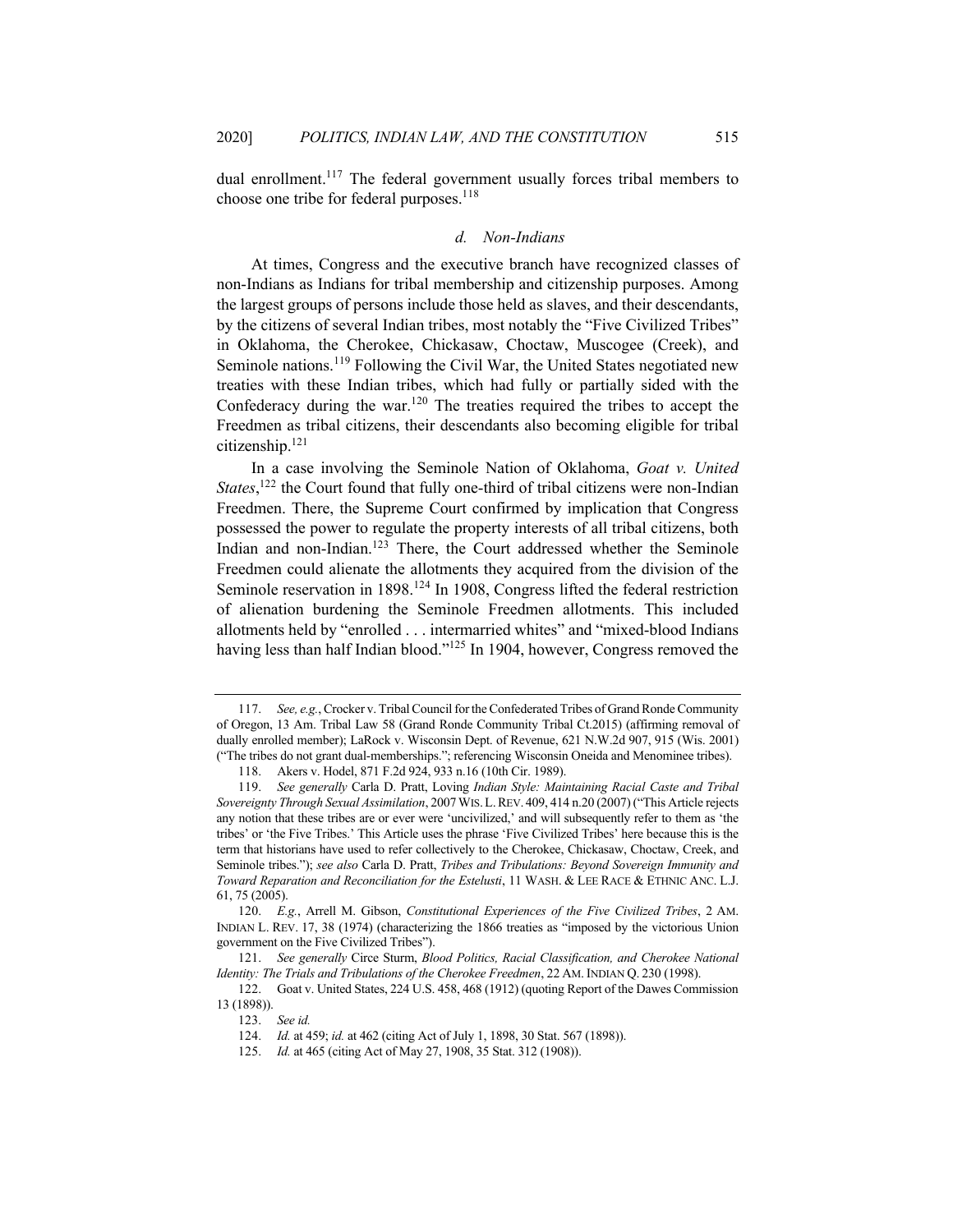dual enrollment.[117] The federal government usually forces tribal members to choose one tribe for federal purposes.[118]

#### *d. Non-Indians*

At times, Congress and the executive branch have recognized classes of non-Indians as Indians for tribal membership and citizenship purposes. Among the largest groups of persons include those held as slaves, and their descendants, by the citizens of several Indian tribes, most notably the "Five Civilized Tribes" in Oklahoma, the Cherokee, Chickasaw, Choctaw, Muscogee (Creek), and Seminole nations.[119] Following the Civil War, the United States negotiated new treaties with these Indian tribes, which had fully or partially sided with the Confederacy during the war.[120] The treaties required the tribes to accept the Freedmen as tribal citizens, their descendants also becoming eligible for tribal citizenship.[121]

In a case involving the Seminole Nation of Oklahoma, *Goat v. United States*,[122] the Court found that fully one-third of tribal citizens were non-Indian Freedmen. There, the Supreme Court confirmed by implication that Congress possessed the power to regulate the property interests of all tribal citizens, both Indian and non-Indian.[123] There, the Court addressed whether the Seminole Freedmen could alienate the allotments they acquired from the division of the Seminole reservation in 1898.[124] In 1908, Congress lifted the federal restriction of alienation burdening the Seminole Freedmen allotments. This included allotments held by "enrolled . . . intermarried whites" and "mixed-blood Indians having less than half Indian blood."[125] In 1904, however, Congress removed the

---

117. *See, e.g.*, Crocker v. Tribal Council for the Confederated Tribes of Grand Ronde Community of Oregon, 13 Am. Tribal Law 58 (Grand Ronde Community Tribal Ct.2015) (affirming removal of dually enrolled member); LaRock v. Wisconsin Dept. of Revenue, 621 N.W.2d 907, 915 (Wis. 2001) ("The tribes do not grant dual-memberships."; referencing Wisconsin Oneida and Menominee tribes).

118. Akers v. Hodel, 871 F.2d 924, 933 n.16 (10th Cir. 1989).

119. *See generally* Carla D. Pratt, Loving *Indian Style: Maintaining Racial Caste and Tribal Sovereignty Through Sexual Assimilation*, 2007 WIS. L. REV. 409, 414 n.20 (2007) ("This Article rejects any notion that these tribes are or ever were 'uncivilized,' and will subsequently refer to them as 'the tribes' or 'the Five Tribes.' This Article uses the phrase 'Five Civilized Tribes' here because this is the term that historians have used to refer collectively to the Cherokee, Chickasaw, Choctaw, Creek, and Seminole tribes."); *see also* Carla D. Pratt, *Tribes and Tribulations: Beyond Sovereign Immunity and Toward Reparation and Reconciliation for the Estelusti*, 11 WASH. & LEE RACE & ETHNIC ANC. L.J. 61, 75 (2005).

120. *E.g.*, Arrell M. Gibson, *Constitutional Experiences of the Five Civilized Tribes*, 2 AM. INDIAN L. REV. 17, 38 (1974) (characterizing the 1866 treaties as "imposed by the victorious Union government on the Five Civilized Tribes").

121. *See generally* Circe Sturm, *Blood Politics, Racial Classification, and Cherokee National Identity: The Trials and Tribulations of the Cherokee Freedmen*, 22 AM. INDIAN Q. 230 (1998).

122. Goat v. United States, 224 U.S. 458, 468 (1912) (quoting Report of the Dawes Commission 13 (1898)).

123. *See id.*

124. *Id.* at 459; *id.* at 462 (citing Act of July 1, 1898, 30 Stat. 567 (1898)).

125. *Id.* at 465 (citing Act of May 27, 1908, 35 Stat. 312 (1908)).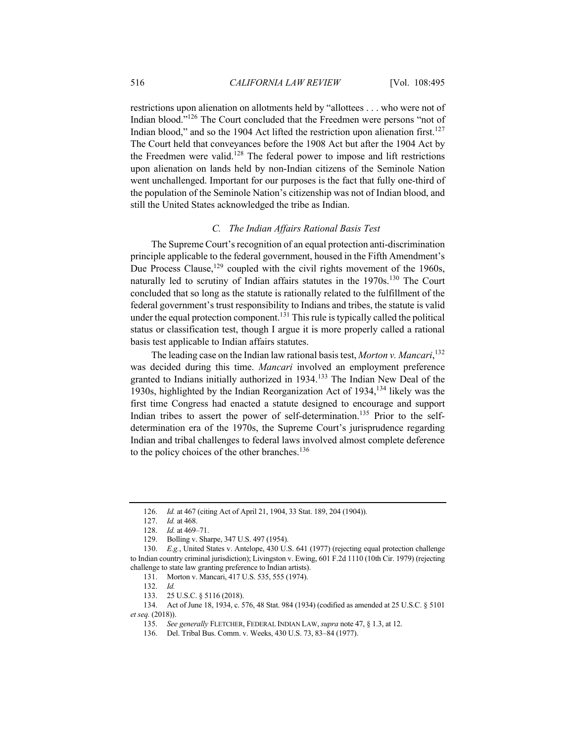restrictions upon alienation on allotments held by "allottees . . . who were not of Indian blood."[126] The Court concluded that the Freedmen were persons "not of Indian blood," and so the 1904 Act lifted the restriction upon alienation first.[127] The Court held that conveyances before the 1908 Act but after the 1904 Act by the Freedmen were valid.[128] The federal power to impose and lift restrictions upon alienation on lands held by non-Indian citizens of the Seminole Nation went unchallenged. Important for our purposes is the fact that fully one-third of the population of the Seminole Nation's citizenship was not of Indian blood, and still the United States acknowledged the tribe as Indian.

### *C. The Indian Affairs Rational Basis Test*

The Supreme Court's recognition of an equal protection anti-discrimination principle applicable to the federal government, housed in the Fifth Amendment's Due Process Clause,[129] coupled with the civil rights movement of the 1960s, naturally led to scrutiny of Indian affairs statutes in the 1970s.[130] The Court concluded that so long as the statute is rationally related to the fulfillment of the federal government's trust responsibility to Indians and tribes, the statute is valid under the equal protection component.[131] This rule is typically called the political status or classification test, though I argue it is more properly called a rational basis test applicable to Indian affairs statutes.

The leading case on the Indian law rational basis test, *Morton v. Mancari*,[132] was decided during this time. *Mancari* involved an employment preference granted to Indians initially authorized in 1934.[133] The Indian New Deal of the 1930s, highlighted by the Indian Reorganization Act of 1934,[134] likely was the first time Congress had enacted a statute designed to encourage and support Indian tribes to assert the power of self-determination.[135] Prior to the self-determination era of the 1970s, the Supreme Court's jurisprudence regarding Indian and tribal challenges to federal laws involved almost complete deference to the policy choices of the other branches.[136]

---

126. *Id.* at 467 (citing Act of April 21, 1904, 33 Stat. 189, 204 (1904)).

127. *Id.* at 468.

128. *Id.* at 469–71.

129. Bolling v. Sharpe, 347 U.S. 497 (1954).

130. *E.g.*, United States v. Antelope, 430 U.S. 641 (1977) (rejecting equal protection challenge to Indian country criminal jurisdiction); Livingston v. Ewing, 601 F.2d 1110 (10th Cir. 1979) (rejecting challenge to state law granting preference to Indian artists).

131. Morton v. Mancari, 417 U.S. 535, 555 (1974).

132. *Id.*

133. 25 U.S.C. § 5116 (2018).

134. Act of June 18, 1934, c. 576, 48 Stat. 984 (1934) (codified as amended at 25 U.S.C. § 5101 *et seq.* (2018)).

135. *See generally* FLETCHER, FEDERAL INDIAN LAW, *supra* note 47, § 1.3, at 12.

136. Del. Tribal Bus. Comm. v. Weeks, 430 U.S. 73, 83–84 (1977).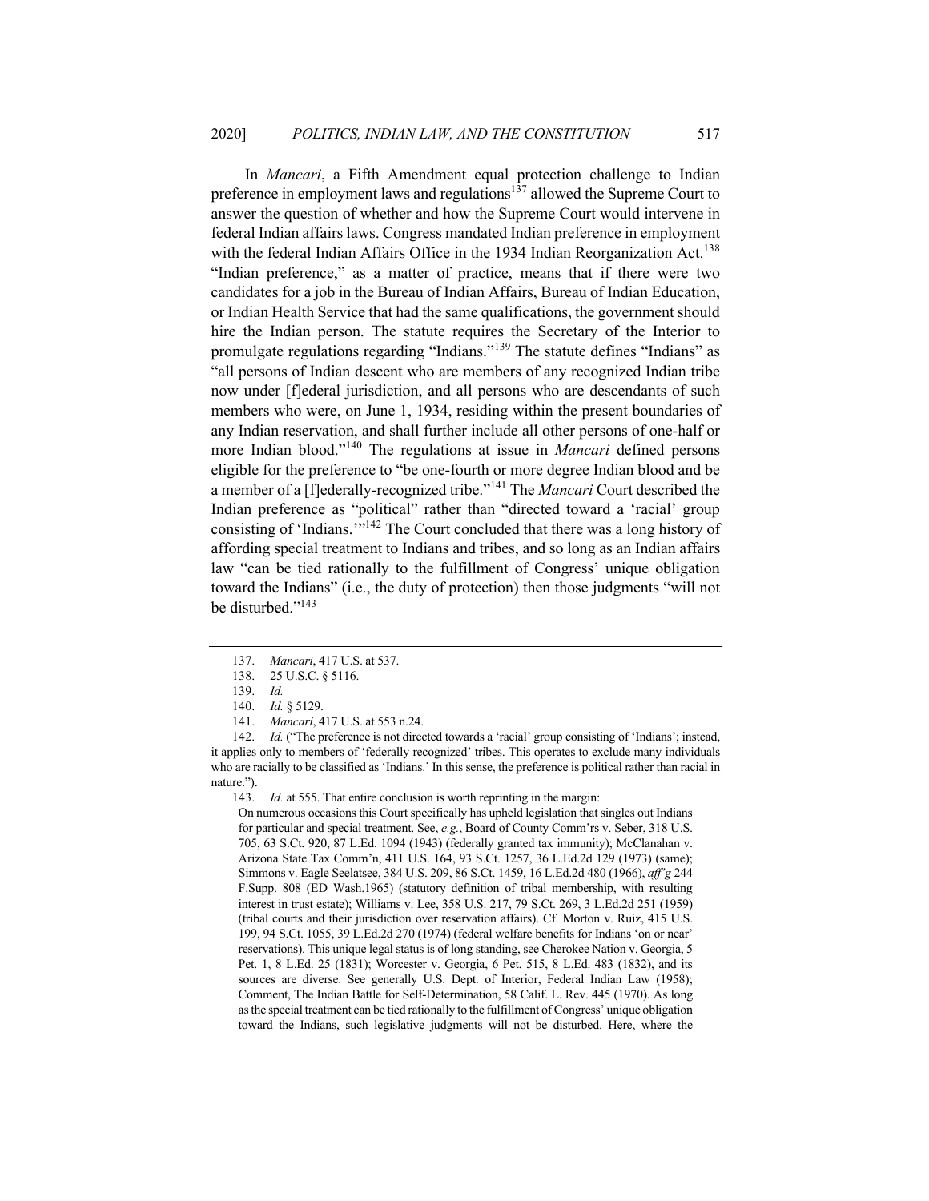In *Mancari*, a Fifth Amendment equal protection challenge to Indian preference in employment laws and regulations[137] allowed the Supreme Court to answer the question of whether and how the Supreme Court would intervene in federal Indian affairs laws. Congress mandated Indian preference in employment with the federal Indian Affairs Office in the 1934 Indian Reorganization Act.[138] "Indian preference," as a matter of practice, means that if there were two candidates for a job in the Bureau of Indian Affairs, Bureau of Indian Education, or Indian Health Service that had the same qualifications, the government should hire the Indian person. The statute requires the Secretary of the Interior to promulgate regulations regarding "Indians."[139] The statute defines "Indians" as "all persons of Indian descent who are members of any recognized Indian tribe now under [f]ederal jurisdiction, and all persons who are descendants of such members who were, on June 1, 1934, residing within the present boundaries of any Indian reservation, and shall further include all other persons of one-half or more Indian blood."[140] The regulations at issue in *Mancari* defined persons eligible for the preference to "be one-fourth or more degree Indian blood and be a member of a [f]ederally-recognized tribe."[141] The *Mancari* Court described the Indian preference as "political" rather than "directed toward a 'racial' group consisting of 'Indians.'"[142] The Court concluded that there was a long history of affording special treatment to Indians and tribes, and so long as an Indian affairs law "can be tied rationally to the fulfillment of Congress' unique obligation toward the Indians" (i.e., the duty of protection) then those judgments "will not be disturbed."[143]

---

137. *Mancari*, 417 U.S. at 537.

138. 25 U.S.C. § 5116.

139. *Id.*

140. *Id.* § 5129.

141. *Mancari*, 417 U.S. at 553 n.24.

142. *Id.* ("The preference is not directed towards a 'racial' group consisting of 'Indians'; instead, it applies only to members of 'federally recognized' tribes. This operates to exclude many individuals who are racially to be classified as 'Indians.' In this sense, the preference is political rather than racial in nature.").

143. *Id.* at 555. That entire conclusion is worth reprinting in the margin:

> On numerous occasions this Court specifically has upheld legislation that singles out Indians for particular and special treatment. See, *e.g.*, Board of County Comm'rs v. Seber, 318 U.S. 705, 63 S.Ct. 920, 87 L.Ed. 1094 (1943) (federally granted tax immunity); McClanahan v. Arizona State Tax Comm'n, 411 U.S. 164, 93 S.Ct. 1257, 36 L.Ed.2d 129 (1973) (same); Simmons v. Eagle Seelatsee, 384 U.S. 209, 86 S.Ct. 1459, 16 L.Ed.2d 480 (1966), *aff'g* 244 F.Supp. 808 (ED Wash.1965) (statutory definition of tribal membership, with resulting interest in trust estate); Williams v. Lee, 358 U.S. 217, 79 S.Ct. 269, 3 L.Ed.2d 251 (1959) (tribal courts and their jurisdiction over reservation affairs). Cf. Morton v. Ruiz, 415 U.S. 199, 94 S.Ct. 1055, 39 L.Ed.2d 270 (1974) (federal welfare benefits for Indians 'on or near' reservations). This unique legal status is of long standing, see Cherokee Nation v. Georgia, 5 Pet. 1, 8 L.Ed. 25 (1831); Worcester v. Georgia, 6 Pet. 515, 8 L.Ed. 483 (1832), and its sources are diverse. See generally U.S. Dept. of Interior, Federal Indian Law (1958); Comment, The Indian Battle for Self-Determination, 58 Calif. L. Rev. 445 (1970). As long as the special treatment can be tied rationally to the fulfillment of Congress' unique obligation toward the Indians, such legislative judgments will not be disturbed. Here, where the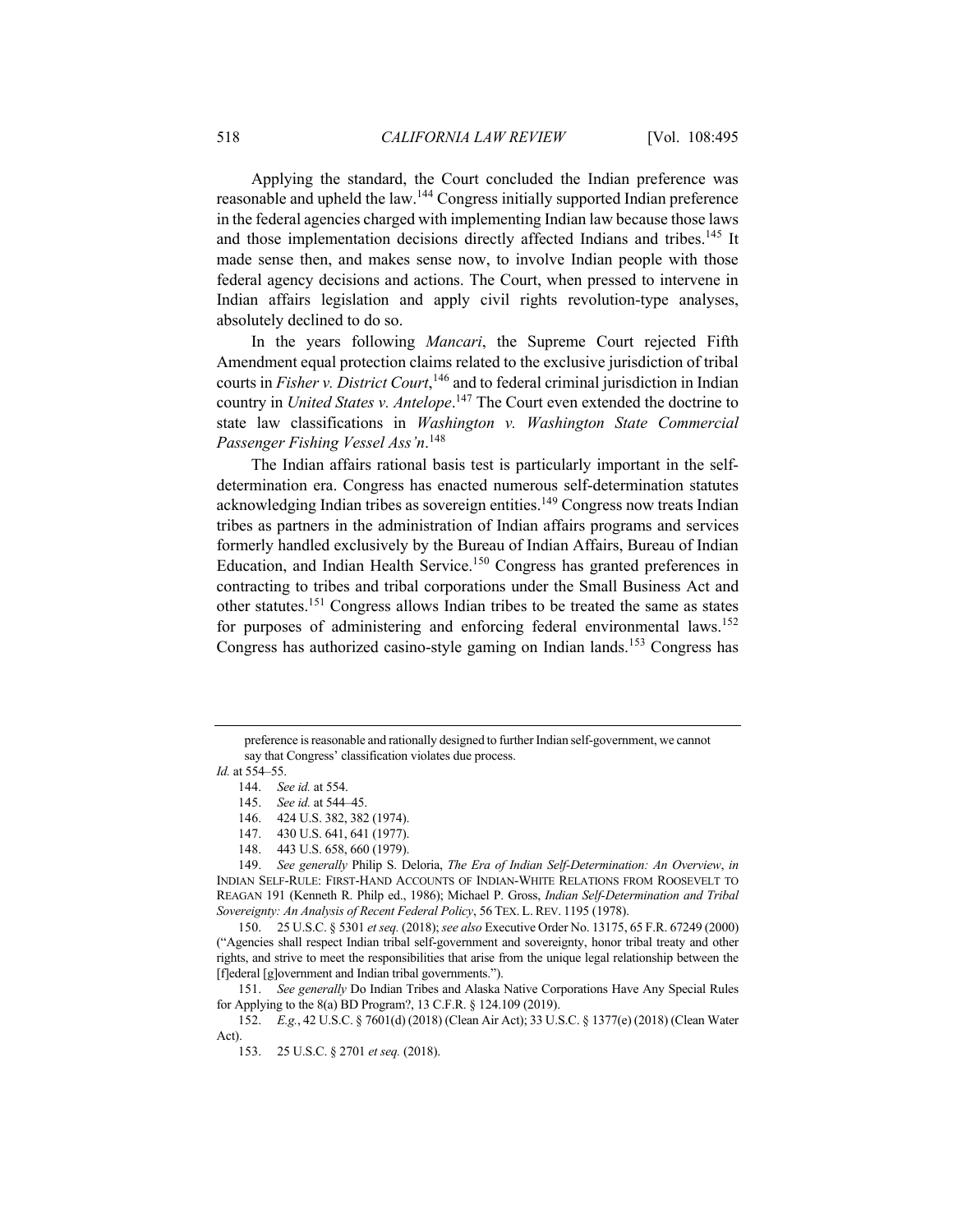Applying the standard, the Court concluded the Indian preference was reasonable and upheld the law.[144] Congress initially supported Indian preference in the federal agencies charged with implementing Indian law because those laws and those implementation decisions directly affected Indians and tribes.[145] It made sense then, and makes sense now, to involve Indian people with those federal agency decisions and actions. The Court, when pressed to intervene in Indian affairs legislation and apply civil rights revolution-type analyses, absolutely declined to do so.

In the years following *Mancari*, the Supreme Court rejected Fifth Amendment equal protection claims related to the exclusive jurisdiction of tribal courts in *Fisher v. District Court*,[146] and to federal criminal jurisdiction in Indian country in *United States v. Antelope*.[147] The Court even extended the doctrine to state law classifications in *Washington v. Washington State Commercial Passenger Fishing Vessel Ass'n*.[148]

The Indian affairs rational basis test is particularly important in the self-determination era. Congress has enacted numerous self-determination statutes acknowledging Indian tribes as sovereign entities.[149] Congress now treats Indian tribes as partners in the administration of Indian affairs programs and services formerly handled exclusively by the Bureau of Indian Affairs, Bureau of Indian Education, and Indian Health Service.[150] Congress has granted preferences in contracting to tribes and tribal corporations under the Small Business Act and other statutes.[151] Congress allows Indian tribes to be treated the same as states for purposes of administering and enforcing federal environmental laws.[152] Congress has authorized casino-style gaming on Indian lands.[153] Congress has

---

preference is reasonable and rationally designed to further Indian self-government, we cannot say that Congress' classification violates due process.

*Id.* at 554–55.

144. *See id.* at 554.

145. *See id.* at 544–45.

146. 424 U.S. 382, 382 (1974).

147. 430 U.S. 641, 641 (1977).

148. 443 U.S. 658, 660 (1979).

149. *See generally* Philip S. Deloria, *The Era of Indian Self-Determination: An Overview*, *in* INDIAN SELF-RULE: FIRST-HAND ACCOUNTS OF INDIAN-WHITE RELATIONS FROM ROOSEVELT TO REAGAN 191 (Kenneth R. Philp ed., 1986); Michael P. Gross, *Indian Self-Determination and Tribal Sovereignty: An Analysis of Recent Federal Policy*, 56 TEX. L. REV. 1195 (1978).

150. 25 U.S.C. § 5301 *et seq.* (2018); *see also* Executive Order No. 13175, 65 F.R. 67249 (2000) ("Agencies shall respect Indian tribal self-government and sovereignty, honor tribal treaty and other rights, and strive to meet the responsibilities that arise from the unique legal relationship between the [f]ederal [g]overnment and Indian tribal governments.").

151. *See generally* Do Indian Tribes and Alaska Native Corporations Have Any Special Rules for Applying to the 8(a) BD Program?, 13 C.F.R. § 124.109 (2019).

152. *E.g.*, 42 U.S.C. § 7601(d) (2018) (Clean Air Act); 33 U.S.C. § 1377(e) (2018) (Clean Water Act).

153. 25 U.S.C. § 2701 *et seq.* (2018).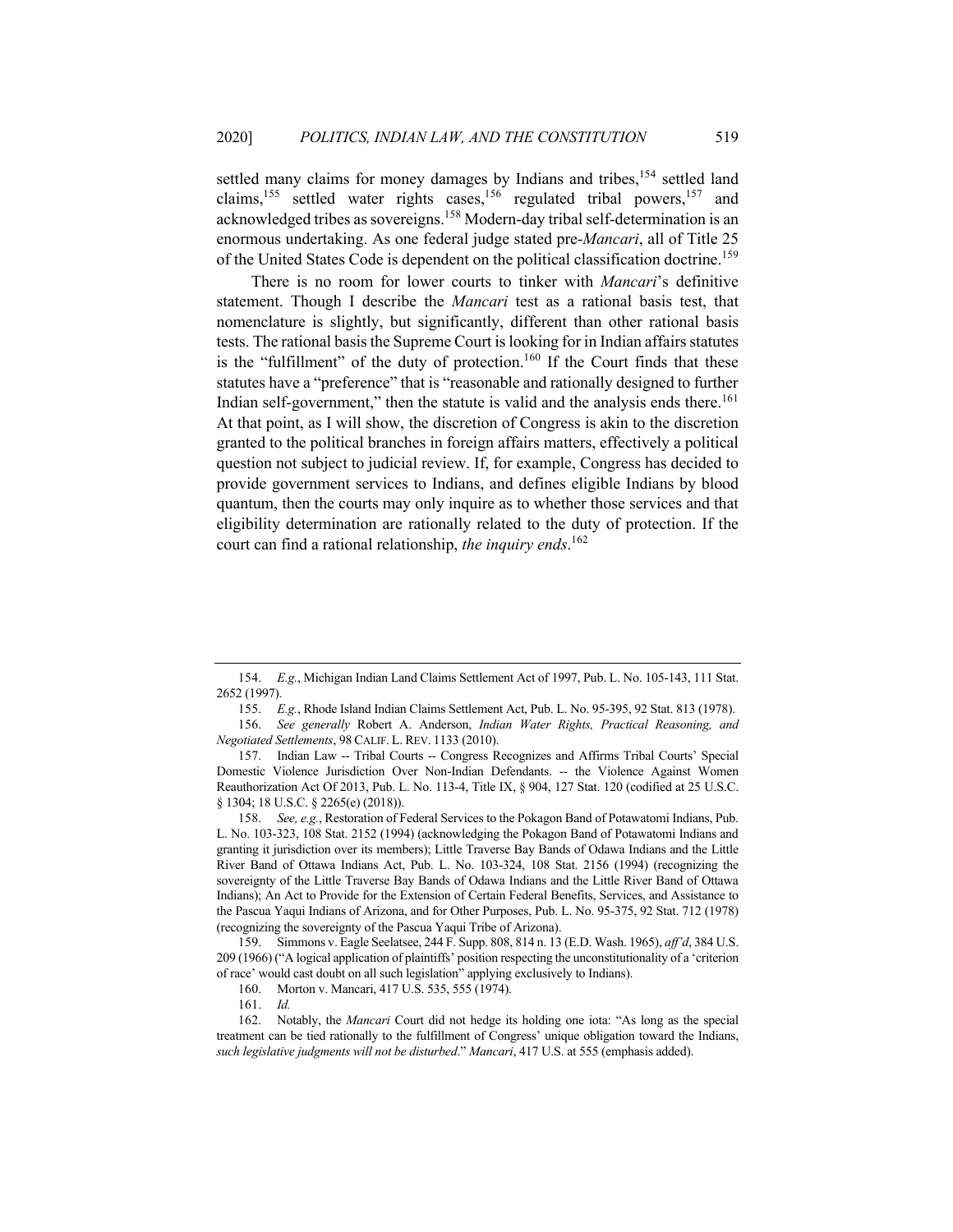settled many claims for money damages by Indians and tribes,[154] settled land claims,[155] settled water rights cases,[156] regulated tribal powers,[157] and acknowledged tribes as sovereigns.[158] Modern-day tribal self-determination is an enormous undertaking. As one federal judge stated pre-*Mancari*, all of Title 25 of the United States Code is dependent on the political classification doctrine.[159]

There is no room for lower courts to tinker with *Mancari*'s definitive statement. Though I describe the *Mancari* test as a rational basis test, that nomenclature is slightly, but significantly, different than other rational basis tests. The rational basis the Supreme Court is looking for in Indian affairs statutes is the "fulfillment" of the duty of protection.[160] If the Court finds that these statutes have a "preference" that is "reasonable and rationally designed to further Indian self-government," then the statute is valid and the analysis ends there.[161] At that point, as I will show, the discretion of Congress is akin to the discretion granted to the political branches in foreign affairs matters, effectively a political question not subject to judicial review. If, for example, Congress has decided to provide government services to Indians, and defines eligible Indians by blood quantum, then the courts may only inquire as to whether those services and that eligibility determination are rationally related to the duty of protection. If the court can find a rational relationship, *the inquiry ends*.[162]

---

154. *E.g.*, Michigan Indian Land Claims Settlement Act of 1997, Pub. L. No. 105-143, 111 Stat. 2652 (1997).

155. *E.g.*, Rhode Island Indian Claims Settlement Act, Pub. L. No. 95-395, 92 Stat. 813 (1978).

156. *See generally* Robert A. Anderson, *Indian Water Rights, Practical Reasoning, and Negotiated Settlements*, 98 CALIF. L. REV. 1133 (2010).

157. Indian Law -- Tribal Courts -- Congress Recognizes and Affirms Tribal Courts' Special Domestic Violence Jurisdiction Over Non-Indian Defendants. -- the Violence Against Women Reauthorization Act Of 2013, Pub. L. No. 113-4, Title IX, § 904, 127 Stat. 120 (codified at 25 U.S.C. § 1304; 18 U.S.C. § 2265(e) (2018)).

158. *See, e.g.*, Restoration of Federal Services to the Pokagon Band of Potawatomi Indians, Pub. L. No. 103-323, 108 Stat. 2152 (1994) (acknowledging the Pokagon Band of Potawatomi Indians and granting it jurisdiction over its members); Little Traverse Bay Bands of Odawa Indians and the Little River Band of Ottawa Indians Act, Pub. L. No. 103-324, 108 Stat. 2156 (1994) (recognizing the sovereignty of the Little Traverse Bay Bands of Odawa Indians and the Little River Band of Ottawa Indians); An Act to Provide for the Extension of Certain Federal Benefits, Services, and Assistance to the Pascua Yaqui Indians of Arizona, and for Other Purposes, Pub. L. No. 95-375, 92 Stat. 712 (1978) (recognizing the sovereignty of the Pascua Yaqui Tribe of Arizona).

159. Simmons v. Eagle Seelatsee, 244 F. Supp. 808, 814 n. 13 (E.D. Wash. 1965), *aff'd*, 384 U.S. 209 (1966) ("A logical application of plaintiffs' position respecting the unconstitutionality of a 'criterion of race' would cast doubt on all such legislation" applying exclusively to Indians).

160. Morton v. Mancari, 417 U.S. 535, 555 (1974).

161. *Id.*

162. Notably, the *Mancari* Court did not hedge its holding one iota: "As long as the special treatment can be tied rationally to the fulfillment of Congress' unique obligation toward the Indians, *such legislative judgments will not be disturbed*." *Mancari*, 417 U.S. at 555 (emphasis added).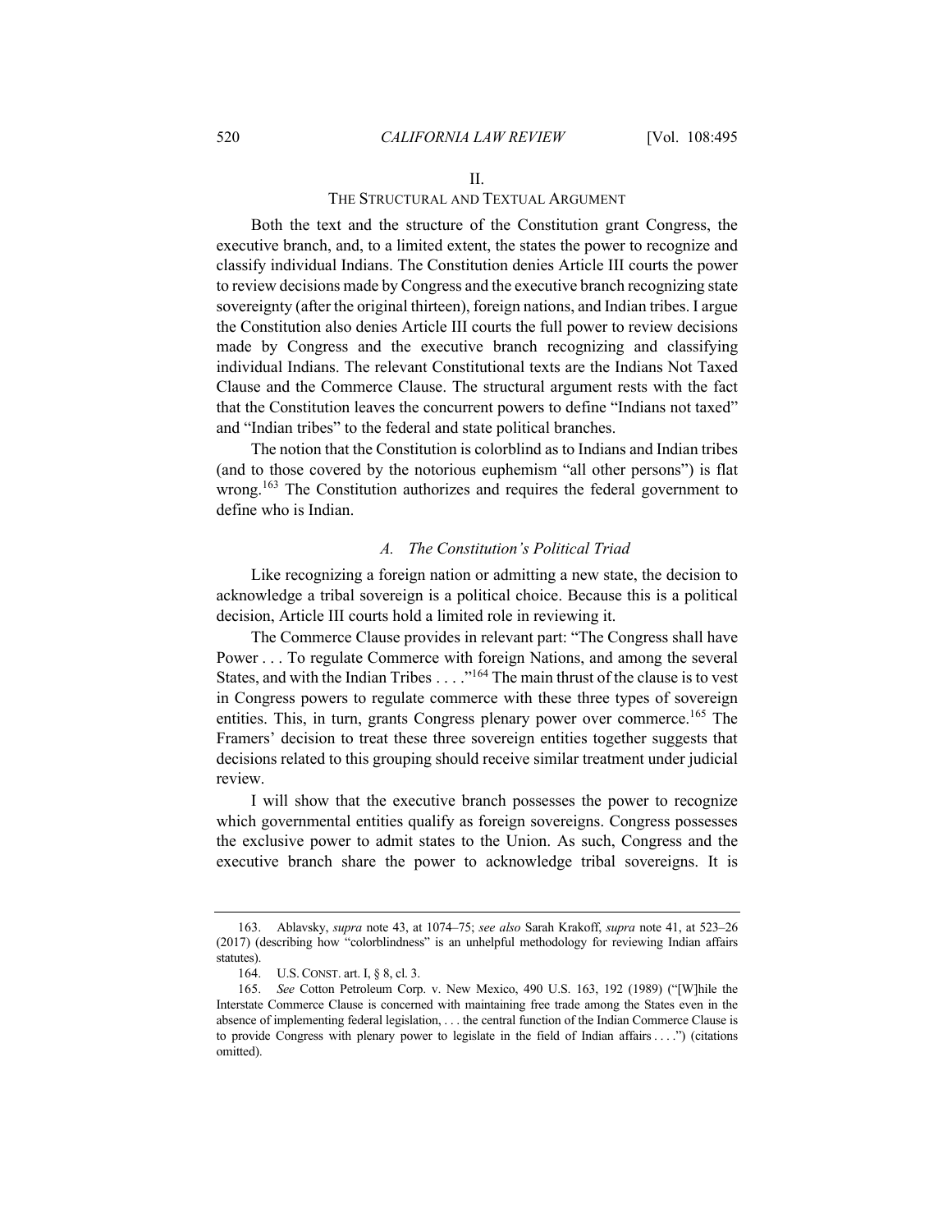## II.

## THE STRUCTURAL AND TEXTUAL ARGUMENT

Both the text and the structure of the Constitution grant Congress, the executive branch, and, to a limited extent, the states the power to recognize and classify individual Indians. The Constitution denies Article III courts the power to review decisions made by Congress and the executive branch recognizing state sovereignty (after the original thirteen), foreign nations, and Indian tribes. I argue the Constitution also denies Article III courts the full power to review decisions made by Congress and the executive branch recognizing and classifying individual Indians. The relevant Constitutional texts are the Indians Not Taxed Clause and the Commerce Clause. The structural argument rests with the fact that the Constitution leaves the concurrent powers to define "Indians not taxed" and "Indian tribes" to the federal and state political branches.

The notion that the Constitution is colorblind as to Indians and Indian tribes (and to those covered by the notorious euphemism "all other persons") is flat wrong.[163] The Constitution authorizes and requires the federal government to define who is Indian.

### *A. The Constitution's Political Triad*

Like recognizing a foreign nation or admitting a new state, the decision to acknowledge a tribal sovereign is a political choice. Because this is a political decision, Article III courts hold a limited role in reviewing it.

The Commerce Clause provides in relevant part: "The Congress shall have Power . . . To regulate Commerce with foreign Nations, and among the several States, and with the Indian Tribes . . . ."[164] The main thrust of the clause is to vest in Congress powers to regulate commerce with these three types of sovereign entities. This, in turn, grants Congress plenary power over commerce.[165] The Framers' decision to treat these three sovereign entities together suggests that decisions related to this grouping should receive similar treatment under judicial review.

I will show that the executive branch possesses the power to recognize which governmental entities qualify as foreign sovereigns. Congress possesses the exclusive power to admit states to the Union. As such, Congress and the executive branch share the power to acknowledge tribal sovereigns. It is

---

163. Ablavsky, *supra* note 43, at 1074–75; *see also* Sarah Krakoff, *supra* note 41, at 523–26 (2017) (describing how "colorblindness" is an unhelpful methodology for reviewing Indian affairs statutes).

164. U.S. CONST. art. I, § 8, cl. 3.

165. *See* Cotton Petroleum Corp. v. New Mexico, 490 U.S. 163, 192 (1989) ("[W]hile the Interstate Commerce Clause is concerned with maintaining free trade among the States even in the absence of implementing federal legislation, . . . the central function of the Indian Commerce Clause is to provide Congress with plenary power to legislate in the field of Indian affairs . . . .") (citations omitted).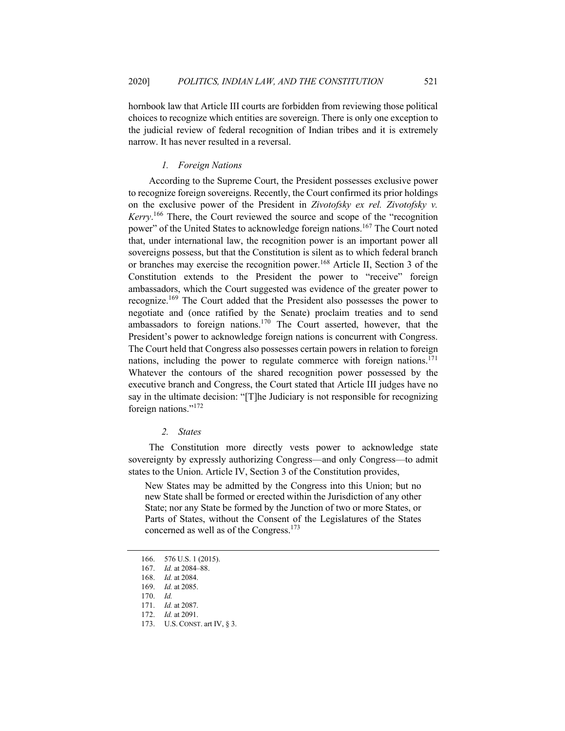hornbook law that Article III courts are forbidden from reviewing those political choices to recognize which entities are sovereign. There is only one exception to the judicial review of federal recognition of Indian tribes and it is extremely narrow. It has never resulted in a reversal.

### *1. Foreign Nations*

According to the Supreme Court, the President possesses exclusive power to recognize foreign sovereigns. Recently, the Court confirmed its prior holdings on the exclusive power of the President in *Zivotofsky ex rel. Zivotofsky v. Kerry*.[166] There, the Court reviewed the source and scope of the "recognition power" of the United States to acknowledge foreign nations.[167] The Court noted that, under international law, the recognition power is an important power all sovereigns possess, but that the Constitution is silent as to which federal branch or branches may exercise the recognition power.[168] Article II, Section 3 of the Constitution extends to the President the power to "receive" foreign ambassadors, which the Court suggested was evidence of the greater power to recognize.[169] The Court added that the President also possesses the power to negotiate and (once ratified by the Senate) proclaim treaties and to send ambassadors to foreign nations.[170] The Court asserted, however, that the President's power to acknowledge foreign nations is concurrent with Congress. The Court held that Congress also possesses certain powers in relation to foreign nations, including the power to regulate commerce with foreign nations.[171] Whatever the contours of the shared recognition power possessed by the executive branch and Congress, the Court stated that Article III judges have no say in the ultimate decision: "[T]he Judiciary is not responsible for recognizing foreign nations."[172]

### *2. States*

The Constitution more directly vests power to acknowledge state sovereignty by expressly authorizing Congress—and only Congress—to admit states to the Union. Article IV, Section 3 of the Constitution provides,

> New States may be admitted by the Congress into this Union; but no new State shall be formed or erected within the Jurisdiction of any other State; nor any State be formed by the Junction of two or more States, or Parts of States, without the Consent of the Legislatures of the States concerned as well as of the Congress.[173]

---

166. 576 U.S. 1 (2015).
167. *Id.* at 2084–88.
168. *Id.* at 2084.
169. *Id.* at 2085.
170. *Id.*
171. *Id.* at 2087.
172. *Id.* at 2091.
173. U.S. CONST. art IV, § 3.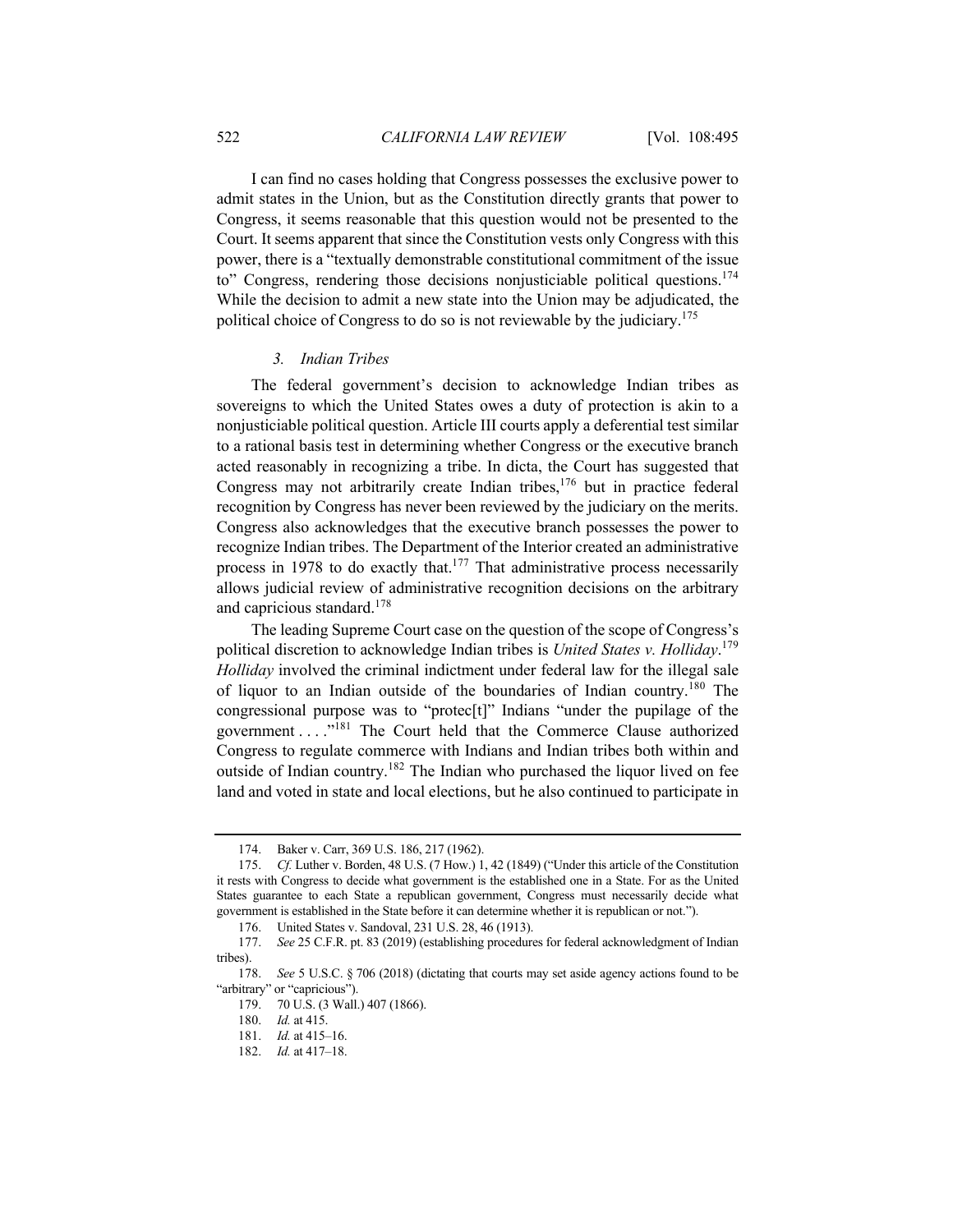I can find no cases holding that Congress possesses the exclusive power to admit states in the Union, but as the Constitution directly grants that power to Congress, it seems reasonable that this question would not be presented to the Court. It seems apparent that since the Constitution vests only Congress with this power, there is a "textually demonstrable constitutional commitment of the issue to" Congress, rendering those decisions nonjusticiable political questions.[174] While the decision to admit a new state into the Union may be adjudicated, the political choice of Congress to do so is not reviewable by the judiciary.[175]

### *3. Indian Tribes*

The federal government's decision to acknowledge Indian tribes as sovereigns to which the United States owes a duty of protection is akin to a nonjusticiable political question. Article III courts apply a deferential test similar to a rational basis test in determining whether Congress or the executive branch acted reasonably in recognizing a tribe. In dicta, the Court has suggested that Congress may not arbitrarily create Indian tribes,[176] but in practice federal recognition by Congress has never been reviewed by the judiciary on the merits. Congress also acknowledges that the executive branch possesses the power to recognize Indian tribes. The Department of the Interior created an administrative process in 1978 to do exactly that.[177] That administrative process necessarily allows judicial review of administrative recognition decisions on the arbitrary and capricious standard.[178]

The leading Supreme Court case on the question of the scope of Congress's political discretion to acknowledge Indian tribes is *United States v. Holliday*.[179] *Holliday* involved the criminal indictment under federal law for the illegal sale of liquor to an Indian outside of the boundaries of Indian country.[180] The congressional purpose was to "protec[t]" Indians "under the pupilage of the government . . . ."[181] The Court held that the Commerce Clause authorized Congress to regulate commerce with Indians and Indian tribes both within and outside of Indian country.[182] The Indian who purchased the liquor lived on fee land and voted in state and local elections, but he also continued to participate in

---

174. Baker v. Carr, 369 U.S. 186, 217 (1962).

175. *Cf.* Luther v. Borden, 48 U.S. (7 How.) 1, 42 (1849) ("Under this article of the Constitution it rests with Congress to decide what government is the established one in a State. For as the United States guarantee to each State a republican government, Congress must necessarily decide what government is established in the State before it can determine whether it is republican or not.").

176. United States v. Sandoval, 231 U.S. 28, 46 (1913).

177. *See* 25 C.F.R. pt. 83 (2019) (establishing procedures for federal acknowledgment of Indian tribes).

178. *See* 5 U.S.C. § 706 (2018) (dictating that courts may set aside agency actions found to be "arbitrary" or "capricious").

179. 70 U.S. (3 Wall.) 407 (1866).

180. *Id.* at 415.

181. *Id.* at 415–16.

182. *Id.* at 417–18.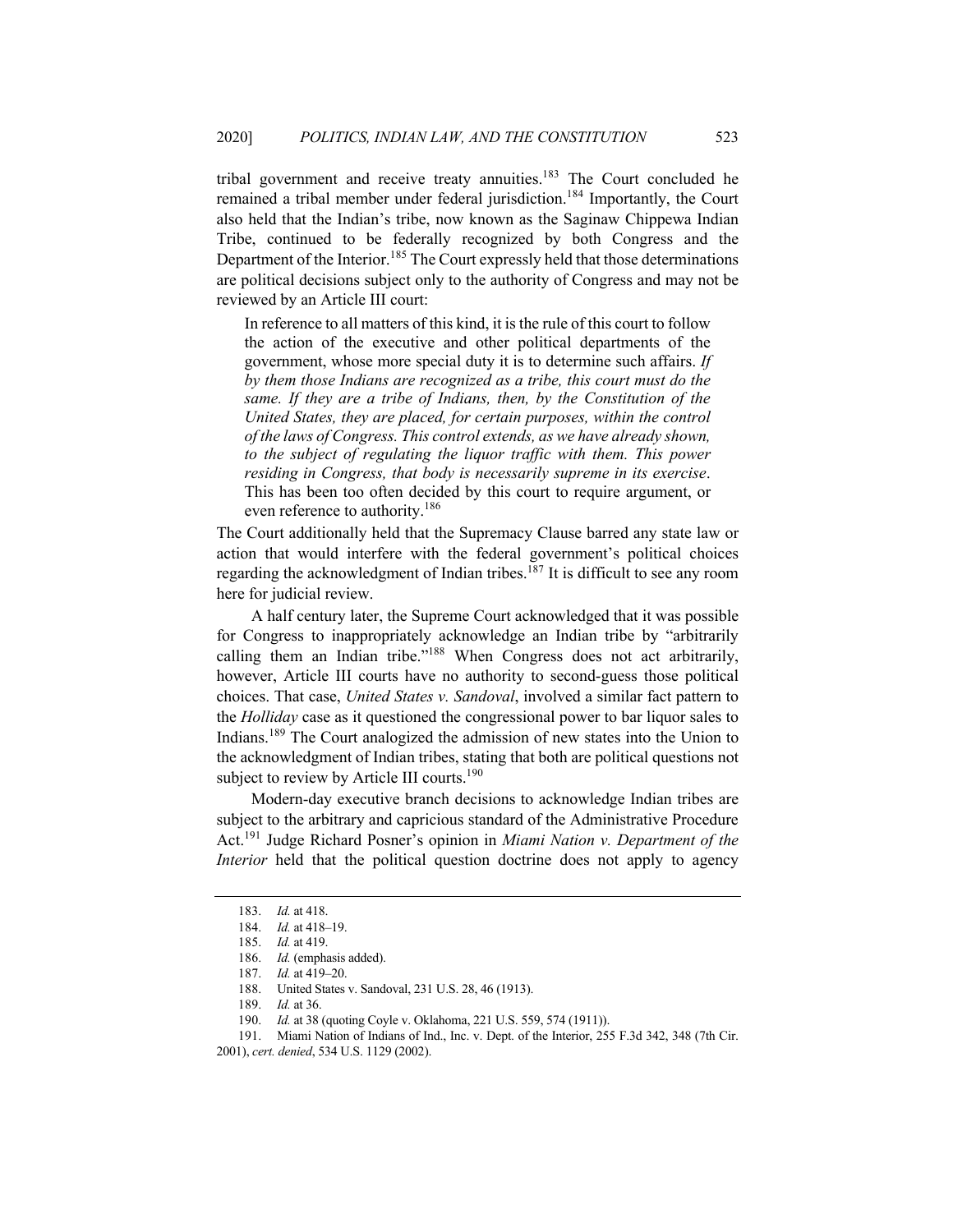tribal government and receive treaty annuities.[183] The Court concluded he remained a tribal member under federal jurisdiction.[184] Importantly, the Court also held that the Indian's tribe, now known as the Saginaw Chippewa Indian Tribe, continued to be federally recognized by both Congress and the Department of the Interior.[185] The Court expressly held that those determinations are political decisions subject only to the authority of Congress and may not be reviewed by an Article III court:

> In reference to all matters of this kind, it is the rule of this court to follow the action of the executive and other political departments of the government, whose more special duty it is to determine such affairs. *If by them those Indians are recognized as a tribe, this court must do the same. If they are a tribe of Indians, then, by the Constitution of the United States, they are placed, for certain purposes, within the control of the laws of Congress. This control extends, as we have already shown, to the subject of regulating the liquor traffic with them. This power residing in Congress, that body is necessarily supreme in its exercise*. This has been too often decided by this court to require argument, or even reference to authority.[186]

The Court additionally held that the Supremacy Clause barred any state law or action that would interfere with the federal government's political choices regarding the acknowledgment of Indian tribes.[187] It is difficult to see any room here for judicial review.

A half century later, the Supreme Court acknowledged that it was possible for Congress to inappropriately acknowledge an Indian tribe by "arbitrarily calling them an Indian tribe."[188] When Congress does not act arbitrarily, however, Article III courts have no authority to second-guess those political choices. That case, *United States v. Sandoval*, involved a similar fact pattern to the *Holliday* case as it questioned the congressional power to bar liquor sales to Indians.[189] The Court analogized the admission of new states into the Union to the acknowledgment of Indian tribes, stating that both are political questions not subject to review by Article III courts.[190]

Modern-day executive branch decisions to acknowledge Indian tribes are subject to the arbitrary and capricious standard of the Administrative Procedure Act.[191] Judge Richard Posner's opinion in *Miami Nation v. Department of the Interior* held that the political question doctrine does not apply to agency

---

183. *Id.* at 418.

184. *Id.* at 418–19.

185. *Id.* at 419.

186. *Id.* (emphasis added).

187. *Id.* at 419–20.

188. United States v. Sandoval, 231 U.S. 28, 46 (1913).

189. *Id.* at 36.

190. *Id.* at 38 (quoting Coyle v. Oklahoma, 221 U.S. 559, 574 (1911)).

191. Miami Nation of Indians of Ind., Inc. v. Dept. of the Interior, 255 F.3d 342, 348 (7th Cir. 2001), *cert. denied*, 534 U.S. 1129 (2002).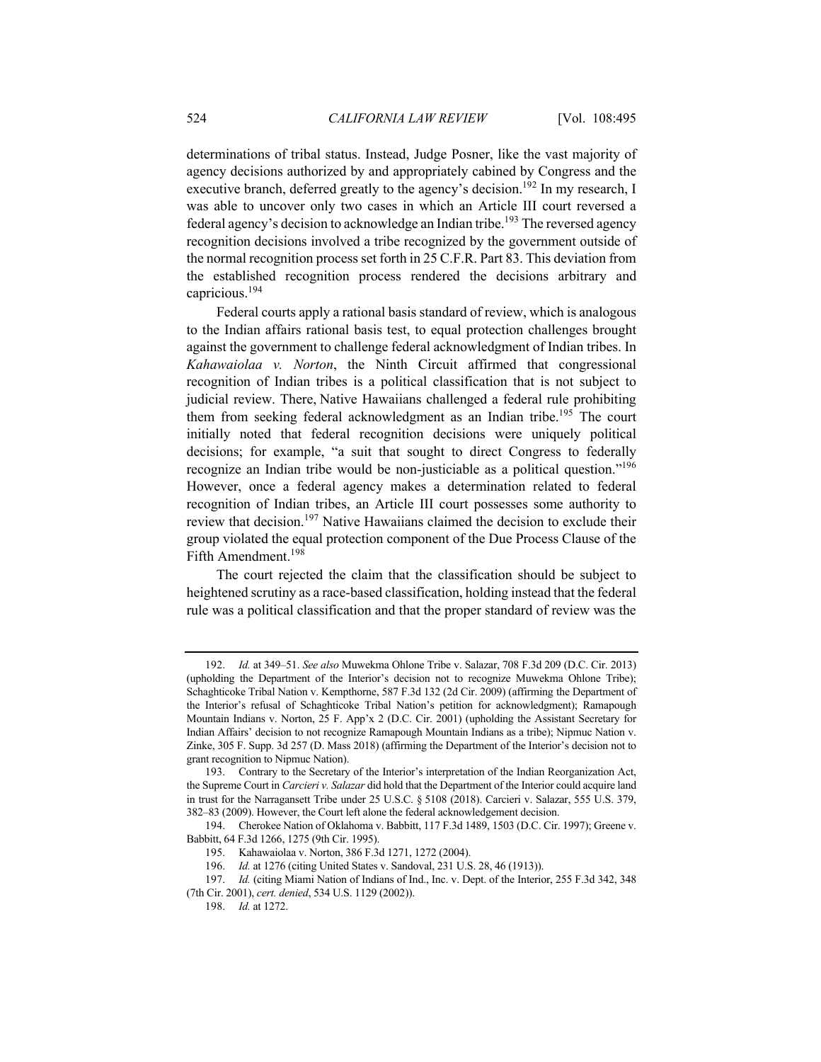determinations of tribal status. Instead, Judge Posner, like the vast majority of agency decisions authorized by and appropriately cabined by Congress and the executive branch, deferred greatly to the agency's decision.[192] In my research, I was able to uncover only two cases in which an Article III court reversed a federal agency's decision to acknowledge an Indian tribe.[193] The reversed agency recognition decisions involved a tribe recognized by the government outside of the normal recognition process set forth in 25 C.F.R. Part 83. This deviation from the established recognition process rendered the decisions arbitrary and capricious.[194]

Federal courts apply a rational basis standard of review, which is analogous to the Indian affairs rational basis test, to equal protection challenges brought against the government to challenge federal acknowledgment of Indian tribes. In *Kahawaiolaa v. Norton*, the Ninth Circuit affirmed that congressional recognition of Indian tribes is a political classification that is not subject to judicial review. There, Native Hawaiians challenged a federal rule prohibiting them from seeking federal acknowledgment as an Indian tribe.[195] The court initially noted that federal recognition decisions were uniquely political decisions; for example, "a suit that sought to direct Congress to federally recognize an Indian tribe would be non-justiciable as a political question."[196] However, once a federal agency makes a determination related to federal recognition of Indian tribes, an Article III court possesses some authority to review that decision.[197] Native Hawaiians claimed the decision to exclude their group violated the equal protection component of the Due Process Clause of the Fifth Amendment.[198]

The court rejected the claim that the classification should be subject to heightened scrutiny as a race-based classification, holding instead that the federal rule was a political classification and that the proper standard of review was the

---

192. *Id.* at 349–51. *See also* Muwekma Ohlone Tribe v. Salazar, 708 F.3d 209 (D.C. Cir. 2013) (upholding the Department of the Interior's decision not to recognize Muwekma Ohlone Tribe); Schaghticoke Tribal Nation v. Kempthorne, 587 F.3d 132 (2d Cir. 2009) (affirming the Department of the Interior's refusal of Schaghticoke Tribal Nation's petition for acknowledgment); Ramapough Mountain Indians v. Norton, 25 F. App'x 2 (D.C. Cir. 2001) (upholding the Assistant Secretary for Indian Affairs' decision to not recognize Ramapough Mountain Indians as a tribe); Nipmuc Nation v. Zinke, 305 F. Supp. 3d 257 (D. Mass 2018) (affirming the Department of the Interior's decision not to grant recognition to Nipmuc Nation).

193. Contrary to the Secretary of the Interior's interpretation of the Indian Reorganization Act, the Supreme Court in *Carcieri v. Salazar* did hold that the Department of the Interior could acquire land in trust for the Narragansett Tribe under 25 U.S.C. § 5108 (2018). Carcieri v. Salazar, 555 U.S. 379, 382–83 (2009). However, the Court left alone the federal acknowledgement decision.

194. Cherokee Nation of Oklahoma v. Babbitt, 117 F.3d 1489, 1503 (D.C. Cir. 1997); Greene v. Babbitt, 64 F.3d 1266, 1275 (9th Cir. 1995).

195. Kahawaiolaa v. Norton, 386 F.3d 1271, 1272 (2004).

196. *Id.* at 1276 (citing United States v. Sandoval, 231 U.S. 28, 46 (1913)).

197. *Id.* (citing Miami Nation of Indians of Ind., Inc. v. Dept. of the Interior, 255 F.3d 342, 348 (7th Cir. 2001), *cert. denied*, 534 U.S. 1129 (2002)).

198. *Id.* at 1272.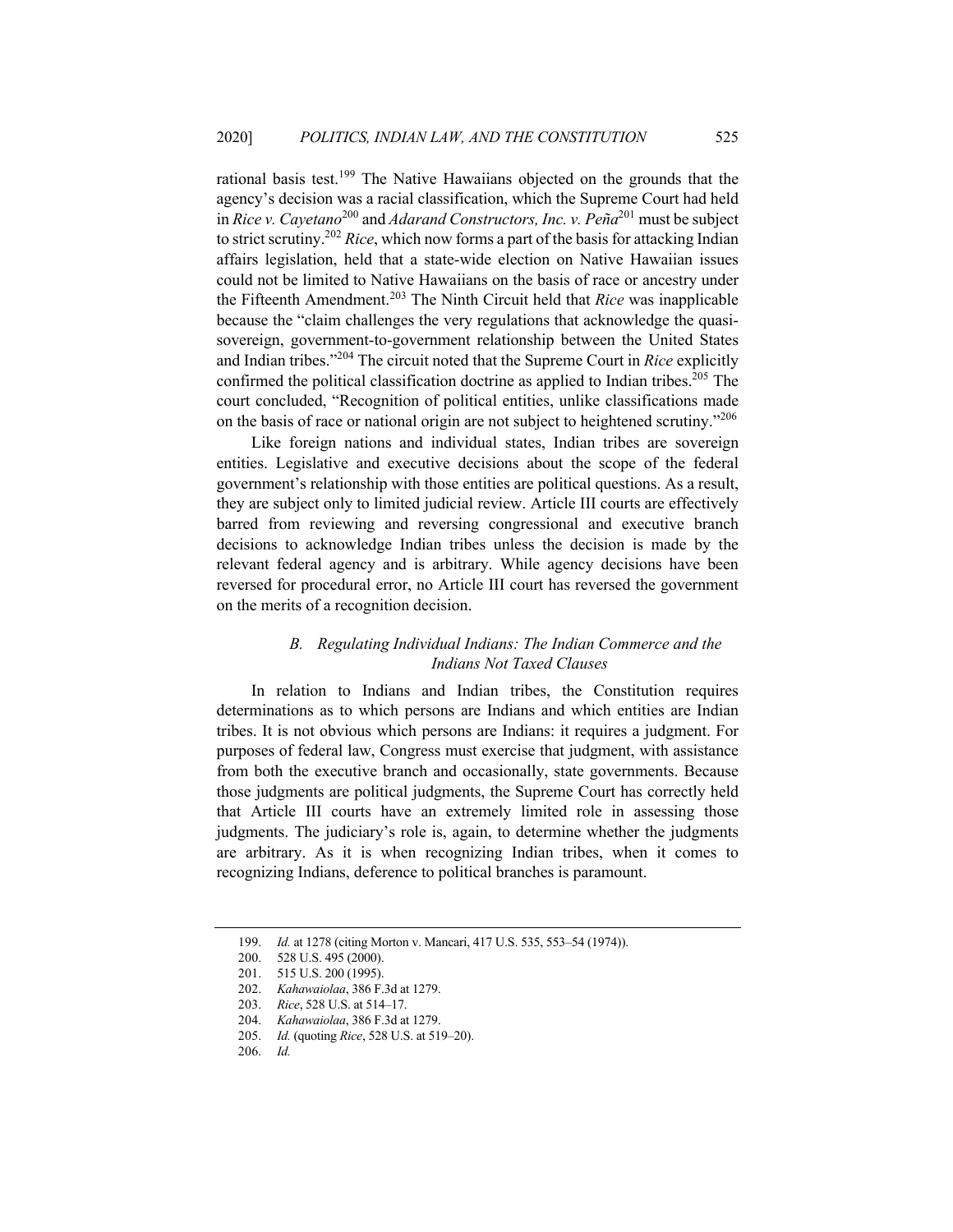rational basis test.[199] The Native Hawaiians objected on the grounds that the agency's decision was a racial classification, which the Supreme Court had held in *Rice v. Cayetano*[200] and *Adarand Constructors, Inc. v. Peña*[201] must be subject to strict scrutiny.[202] *Rice*, which now forms a part of the basis for attacking Indian affairs legislation, held that a state-wide election on Native Hawaiian issues could not be limited to Native Hawaiians on the basis of race or ancestry under the Fifteenth Amendment.[203] The Ninth Circuit held that *Rice* was inapplicable because the "claim challenges the very regulations that acknowledge the quasi-sovereign, government-to-government relationship between the United States and Indian tribes."[204] The circuit noted that the Supreme Court in *Rice* explicitly confirmed the political classification doctrine as applied to Indian tribes.[205] The court concluded, "Recognition of political entities, unlike classifications made on the basis of race or national origin are not subject to heightened scrutiny."[206]

Like foreign nations and individual states, Indian tribes are sovereign entities. Legislative and executive decisions about the scope of the federal government's relationship with those entities are political questions. As a result, they are subject only to limited judicial review. Article III courts are effectively barred from reviewing and reversing congressional and executive branch decisions to acknowledge Indian tribes unless the decision is made by the relevant federal agency and is arbitrary. While agency decisions have been reversed for procedural error, no Article III court has reversed the government on the merits of a recognition decision.

### *B. Regulating Individual Indians: The Indian Commerce and the Indians Not Taxed Clauses*

In relation to Indians and Indian tribes, the Constitution requires determinations as to which persons are Indians and which entities are Indian tribes. It is not obvious which persons are Indians: it requires a judgment. For purposes of federal law, Congress must exercise that judgment, with assistance from both the executive branch and occasionally, state governments. Because those judgments are political judgments, the Supreme Court has correctly held that Article III courts have an extremely limited role in assessing those judgments. The judiciary's role is, again, to determine whether the judgments are arbitrary. As it is when recognizing Indian tribes, when it comes to recognizing Indians, deference to political branches is paramount.

---

199. *Id.* at 1278 (citing Morton v. Mancari, 417 U.S. 535, 553–54 (1974)).

200. 528 U.S. 495 (2000).

201. 515 U.S. 200 (1995).

202. *Kahawaiolaa*, 386 F.3d at 1279.

203. *Rice*, 528 U.S. at 514–17.

204. *Kahawaiolaa*, 386 F.3d at 1279.

205. *Id.* (quoting *Rice*, 528 U.S. at 519–20).

206. *Id.*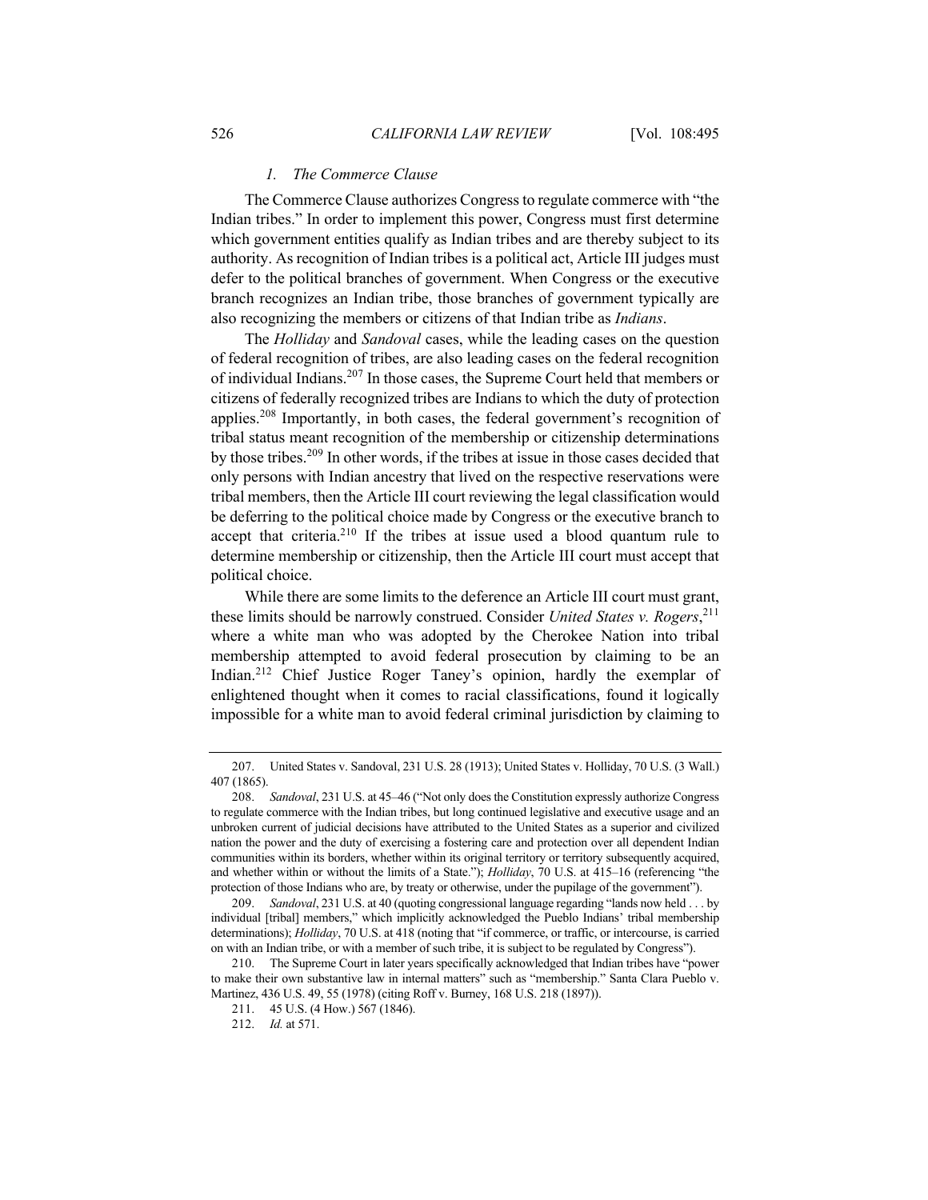### *1. The Commerce Clause*

The Commerce Clause authorizes Congress to regulate commerce with "the Indian tribes." In order to implement this power, Congress must first determine which government entities qualify as Indian tribes and are thereby subject to its authority. As recognition of Indian tribes is a political act, Article III judges must defer to the political branches of government. When Congress or the executive branch recognizes an Indian tribe, those branches of government typically are also recognizing the members or citizens of that Indian tribe as *Indians*.

The *Holliday* and *Sandoval* cases, while the leading cases on the question of federal recognition of tribes, are also leading cases on the federal recognition of individual Indians.[207] In those cases, the Supreme Court held that members or citizens of federally recognized tribes are Indians to which the duty of protection applies.[208] Importantly, in both cases, the federal government's recognition of tribal status meant recognition of the membership or citizenship determinations by those tribes.[209] In other words, if the tribes at issue in those cases decided that only persons with Indian ancestry that lived on the respective reservations were tribal members, then the Article III court reviewing the legal classification would be deferring to the political choice made by Congress or the executive branch to accept that criteria.[210] If the tribes at issue used a blood quantum rule to determine membership or citizenship, then the Article III court must accept that political choice.

While there are some limits to the deference an Article III court must grant, these limits should be narrowly construed. Consider *United States v. Rogers*,[211] where a white man who was adopted by the Cherokee Nation into tribal membership attempted to avoid federal prosecution by claiming to be an Indian.[212] Chief Justice Roger Taney's opinion, hardly the exemplar of enlightened thought when it comes to racial classifications, found it logically impossible for a white man to avoid federal criminal jurisdiction by claiming to

---

207. United States v. Sandoval, 231 U.S. 28 (1913); United States v. Holliday, 70 U.S. (3 Wall.) 407 (1865).

208. *Sandoval*, 231 U.S. at 45–46 ("Not only does the Constitution expressly authorize Congress to regulate commerce with the Indian tribes, but long continued legislative and executive usage and an unbroken current of judicial decisions have attributed to the United States as a superior and civilized nation the power and the duty of exercising a fostering care and protection over all dependent Indian communities within its borders, whether within its original territory or territory subsequently acquired, and whether within or without the limits of a State."); *Holliday*, 70 U.S. at 415–16 (referencing "the protection of those Indians who are, by treaty or otherwise, under the pupilage of the government").

209. *Sandoval*, 231 U.S. at 40 (quoting congressional language regarding "lands now held . . . by individual [tribal] members," which implicitly acknowledged the Pueblo Indians' tribal membership determinations); *Holliday*, 70 U.S. at 418 (noting that "if commerce, or traffic, or intercourse, is carried on with an Indian tribe, or with a member of such tribe, it is subject to be regulated by Congress").

210. The Supreme Court in later years specifically acknowledged that Indian tribes have "power to make their own substantive law in internal matters" such as "membership." Santa Clara Pueblo v. Martinez, 436 U.S. 49, 55 (1978) (citing Roff v. Burney, 168 U.S. 218 (1897)).

211. 45 U.S. (4 How.) 567 (1846).

212. *Id.* at 571.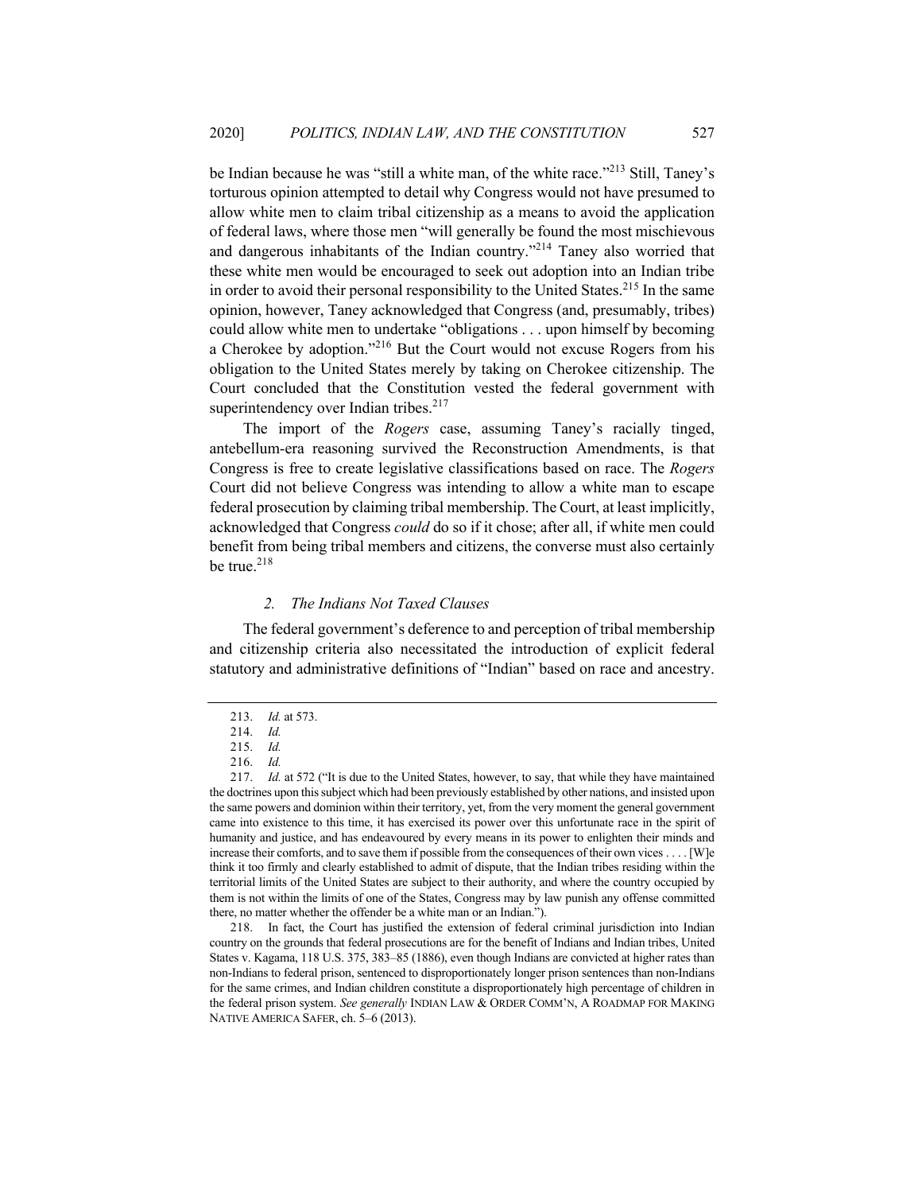be Indian because he was "still a white man, of the white race."[213] Still, Taney's torturous opinion attempted to detail why Congress would not have presumed to allow white men to claim tribal citizenship as a means to avoid the application of federal laws, where those men "will generally be found the most mischievous and dangerous inhabitants of the Indian country."[214] Taney also worried that these white men would be encouraged to seek out adoption into an Indian tribe in order to avoid their personal responsibility to the United States.[215] In the same opinion, however, Taney acknowledged that Congress (and, presumably, tribes) could allow white men to undertake "obligations . . . upon himself by becoming a Cherokee by adoption."[216] But the Court would not excuse Rogers from his obligation to the United States merely by taking on Cherokee citizenship. The Court concluded that the Constitution vested the federal government with superintendency over Indian tribes.[217]

The import of the *Rogers* case, assuming Taney's racially tinged, antebellum-era reasoning survived the Reconstruction Amendments, is that Congress is free to create legislative classifications based on race. The *Rogers* Court did not believe Congress was intending to allow a white man to escape federal prosecution by claiming tribal membership. The Court, at least implicitly, acknowledged that Congress *could* do so if it chose; after all, if white men could benefit from being tribal members and citizens, the converse must also certainly be true.[218]

### *2. The Indians Not Taxed Clauses*

The federal government's deference to and perception of tribal membership and citizenship criteria also necessitated the introduction of explicit federal statutory and administrative definitions of "Indian" based on race and ancestry.

---

213. *Id.* at 573.

214. *Id.*

215. *Id.*

216. *Id.*

217. *Id.* at 572 ("It is due to the United States, however, to say, that while they have maintained the doctrines upon this subject which had been previously established by other nations, and insisted upon the same powers and dominion within their territory, yet, from the very moment the general government came into existence to this time, it has exercised its power over this unfortunate race in the spirit of humanity and justice, and has endeavoured by every means in its power to enlighten their minds and increase their comforts, and to save them if possible from the consequences of their own vices . . . . [W]e think it too firmly and clearly established to admit of dispute, that the Indian tribes residing within the territorial limits of the United States are subject to their authority, and where the country occupied by them is not within the limits of one of the States, Congress may by law punish any offense committed there, no matter whether the offender be a white man or an Indian.").

218. In fact, the Court has justified the extension of federal criminal jurisdiction into Indian country on the grounds that federal prosecutions are for the benefit of Indians and Indian tribes, United States v. Kagama, 118 U.S. 375, 383–85 (1886), even though Indians are convicted at higher rates than non-Indians to federal prison, sentenced to disproportionately longer prison sentences than non-Indians for the same crimes, and Indian children constitute a disproportionately high percentage of children in the federal prison system. *See generally* INDIAN LAW & ORDER COMM'N, A ROADMAP FOR MAKING NATIVE AMERICA SAFER, ch. 5–6 (2013).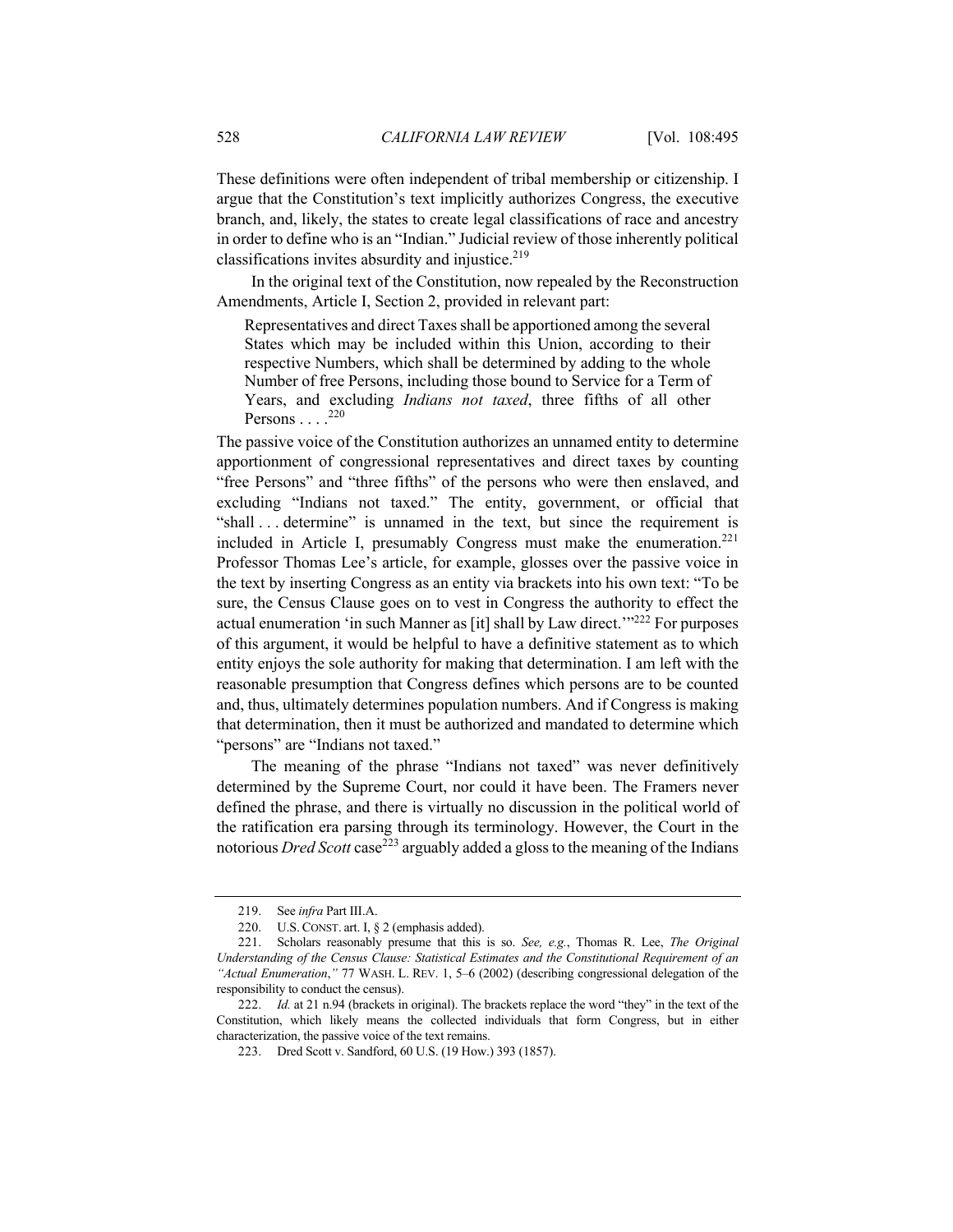These definitions were often independent of tribal membership or citizenship. I argue that the Constitution's text implicitly authorizes Congress, the executive branch, and, likely, the states to create legal classifications of race and ancestry in order to define who is an "Indian." Judicial review of those inherently political classifications invites absurdity and injustice.[219]

In the original text of the Constitution, now repealed by the Reconstruction Amendments, Article I, Section 2, provided in relevant part:

> Representatives and direct Taxes shall be apportioned among the several States which may be included within this Union, according to their respective Numbers, which shall be determined by adding to the whole Number of free Persons, including those bound to Service for a Term of Years, and excluding *Indians not taxed*, three fifths of all other Persons . . . .[220]

The passive voice of the Constitution authorizes an unnamed entity to determine apportionment of congressional representatives and direct taxes by counting "free Persons" and "three fifths" of the persons who were then enslaved, and excluding "Indians not taxed." The entity, government, or official that "shall . . . determine" is unnamed in the text, but since the requirement is included in Article I, presumably Congress must make the enumeration.[221] Professor Thomas Lee's article, for example, glosses over the passive voice in the text by inserting Congress as an entity via brackets into his own text: "To be sure, the Census Clause goes on to vest in Congress the authority to effect the actual enumeration 'in such Manner as [it] shall by Law direct.'"[222] For purposes of this argument, it would be helpful to have a definitive statement as to which entity enjoys the sole authority for making that determination. I am left with the reasonable presumption that Congress defines which persons are to be counted and, thus, ultimately determines population numbers. And if Congress is making that determination, then it must be authorized and mandated to determine which "persons" are "Indians not taxed."

The meaning of the phrase "Indians not taxed" was never definitively determined by the Supreme Court, nor could it have been. The Framers never defined the phrase, and there is virtually no discussion in the political world of the ratification era parsing through its terminology. However, the Court in the notorious *Dred Scott* case[223] arguably added a gloss to the meaning of the Indians

---

219. See *infra* Part III.A.

220. U.S. CONST. art. I, § 2 (emphasis added).

221. Scholars reasonably presume that this is so. *See, e.g.*, Thomas R. Lee, *The Original Understanding of the Census Clause: Statistical Estimates and the Constitutional Requirement of an "Actual Enumeration*,*"* 77 WASH. L. REV. 1, 5–6 (2002) (describing congressional delegation of the responsibility to conduct the census).

222. *Id.* at 21 n.94 (brackets in original). The brackets replace the word "they" in the text of the Constitution, which likely means the collected individuals that form Congress, but in either characterization, the passive voice of the text remains.

223. Dred Scott v. Sandford, 60 U.S. (19 How.) 393 (1857).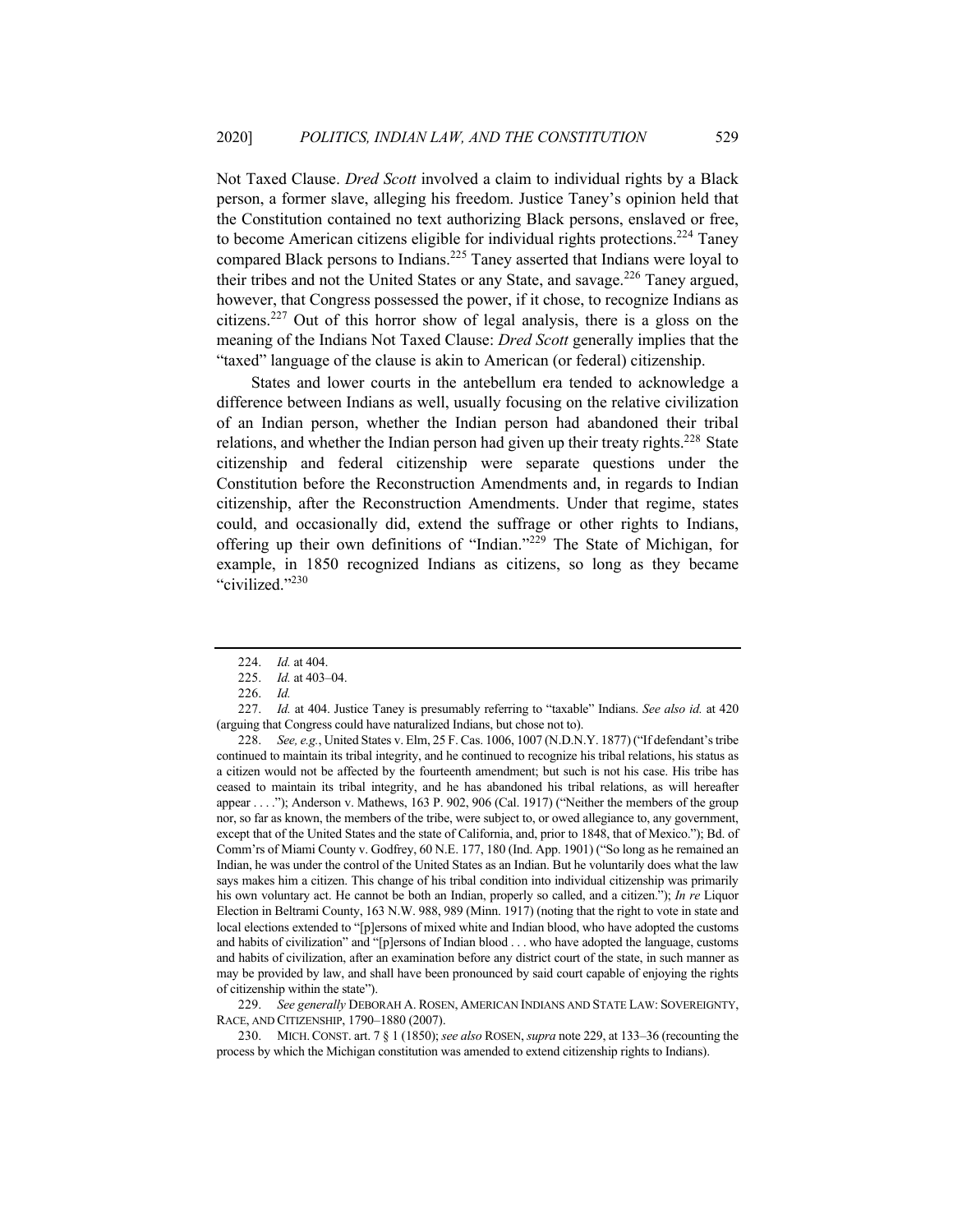Not Taxed Clause. *Dred Scott* involved a claim to individual rights by a Black person, a former slave, alleging his freedom. Justice Taney's opinion held that the Constitution contained no text authorizing Black persons, enslaved or free, to become American citizens eligible for individual rights protections.[224] Taney compared Black persons to Indians.[225] Taney asserted that Indians were loyal to their tribes and not the United States or any State, and savage.[226] Taney argued, however, that Congress possessed the power, if it chose, to recognize Indians as citizens.[227] Out of this horror show of legal analysis, there is a gloss on the meaning of the Indians Not Taxed Clause: *Dred Scott* generally implies that the "taxed" language of the clause is akin to American (or federal) citizenship.

States and lower courts in the antebellum era tended to acknowledge a difference between Indians as well, usually focusing on the relative civilization of an Indian person, whether the Indian person had abandoned their tribal relations, and whether the Indian person had given up their treaty rights.[228] State citizenship and federal citizenship were separate questions under the Constitution before the Reconstruction Amendments and, in regards to Indian citizenship, after the Reconstruction Amendments. Under that regime, states could, and occasionally did, extend the suffrage or other rights to Indians, offering up their own definitions of "Indian."[229] The State of Michigan, for example, in 1850 recognized Indians as citizens, so long as they became "civilized."[230]

---

224. *Id.* at 404.

225. *Id.* at 403–04.

226. *Id.*

227. *Id.* at 404. Justice Taney is presumably referring to "taxable" Indians. *See also id.* at 420 (arguing that Congress could have naturalized Indians, but chose not to).

228. *See, e.g.*, United States v. Elm, 25 F. Cas. 1006, 1007 (N.D.N.Y. 1877) ("If defendant's tribe continued to maintain its tribal integrity, and he continued to recognize his tribal relations, his status as a citizen would not be affected by the fourteenth amendment; but such is not his case. His tribe has ceased to maintain its tribal integrity, and he has abandoned his tribal relations, as will hereafter appear . . . ."); Anderson v. Mathews, 163 P. 902, 906 (Cal. 1917) ("Neither the members of the group nor, so far as known, the members of the tribe, were subject to, or owed allegiance to, any government, except that of the United States and the state of California, and, prior to 1848, that of Mexico."); Bd. of Comm'rs of Miami County v. Godfrey, 60 N.E. 177, 180 (Ind. App. 1901) ("So long as he remained an Indian, he was under the control of the United States as an Indian. But he voluntarily does what the law says makes him a citizen. This change of his tribal condition into individual citizenship was primarily his own voluntary act. He cannot be both an Indian, properly so called, and a citizen."); *In re* Liquor Election in Beltrami County, 163 N.W. 988, 989 (Minn. 1917) (noting that the right to vote in state and local elections extended to "[p]ersons of mixed white and Indian blood, who have adopted the customs and habits of civilization" and "[p]ersons of Indian blood . . . who have adopted the language, customs and habits of civilization, after an examination before any district court of the state, in such manner as may be provided by law, and shall have been pronounced by said court capable of enjoying the rights of citizenship within the state").

229. *See generally* DEBORAH A. ROSEN, AMERICAN INDIANS AND STATE LAW: SOVEREIGNTY, RACE, AND CITIZENSHIP, 1790–1880 (2007).

230. MICH. CONST. art. 7 § 1 (1850); *see also* ROSEN, *supra* note 229, at 133–36 (recounting the process by which the Michigan constitution was amended to extend citizenship rights to Indians).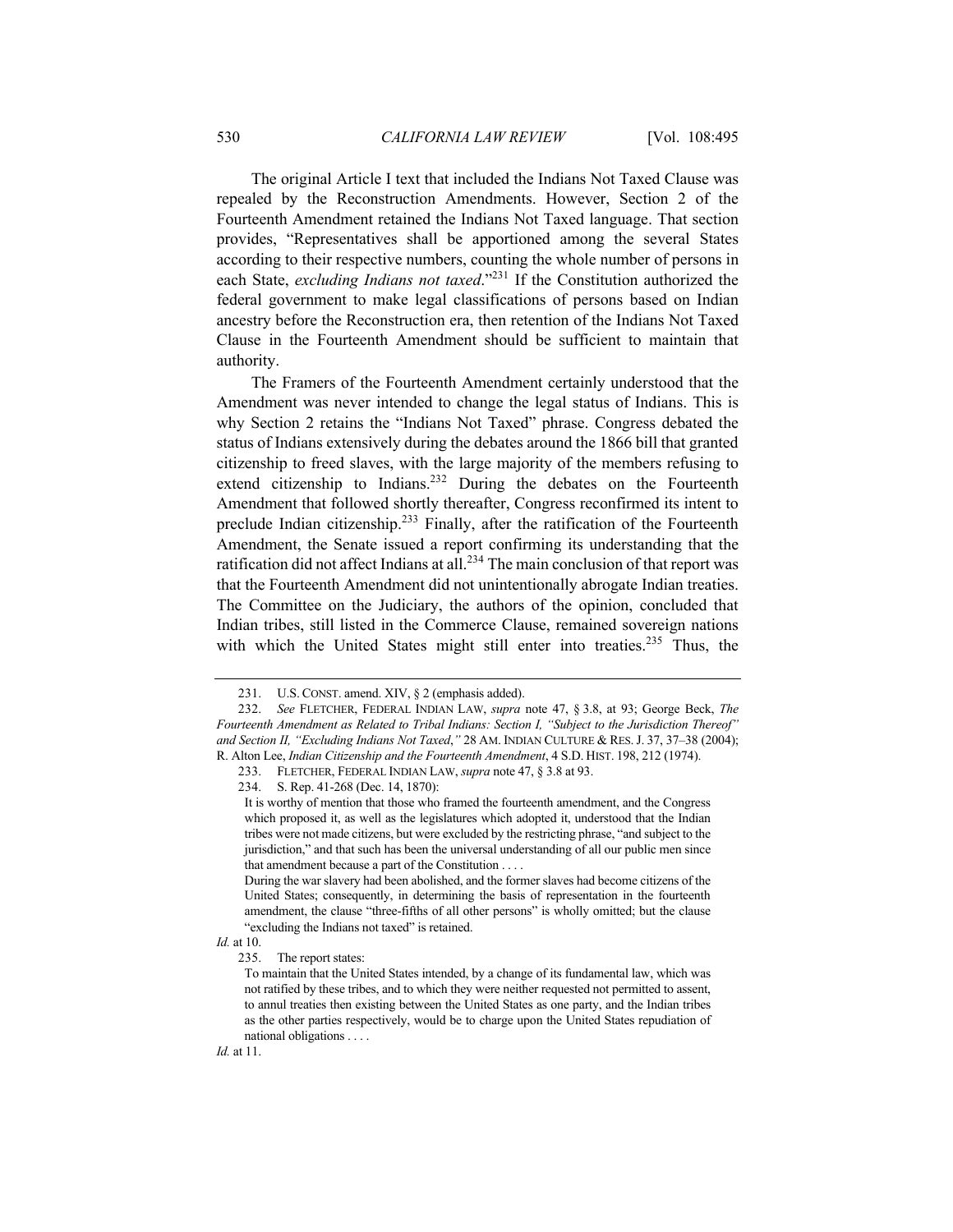The original Article I text that included the Indians Not Taxed Clause was repealed by the Reconstruction Amendments. However, Section 2 of the Fourteenth Amendment retained the Indians Not Taxed language. That section provides, "Representatives shall be apportioned among the several States according to their respective numbers, counting the whole number of persons in each State, *excluding Indians not taxed*."[231] If the Constitution authorized the federal government to make legal classifications of persons based on Indian ancestry before the Reconstruction era, then retention of the Indians Not Taxed Clause in the Fourteenth Amendment should be sufficient to maintain that authority.

The Framers of the Fourteenth Amendment certainly understood that the Amendment was never intended to change the legal status of Indians. This is why Section 2 retains the "Indians Not Taxed" phrase. Congress debated the status of Indians extensively during the debates around the 1866 bill that granted citizenship to freed slaves, with the large majority of the members refusing to extend citizenship to Indians.[232] During the debates on the Fourteenth Amendment that followed shortly thereafter, Congress reconfirmed its intent to preclude Indian citizenship.[233] Finally, after the ratification of the Fourteenth Amendment, the Senate issued a report confirming its understanding that the ratification did not affect Indians at all.[234] The main conclusion of that report was that the Fourteenth Amendment did not unintentionally abrogate Indian treaties. The Committee on the Judiciary, the authors of the opinion, concluded that Indian tribes, still listed in the Commerce Clause, remained sovereign nations with which the United States might still enter into treaties.[235] Thus, the

---

231. U.S. CONST. amend. XIV, § 2 (emphasis added).

232. *See* FLETCHER, FEDERAL INDIAN LAW, *supra* note 47, § 3.8, at 93; George Beck, *The Fourteenth Amendment as Related to Tribal Indians: Section I, "Subject to the Jurisdiction Thereof" and Section II, "Excluding Indians Not Taxed*,*"* 28 AM. INDIAN CULTURE & RES. J. 37, 37–38 (2004); R. Alton Lee, *Indian Citizenship and the Fourteenth Amendment*, 4 S.D. HIST. 198, 212 (1974).

233. FLETCHER, FEDERAL INDIAN LAW, *supra* note 47, § 3.8 at 93.

234. S. Rep. 41-268 (Dec. 14, 1870):

> It is worthy of mention that those who framed the fourteenth amendment, and the Congress which proposed it, as well as the legislatures which adopted it, understood that the Indian tribes were not made citizens, but were excluded by the restricting phrase, "and subject to the jurisdiction," and that such has been the universal understanding of all our public men since that amendment because a part of the Constitution . . . .
>
> During the war slavery had been abolished, and the former slaves had become citizens of the United States; consequently, in determining the basis of representation in the fourteenth amendment, the clause "three-fifths of all other persons" is wholly omitted; but the clause "excluding the Indians not taxed" is retained.

*Id.* at 10.

235. The report states:

> To maintain that the United States intended, by a change of its fundamental law, which was not ratified by these tribes, and to which they were neither requested not permitted to assent, to annul treaties then existing between the United States as one party, and the Indian tribes as the other parties respectively, would be to charge upon the United States repudiation of national obligations . . . .

*Id.* at 11.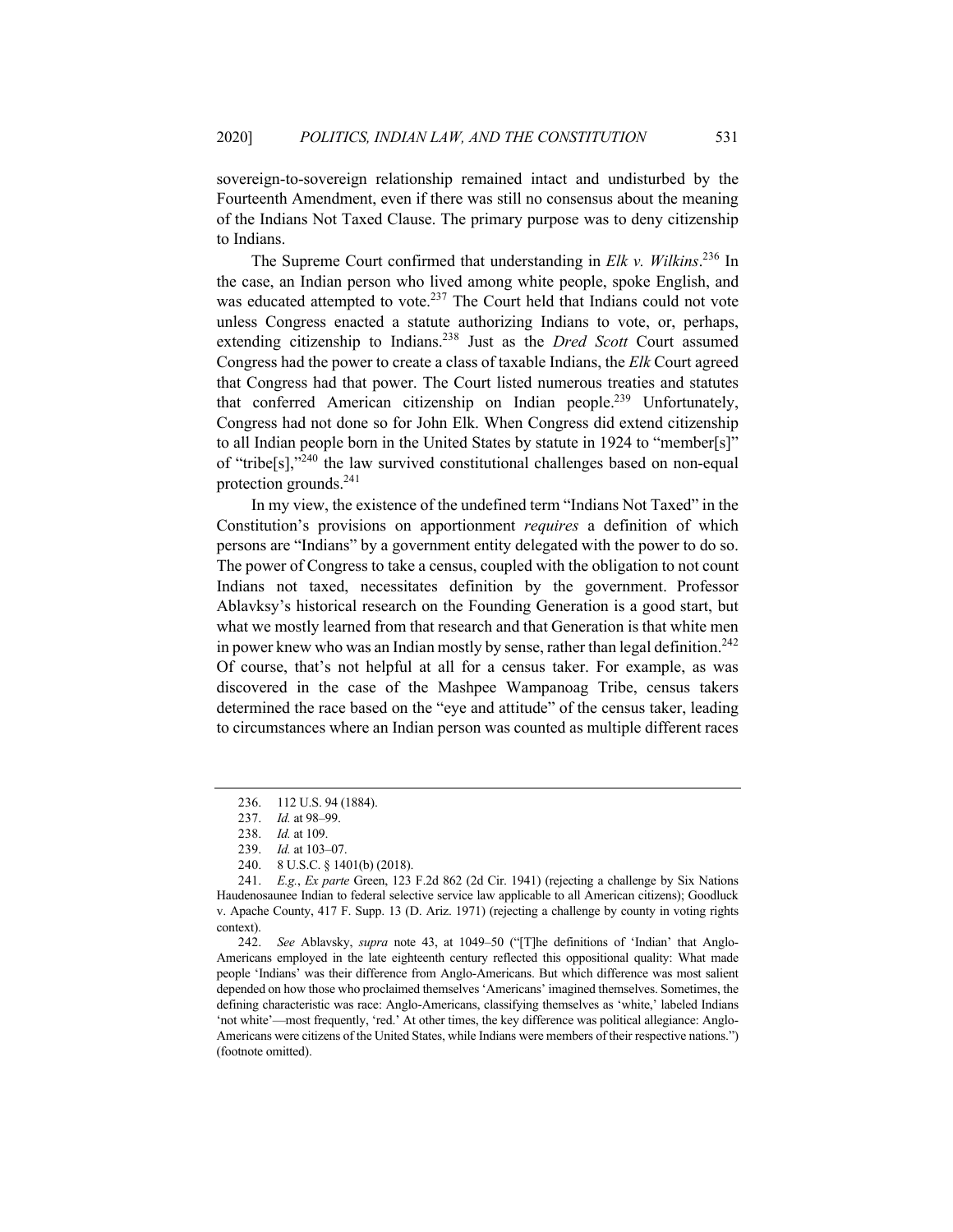sovereign-to-sovereign relationship remained intact and undisturbed by the Fourteenth Amendment, even if there was still no consensus about the meaning of the Indians Not Taxed Clause. The primary purpose was to deny citizenship to Indians.

The Supreme Court confirmed that understanding in *Elk v. Wilkins*.[236] In the case, an Indian person who lived among white people, spoke English, and was educated attempted to vote.[237] The Court held that Indians could not vote unless Congress enacted a statute authorizing Indians to vote, or, perhaps, extending citizenship to Indians.[238] Just as the *Dred Scott* Court assumed Congress had the power to create a class of taxable Indians, the *Elk* Court agreed that Congress had that power. The Court listed numerous treaties and statutes that conferred American citizenship on Indian people.[239] Unfortunately, Congress had not done so for John Elk. When Congress did extend citizenship to all Indian people born in the United States by statute in 1924 to "member[s]" of "tribe[s],"[240] the law survived constitutional challenges based on non-equal protection grounds.[241]

In my view, the existence of the undefined term "Indians Not Taxed" in the Constitution's provisions on apportionment *requires* a definition of which persons are "Indians" by a government entity delegated with the power to do so. The power of Congress to take a census, coupled with the obligation to not count Indians not taxed, necessitates definition by the government. Professor Ablavksy's historical research on the Founding Generation is a good start, but what we mostly learned from that research and that Generation is that white men in power knew who was an Indian mostly by sense, rather than legal definition.[242] Of course, that's not helpful at all for a census taker. For example, as was discovered in the case of the Mashpee Wampanoag Tribe, census takers determined the race based on the "eye and attitude" of the census taker, leading to circumstances where an Indian person was counted as multiple different races

---

236. 112 U.S. 94 (1884).

237. *Id.* at 98–99.

238. *Id.* at 109.

239. *Id.* at 103–07.

240. 8 U.S.C. § 1401(b) (2018).

241. *E.g.*, *Ex parte* Green, 123 F.2d 862 (2d Cir. 1941) (rejecting a challenge by Six Nations Haudenosaunee Indian to federal selective service law applicable to all American citizens); Goodluck v. Apache County, 417 F. Supp. 13 (D. Ariz. 1971) (rejecting a challenge by county in voting rights context).

242. *See* Ablavsky, *supra* note 43, at 1049–50 ("[T]he definitions of 'Indian' that Anglo-Americans employed in the late eighteenth century reflected this oppositional quality: What made people 'Indians' was their difference from Anglo-Americans. But which difference was most salient depended on how those who proclaimed themselves 'Americans' imagined themselves. Sometimes, the defining characteristic was race: Anglo-Americans, classifying themselves as 'white,' labeled Indians 'not white'—most frequently, 'red.' At other times, the key difference was political allegiance: Anglo-Americans were citizens of the United States, while Indians were members of their respective nations.") (footnote omitted).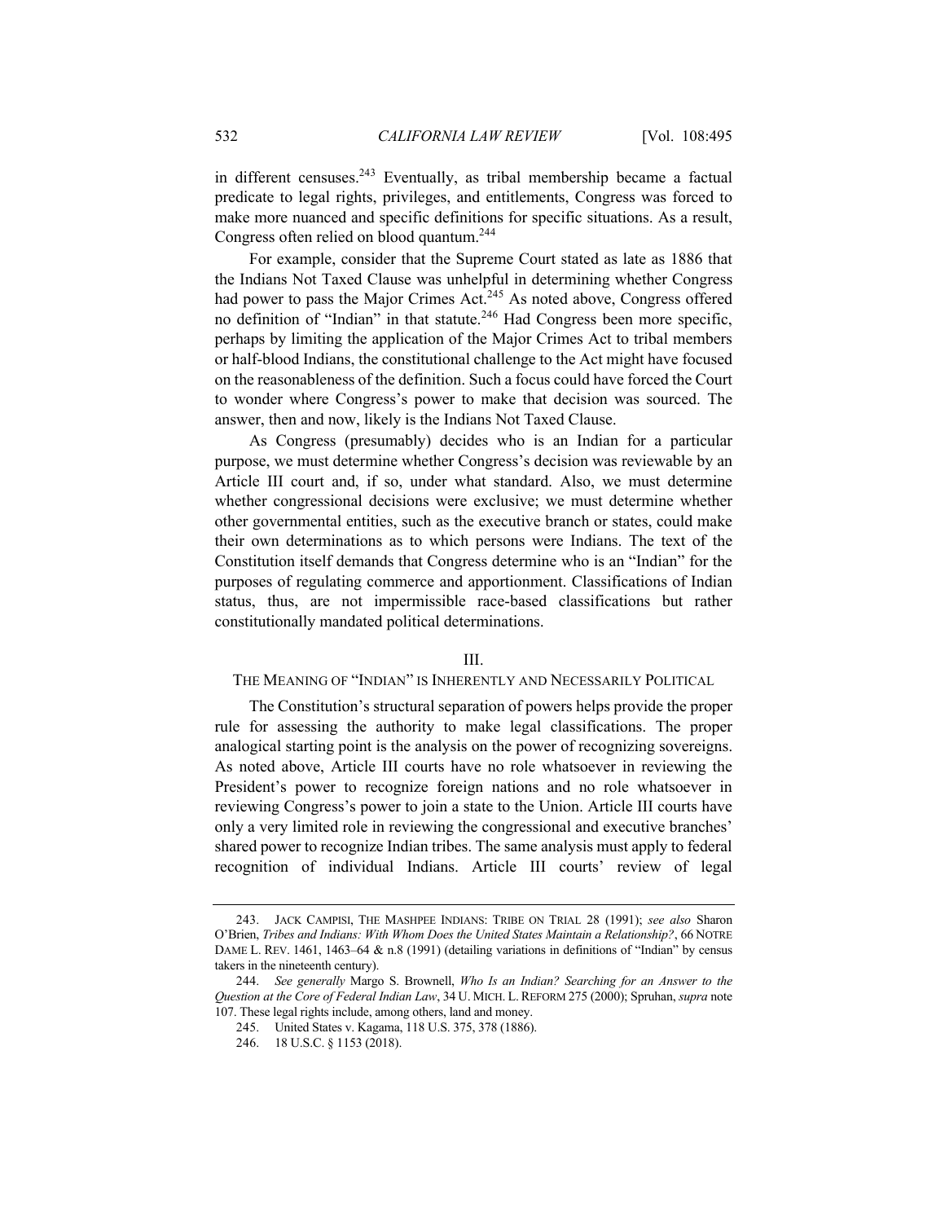in different censuses.[243] Eventually, as tribal membership became a factual predicate to legal rights, privileges, and entitlements, Congress was forced to make more nuanced and specific definitions for specific situations. As a result, Congress often relied on blood quantum.[244]

For example, consider that the Supreme Court stated as late as 1886 that the Indians Not Taxed Clause was unhelpful in determining whether Congress had power to pass the Major Crimes Act.[245] As noted above, Congress offered no definition of "Indian" in that statute.[246] Had Congress been more specific, perhaps by limiting the application of the Major Crimes Act to tribal members or half-blood Indians, the constitutional challenge to the Act might have focused on the reasonableness of the definition. Such a focus could have forced the Court to wonder where Congress's power to make that decision was sourced. The answer, then and now, likely is the Indians Not Taxed Clause.

As Congress (presumably) decides who is an Indian for a particular purpose, we must determine whether Congress's decision was reviewable by an Article III court and, if so, under what standard. Also, we must determine whether congressional decisions were exclusive; we must determine whether other governmental entities, such as the executive branch or states, could make their own determinations as to which persons were Indians. The text of the Constitution itself demands that Congress determine who is an "Indian" for the purposes of regulating commerce and apportionment. Classifications of Indian status, thus, are not impermissible race-based classifications but rather constitutionally mandated political determinations.

## III.
## THE MEANING OF "INDIAN" IS INHERENTLY AND NECESSARILY POLITICAL

The Constitution's structural separation of powers helps provide the proper rule for assessing the authority to make legal classifications. The proper analogical starting point is the analysis on the power of recognizing sovereigns. As noted above, Article III courts have no role whatsoever in reviewing the President's power to recognize foreign nations and no role whatsoever in reviewing Congress's power to join a state to the Union. Article III courts have only a very limited role in reviewing the congressional and executive branches' shared power to recognize Indian tribes. The same analysis must apply to federal recognition of individual Indians. Article III courts' review of legal

---

243. JACK CAMPISI, THE MASHPEE INDIANS: TRIBE ON TRIAL 28 (1991); *see also* Sharon O'Brien, *Tribes and Indians: With Whom Does the United States Maintain a Relationship?*, 66 NOTRE DAME L. REV. 1461, 1463–64 & n.8 (1991) (detailing variations in definitions of "Indian" by census takers in the nineteenth century).

244. *See generally* Margo S. Brownell, *Who Is an Indian? Searching for an Answer to the Question at the Core of Federal Indian Law*, 34 U. MICH. L. REFORM 275 (2000); Spruhan, *supra* note 107. These legal rights include, among others, land and money.

245. United States v. Kagama, 118 U.S. 375, 378 (1886).

246. 18 U.S.C. § 1153 (2018).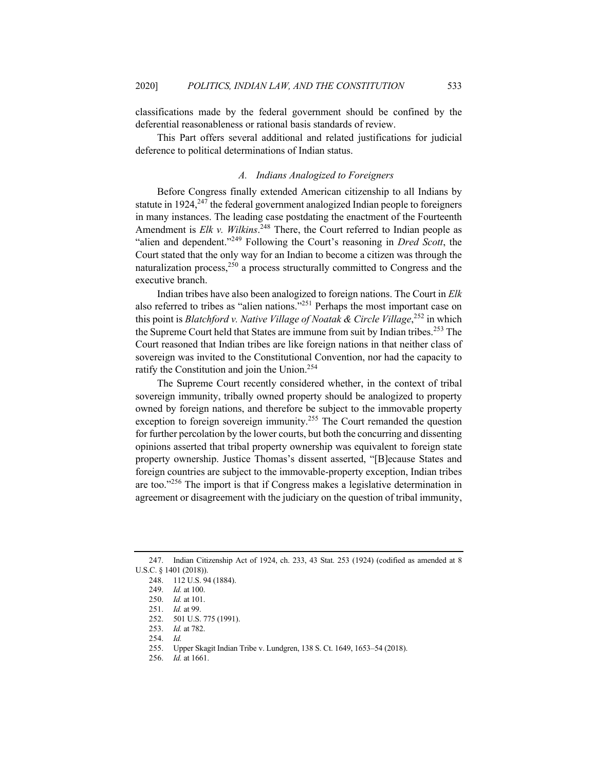classifications made by the federal government should be confined by the deferential reasonableness or rational basis standards of review.

This Part offers several additional and related justifications for judicial deference to political determinations of Indian status.

### *A. Indians Analogized to Foreigners*

Before Congress finally extended American citizenship to all Indians by statute in 1924,[247] the federal government analogized Indian people to foreigners in many instances. The leading case postdating the enactment of the Fourteenth Amendment is *Elk v. Wilkins*.[248] There, the Court referred to Indian people as "alien and dependent."[249] Following the Court's reasoning in *Dred Scott*, the Court stated that the only way for an Indian to become a citizen was through the naturalization process,[250] a process structurally committed to Congress and the executive branch.

Indian tribes have also been analogized to foreign nations. The Court in *Elk* also referred to tribes as "alien nations."[251] Perhaps the most important case on this point is *Blatchford v. Native Village of Noatak & Circle Village*,[252] in which the Supreme Court held that States are immune from suit by Indian tribes.[253] The Court reasoned that Indian tribes are like foreign nations in that neither class of sovereign was invited to the Constitutional Convention, nor had the capacity to ratify the Constitution and join the Union.[254]

The Supreme Court recently considered whether, in the context of tribal sovereign immunity, tribally owned property should be analogized to property owned by foreign nations, and therefore be subject to the immovable property exception to foreign sovereign immunity.[255] The Court remanded the question for further percolation by the lower courts, but both the concurring and dissenting opinions asserted that tribal property ownership was equivalent to foreign state property ownership. Justice Thomas's dissent asserted, "[B]ecause States and foreign countries are subject to the immovable-property exception, Indian tribes are too."[256] The import is that if Congress makes a legislative determination in agreement or disagreement with the judiciary on the question of tribal immunity,

---

247. Indian Citizenship Act of 1924, ch. 233, 43 Stat. 253 (1924) (codified as amended at 8 U.S.C. § 1401 (2018)).

248. 112 U.S. 94 (1884).

249. *Id.* at 100.

250. *Id.* at 101.

251. *Id.* at 99.

252. 501 U.S. 775 (1991).

253. *Id.* at 782.

254. *Id.*

255. Upper Skagit Indian Tribe v. Lundgren, 138 S. Ct. 1649, 1653–54 (2018).

256. *Id.* at 1661.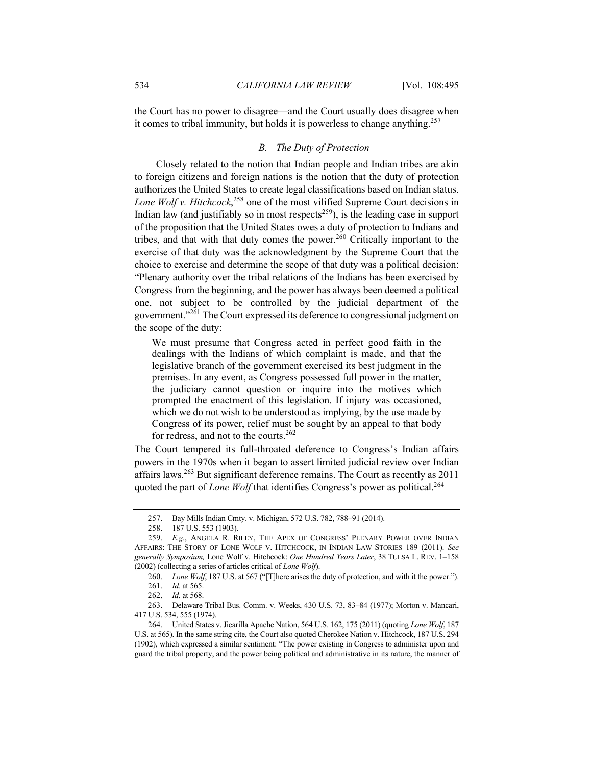the Court has no power to disagree—and the Court usually does disagree when it comes to tribal immunity, but holds it is powerless to change anything.[257]

### *B. The Duty of Protection*

Closely related to the notion that Indian people and Indian tribes are akin to foreign citizens and foreign nations is the notion that the duty of protection authorizes the United States to create legal classifications based on Indian status. *Lone Wolf v. Hitchcock*,[258] one of the most vilified Supreme Court decisions in Indian law (and justifiably so in most respects[259]), is the leading case in support of the proposition that the United States owes a duty of protection to Indians and tribes, and that with that duty comes the power.[260] Critically important to the exercise of that duty was the acknowledgment by the Supreme Court that the choice to exercise and determine the scope of that duty was a political decision: "Plenary authority over the tribal relations of the Indians has been exercised by Congress from the beginning, and the power has always been deemed a political one, not subject to be controlled by the judicial department of the government."[261] The Court expressed its deference to congressional judgment on the scope of the duty:

> We must presume that Congress acted in perfect good faith in the dealings with the Indians of which complaint is made, and that the legislative branch of the government exercised its best judgment in the premises. In any event, as Congress possessed full power in the matter, the judiciary cannot question or inquire into the motives which prompted the enactment of this legislation. If injury was occasioned, which we do not wish to be understood as implying, by the use made by Congress of its power, relief must be sought by an appeal to that body for redress, and not to the courts.[262]

The Court tempered its full-throated deference to Congress's Indian affairs powers in the 1970s when it began to assert limited judicial review over Indian affairs laws.[263] But significant deference remains. The Court as recently as 2011 quoted the part of *Lone Wolf* that identifies Congress's power as political.[264]

---

257. Bay Mills Indian Cmty. v. Michigan, 572 U.S. 782, 788–91 (2014).

258. 187 U.S. 553 (1903).

259. *E.g.*, ANGELA R. RILEY, THE APEX OF CONGRESS' PLENARY POWER OVER INDIAN AFFAIRS: THE STORY OF LONE WOLF V. HITCHCOCK, IN INDIAN LAW STORIES 189 (2011). *See generally Symposium,* Lone Wolf v. Hitchcock: *One Hundred Years Later*, 38 TULSA L. REV. 1–158 (2002) (collecting a series of articles critical of *Lone Wolf*).

260. *Lone Wolf*, 187 U.S. at 567 ("[T]here arises the duty of protection, and with it the power.").

261. *Id.* at 565.

262. *Id.* at 568.

263. Delaware Tribal Bus. Comm. v. Weeks, 430 U.S. 73, 83–84 (1977); Morton v. Mancari, 417 U.S. 534, 555 (1974).

264. United States v. Jicarilla Apache Nation, 564 U.S. 162, 175 (2011) (quoting *Lone Wolf*, 187 U.S. at 565). In the same string cite, the Court also quoted Cherokee Nation v. Hitchcock, 187 U.S. 294 (1902), which expressed a similar sentiment: "The power existing in Congress to administer upon and guard the tribal property, and the power being political and administrative in its nature, the manner of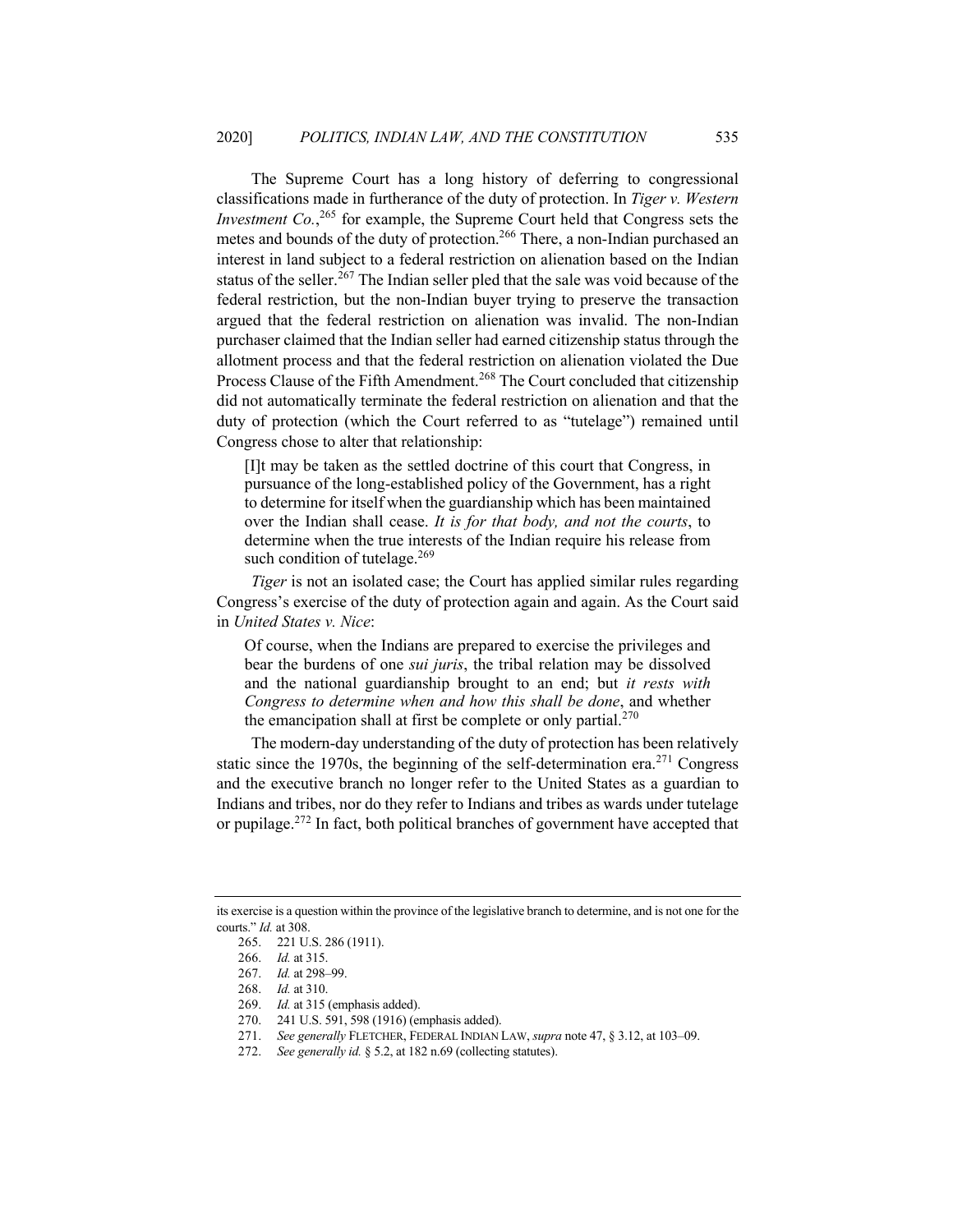The Supreme Court has a long history of deferring to congressional classifications made in furtherance of the duty of protection. In *Tiger v. Western Investment Co.*,[265] for example, the Supreme Court held that Congress sets the metes and bounds of the duty of protection.[266] There, a non-Indian purchased an interest in land subject to a federal restriction on alienation based on the Indian status of the seller.[267] The Indian seller pled that the sale was void because of the federal restriction, but the non-Indian buyer trying to preserve the transaction argued that the federal restriction on alienation was invalid. The non-Indian purchaser claimed that the Indian seller had earned citizenship status through the allotment process and that the federal restriction on alienation violated the Due Process Clause of the Fifth Amendment.[268] The Court concluded that citizenship did not automatically terminate the federal restriction on alienation and that the duty of protection (which the Court referred to as "tutelage") remained until Congress chose to alter that relationship:

> [I]t may be taken as the settled doctrine of this court that Congress, in pursuance of the long-established policy of the Government, has a right to determine for itself when the guardianship which has been maintained over the Indian shall cease. *It is for that body, and not the courts*, to determine when the true interests of the Indian require his release from such condition of tutelage.[269]

*Tiger* is not an isolated case; the Court has applied similar rules regarding Congress's exercise of the duty of protection again and again. As the Court said in *United States v. Nice*:

> Of course, when the Indians are prepared to exercise the privileges and bear the burdens of one *sui juris*, the tribal relation may be dissolved and the national guardianship brought to an end; but *it rests with Congress to determine when and how this shall be done*, and whether the emancipation shall at first be complete or only partial.[270]

The modern-day understanding of the duty of protection has been relatively static since the 1970s, the beginning of the self-determination era.[271] Congress and the executive branch no longer refer to the United States as a guardian to Indians and tribes, nor do they refer to Indians and tribes as wards under tutelage or pupilage.[272] In fact, both political branches of government have accepted that

---

its exercise is a question within the province of the legislative branch to determine, and is not one for the courts." *Id.* at 308.

265. 221 U.S. 286 (1911).

266. *Id.* at 315.

267. *Id.* at 298–99.

268. *Id.* at 310.

269. *Id.* at 315 (emphasis added).

270. 241 U.S. 591, 598 (1916) (emphasis added).

271. *See generally* FLETCHER, FEDERAL INDIAN LAW, *supra* note 47, § 3.12, at 103–09.

272. *See generally id.* § 5.2, at 182 n.69 (collecting statutes).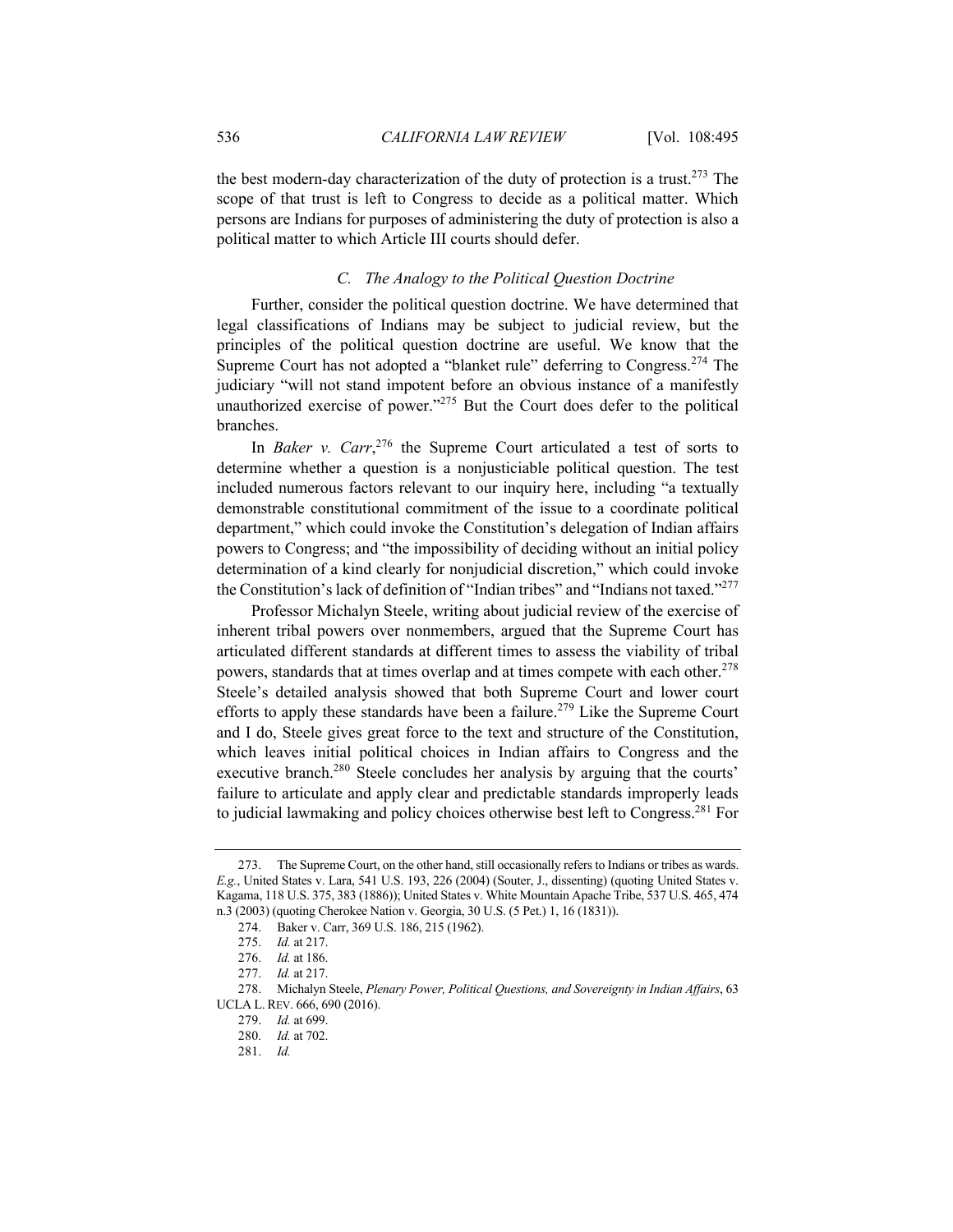the best modern-day characterization of the duty of protection is a trust.[273] The scope of that trust is left to Congress to decide as a political matter. Which persons are Indians for purposes of administering the duty of protection is also a political matter to which Article III courts should defer.

### *C. The Analogy to the Political Question Doctrine*

Further, consider the political question doctrine. We have determined that legal classifications of Indians may be subject to judicial review, but the principles of the political question doctrine are useful. We know that the Supreme Court has not adopted a "blanket rule" deferring to Congress.[274] The judiciary "will not stand impotent before an obvious instance of a manifestly unauthorized exercise of power."[275] But the Court does defer to the political branches.

In *Baker v. Carr*,[276] the Supreme Court articulated a test of sorts to determine whether a question is a nonjusticiable political question. The test included numerous factors relevant to our inquiry here, including "a textually demonstrable constitutional commitment of the issue to a coordinate political department," which could invoke the Constitution's delegation of Indian affairs powers to Congress; and "the impossibility of deciding without an initial policy determination of a kind clearly for nonjudicial discretion," which could invoke the Constitution's lack of definition of "Indian tribes" and "Indians not taxed."[277]

Professor Michalyn Steele, writing about judicial review of the exercise of inherent tribal powers over nonmembers, argued that the Supreme Court has articulated different standards at different times to assess the viability of tribal powers, standards that at times overlap and at times compete with each other.[278] Steele's detailed analysis showed that both Supreme Court and lower court efforts to apply these standards have been a failure.[279] Like the Supreme Court and I do, Steele gives great force to the text and structure of the Constitution, which leaves initial political choices in Indian affairs to Congress and the executive branch.[280] Steele concludes her analysis by arguing that the courts' failure to articulate and apply clear and predictable standards improperly leads to judicial lawmaking and policy choices otherwise best left to Congress.[281] For

---

273. The Supreme Court, on the other hand, still occasionally refers to Indians or tribes as wards. *E.g.*, United States v. Lara, 541 U.S. 193, 226 (2004) (Souter, J., dissenting) (quoting United States v. Kagama, 118 U.S. 375, 383 (1886)); United States v. White Mountain Apache Tribe, 537 U.S. 465, 474 n.3 (2003) (quoting Cherokee Nation v. Georgia, 30 U.S. (5 Pet.) 1, 16 (1831)).

274. Baker v. Carr, 369 U.S. 186, 215 (1962).

275. *Id.* at 217.

276. *Id.* at 186.

277. *Id.* at 217.

278. Michalyn Steele, *Plenary Power, Political Questions, and Sovereignty in Indian Affairs*, 63 UCLA L. REV. 666, 690 (2016).

279. *Id.* at 699.

280. *Id.* at 702.

281. *Id.*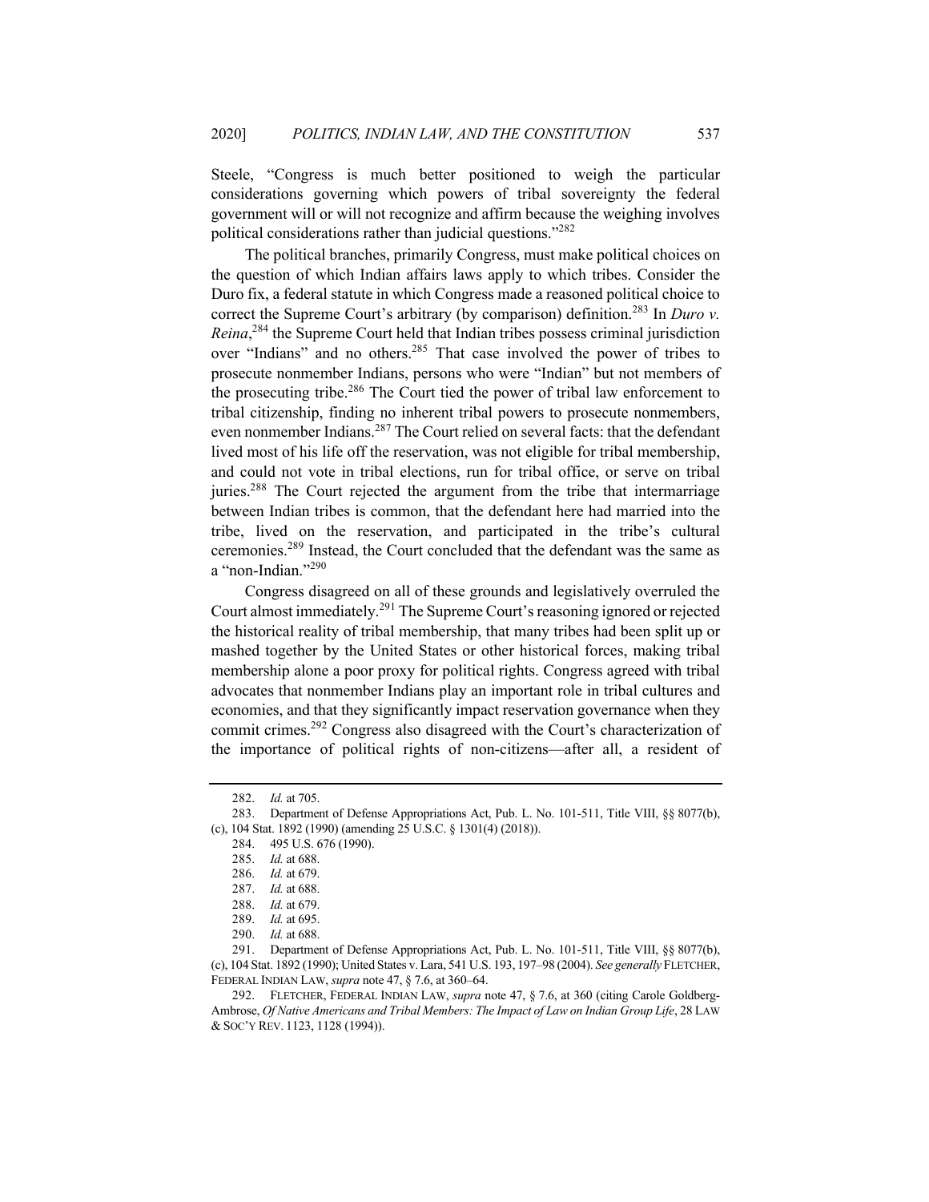Steele, "Congress is much better positioned to weigh the particular considerations governing which powers of tribal sovereignty the federal government will or will not recognize and affirm because the weighing involves political considerations rather than judicial questions."[282]

The political branches, primarily Congress, must make political choices on the question of which Indian affairs laws apply to which tribes. Consider the Duro fix, a federal statute in which Congress made a reasoned political choice to correct the Supreme Court's arbitrary (by comparison) definition.[283] In *Duro v. Reina*,[284] the Supreme Court held that Indian tribes possess criminal jurisdiction over "Indians" and no others.[285] That case involved the power of tribes to prosecute nonmember Indians, persons who were "Indian" but not members of the prosecuting tribe.[286] The Court tied the power of tribal law enforcement to tribal citizenship, finding no inherent tribal powers to prosecute nonmembers, even nonmember Indians.[287] The Court relied on several facts: that the defendant lived most of his life off the reservation, was not eligible for tribal membership, and could not vote in tribal elections, run for tribal office, or serve on tribal juries.[288] The Court rejected the argument from the tribe that intermarriage between Indian tribes is common, that the defendant here had married into the tribe, lived on the reservation, and participated in the tribe's cultural ceremonies.[289] Instead, the Court concluded that the defendant was the same as a "non-Indian."[290]

Congress disagreed on all of these grounds and legislatively overruled the Court almost immediately.[291] The Supreme Court's reasoning ignored or rejected the historical reality of tribal membership, that many tribes had been split up or mashed together by the United States or other historical forces, making tribal membership alone a poor proxy for political rights. Congress agreed with tribal advocates that nonmember Indians play an important role in tribal cultures and economies, and that they significantly impact reservation governance when they commit crimes.[292] Congress also disagreed with the Court's characterization of the importance of political rights of non-citizens—after all, a resident of

---

282. *Id.* at 705.

283. Department of Defense Appropriations Act, Pub. L. No. 101-511, Title VIII, §§ 8077(b), (c), 104 Stat. 1892 (1990) (amending 25 U.S.C. § 1301(4) (2018)).

284. 495 U.S. 676 (1990).

285. *Id.* at 688.

286. *Id.* at 679.

287. *Id.* at 688.

288. *Id.* at 679.

289. *Id.* at 695.

290. *Id.* at 688.

291. Department of Defense Appropriations Act, Pub. L. No. 101-511, Title VIII, §§ 8077(b), (c), 104 Stat. 1892 (1990); United States v. Lara, 541 U.S. 193, 197–98 (2004). *See generally* FLETCHER, FEDERAL INDIAN LAW, *supra* note 47, § 7.6, at 360–64.

292. FLETCHER, FEDERAL INDIAN LAW, *supra* note 47, § 7.6, at 360 (citing Carole Goldberg-Ambrose, *Of Native Americans and Tribal Members: The Impact of Law on Indian Group Life*, 28 LAW & SOC'Y REV. 1123, 1128 (1994)).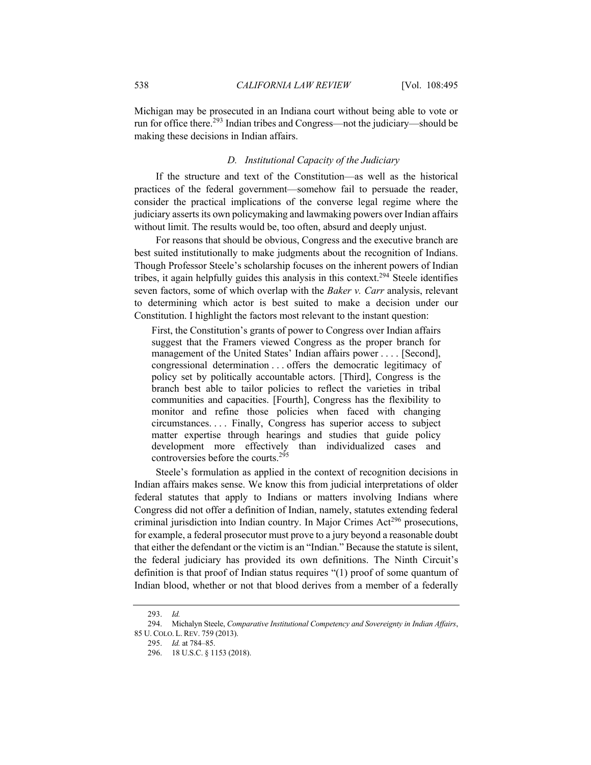Michigan may be prosecuted in an Indiana court without being able to vote or run for office there.[293] Indian tribes and Congress—not the judiciary—should be making these decisions in Indian affairs.

### *D. Institutional Capacity of the Judiciary*

If the structure and text of the Constitution—as well as the historical practices of the federal government—somehow fail to persuade the reader, consider the practical implications of the converse legal regime where the judiciary asserts its own policymaking and lawmaking powers over Indian affairs without limit. The results would be, too often, absurd and deeply unjust.

For reasons that should be obvious, Congress and the executive branch are best suited institutionally to make judgments about the recognition of Indians. Though Professor Steele's scholarship focuses on the inherent powers of Indian tribes, it again helpfully guides this analysis in this context.[294] Steele identifies seven factors, some of which overlap with the *Baker v. Carr* analysis, relevant to determining which actor is best suited to make a decision under our Constitution. I highlight the factors most relevant to the instant question:

> First, the Constitution's grants of power to Congress over Indian affairs suggest that the Framers viewed Congress as the proper branch for management of the United States' Indian affairs power . . . . [Second], congressional determination . . . offers the democratic legitimacy of policy set by politically accountable actors. [Third], Congress is the branch best able to tailor policies to reflect the varieties in tribal communities and capacities. [Fourth], Congress has the flexibility to monitor and refine those policies when faced with changing circumstances. . . . Finally, Congress has superior access to subject matter expertise through hearings and studies that guide policy development more effectively than individualized cases and controversies before the courts.[295]

Steele's formulation as applied in the context of recognition decisions in Indian affairs makes sense. We know this from judicial interpretations of older federal statutes that apply to Indians or matters involving Indians where Congress did not offer a definition of Indian, namely, statutes extending federal criminal jurisdiction into Indian country. In Major Crimes Act[296] prosecutions, for example, a federal prosecutor must prove to a jury beyond a reasonable doubt that either the defendant or the victim is an "Indian." Because the statute is silent, the federal judiciary has provided its own definitions. The Ninth Circuit's definition is that proof of Indian status requires "(1) proof of some quantum of Indian blood, whether or not that blood derives from a member of a federally

---

293. *Id.*

294. Michalyn Steele, *Comparative Institutional Competency and Sovereignty in Indian Affairs*, 85 U. COLO. L. REV. 759 (2013).

295. *Id.* at 784–85.

296. 18 U.S.C. § 1153 (2018).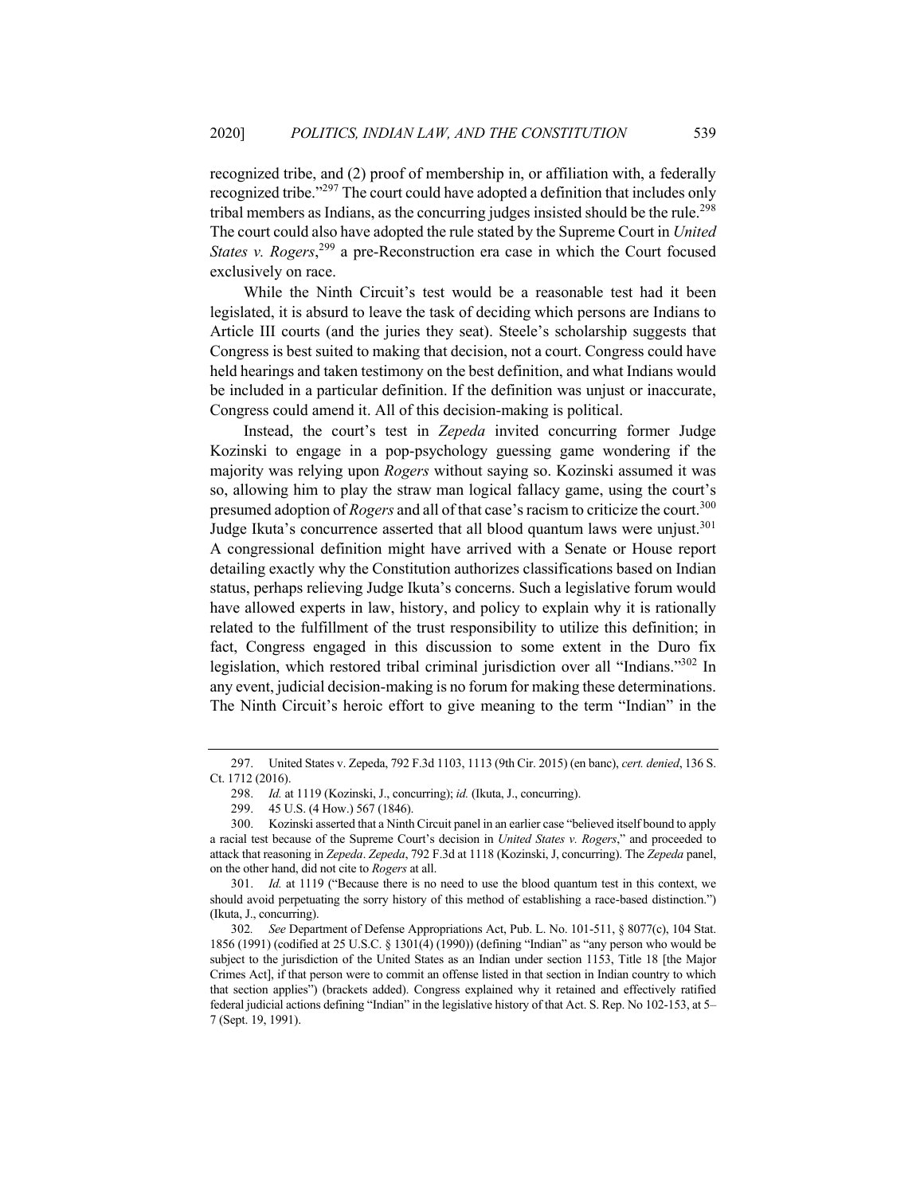recognized tribe, and (2) proof of membership in, or affiliation with, a federally recognized tribe."[297] The court could have adopted a definition that includes only tribal members as Indians, as the concurring judges insisted should be the rule.[298] The court could also have adopted the rule stated by the Supreme Court in *United States v. Rogers*,[299] a pre-Reconstruction era case in which the Court focused exclusively on race.

While the Ninth Circuit's test would be a reasonable test had it been legislated, it is absurd to leave the task of deciding which persons are Indians to Article III courts (and the juries they seat). Steele's scholarship suggests that Congress is best suited to making that decision, not a court. Congress could have held hearings and taken testimony on the best definition, and what Indians would be included in a particular definition. If the definition was unjust or inaccurate, Congress could amend it. All of this decision-making is political.

Instead, the court's test in *Zepeda* invited concurring former Judge Kozinski to engage in a pop-psychology guessing game wondering if the majority was relying upon *Rogers* without saying so. Kozinski assumed it was so, allowing him to play the straw man logical fallacy game, using the court's presumed adoption of *Rogers* and all of that case's racism to criticize the court.[300] Judge Ikuta's concurrence asserted that all blood quantum laws were unjust.[301] A congressional definition might have arrived with a Senate or House report detailing exactly why the Constitution authorizes classifications based on Indian status, perhaps relieving Judge Ikuta's concerns. Such a legislative forum would have allowed experts in law, history, and policy to explain why it is rationally related to the fulfillment of the trust responsibility to utilize this definition; in fact, Congress engaged in this discussion to some extent in the Duro fix legislation, which restored tribal criminal jurisdiction over all "Indians."[302] In any event, judicial decision-making is no forum for making these determinations. The Ninth Circuit's heroic effort to give meaning to the term "Indian" in the

---

297. United States v. Zepeda, 792 F.3d 1103, 1113 (9th Cir. 2015) (en banc), *cert. denied*, 136 S. Ct. 1712 (2016).

298. *Id.* at 1119 (Kozinski, J., concurring); *id.* (Ikuta, J., concurring).

299. 45 U.S. (4 How.) 567 (1846).

300. Kozinski asserted that a Ninth Circuit panel in an earlier case "believed itself bound to apply a racial test because of the Supreme Court's decision in *United States v. Rogers*," and proceeded to attack that reasoning in *Zepeda*. *Zepeda*, 792 F.3d at 1118 (Kozinski, J, concurring). The *Zepeda* panel, on the other hand, did not cite to *Rogers* at all.

301. *Id.* at 1119 ("Because there is no need to use the blood quantum test in this context, we should avoid perpetuating the sorry history of this method of establishing a race-based distinction.") (Ikuta, J., concurring).

302. *See* Department of Defense Appropriations Act, Pub. L. No. 101-511, § 8077(c), 104 Stat. 1856 (1991) (codified at 25 U.S.C. § 1301(4) (1990)) (defining "Indian" as "any person who would be subject to the jurisdiction of the United States as an Indian under section 1153, Title 18 [the Major Crimes Act], if that person were to commit an offense listed in that section in Indian country to which that section applies") (brackets added). Congress explained why it retained and effectively ratified federal judicial actions defining "Indian" in the legislative history of that Act. S. Rep. No 102-153, at 5–7 (Sept. 19, 1991).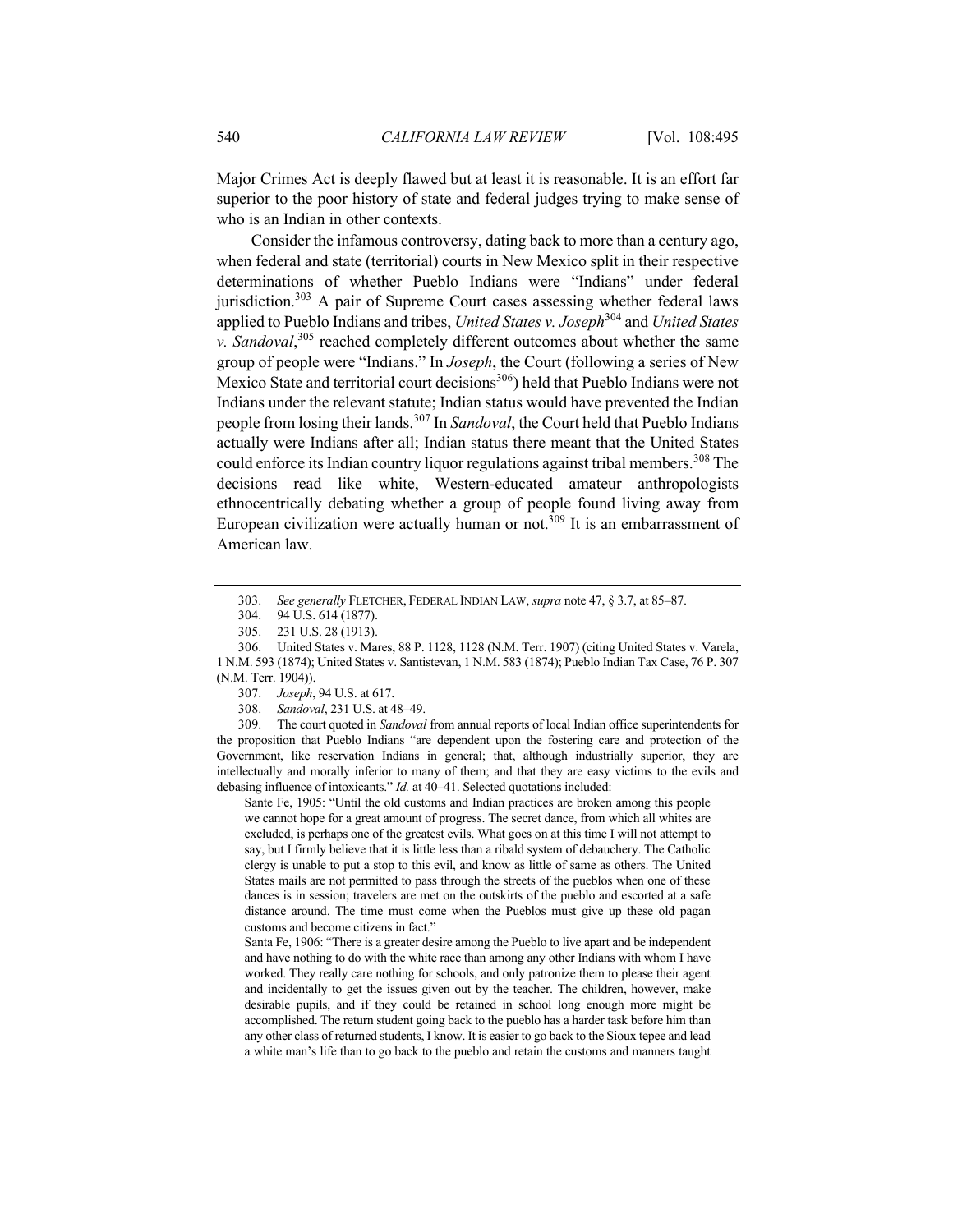Major Crimes Act is deeply flawed but at least it is reasonable. It is an effort far superior to the poor history of state and federal judges trying to make sense of who is an Indian in other contexts.

Consider the infamous controversy, dating back to more than a century ago, when federal and state (territorial) courts in New Mexico split in their respective determinations of whether Pueblo Indians were "Indians" under federal jurisdiction.[303] A pair of Supreme Court cases assessing whether federal laws applied to Pueblo Indians and tribes, *United States v. Joseph*[304] and *United States v. Sandoval*,[305] reached completely different outcomes about whether the same group of people were "Indians." In *Joseph*, the Court (following a series of New Mexico State and territorial court decisions[306]) held that Pueblo Indians were not Indians under the relevant statute; Indian status would have prevented the Indian people from losing their lands.[307] In *Sandoval*, the Court held that Pueblo Indians actually were Indians after all; Indian status there meant that the United States could enforce its Indian country liquor regulations against tribal members.[308] The decisions read like white, Western-educated amateur anthropologists ethnocentrically debating whether a group of people found living away from European civilization were actually human or not.[309] It is an embarrassment of American law.

---

303. *See generally* FLETCHER, FEDERAL INDIAN LAW, *supra* note 47, § 3.7, at 85–87.

304. 94 U.S. 614 (1877).

305. 231 U.S. 28 (1913).

306. United States v. Mares, 88 P. 1128, 1128 (N.M. Terr. 1907) (citing United States v. Varela, 1 N.M. 593 (1874); United States v. Santistevan, 1 N.M. 583 (1874); Pueblo Indian Tax Case, 76 P. 307 (N.M. Terr. 1904)).

307. *Joseph*, 94 U.S. at 617.

308. *Sandoval*, 231 U.S. at 48–49.

309. The court quoted in *Sandoval* from annual reports of local Indian office superintendents for the proposition that Pueblo Indians "are dependent upon the fostering care and protection of the Government, like reservation Indians in general; that, although industrially superior, they are intellectually and morally inferior to many of them; and that they are easy victims to the evils and debasing influence of intoxicants." *Id.* at 40–41. Selected quotations included:

> Sante Fe, 1905: "Until the old customs and Indian practices are broken among this people we cannot hope for a great amount of progress. The secret dance, from which all whites are excluded, is perhaps one of the greatest evils. What goes on at this time I will not attempt to say, but I firmly believe that it is little less than a ribald system of debauchery. The Catholic clergy is unable to put a stop to this evil, and know as little of same as others. The United States mails are not permitted to pass through the streets of the pueblos when one of these dances is in session; travelers are met on the outskirts of the pueblo and escorted at a safe distance around. The time must come when the Pueblos must give up these old pagan customs and become citizens in fact."
>
> Santa Fe, 1906: "There is a greater desire among the Pueblo to live apart and be independent and have nothing to do with the white race than among any other Indians with whom I have worked. They really care nothing for schools, and only patronize them to please their agent and incidentally to get the issues given out by the teacher. The children, however, make desirable pupils, and if they could be retained in school long enough more might be accomplished. The return student going back to the pueblo has a harder task before him than any other class of returned students, I know. It is easier to go back to the Sioux tepee and lead a white man's life than to go back to the pueblo and retain the customs and manners taught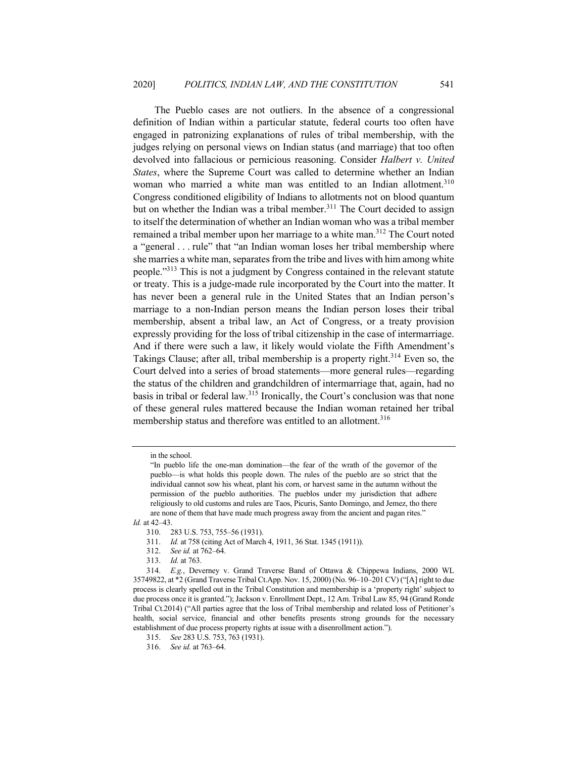The Pueblo cases are not outliers. In the absence of a congressional definition of Indian within a particular statute, federal courts too often have engaged in patronizing explanations of rules of tribal membership, with the judges relying on personal views on Indian status (and marriage) that too often devolved into fallacious or pernicious reasoning. Consider *Halbert v. United States*, where the Supreme Court was called to determine whether an Indian woman who married a white man was entitled to an Indian allotment.[310] Congress conditioned eligibility of Indians to allotments not on blood quantum but on whether the Indian was a tribal member.[311] The Court decided to assign to itself the determination of whether an Indian woman who was a tribal member remained a tribal member upon her marriage to a white man.[312] The Court noted a "general . . . rule" that "an Indian woman loses her tribal membership where she marries a white man, separates from the tribe and lives with him among white people."[313] This is not a judgment by Congress contained in the relevant statute or treaty. This is a judge-made rule incorporated by the Court into the matter. It has never been a general rule in the United States that an Indian person's marriage to a non-Indian person means the Indian person loses their tribal membership, absent a tribal law, an Act of Congress, or a treaty provision expressly providing for the loss of tribal citizenship in the case of intermarriage. And if there were such a law, it likely would violate the Fifth Amendment's Takings Clause; after all, tribal membership is a property right.[314] Even so, the Court delved into a series of broad statements—more general rules—regarding the status of the children and grandchildren of intermarriage that, again, had no basis in tribal or federal law.[315] Ironically, the Court's conclusion was that none of these general rules mattered because the Indian woman retained her tribal membership status and therefore was entitled to an allotment.[316]

---

in the school.

> "In pueblo life the one-man domination—the fear of the wrath of the governor of the pueblo—is what holds this people down. The rules of the pueblo are so strict that the individual cannot sow his wheat, plant his corn, or harvest same in the autumn without the permission of the pueblo authorities. The pueblos under my jurisdiction that adhere religiously to old customs and rules are Taos, Picuris, Santo Domingo, and Jemez, tho there are none of them that have made much progress away from the ancient and pagan rites."

*Id.* at 42–43.

310. 283 U.S. 753, 755–56 (1931).

311. *Id.* at 758 (citing Act of March 4, 1911, 36 Stat. 1345 (1911)).

312. *See id.* at 762–64.

313. *Id.* at 763.

314. *E.g.*, Deverney v. Grand Traverse Band of Ottawa & Chippewa Indians, 2000 WL 35749822, at *2 (Grand Traverse Tribal Ct.App. Nov. 15, 2000) (No. 96–10–201 CV) ("[A] right to due process is clearly spelled out in the Tribal Constitution and membership is a 'property right' subject to due process once it is granted."); Jackson v. Enrollment Dept., 12 Am. Tribal Law 85, 94 (Grand Ronde Tribal Ct.2014) ("All parties agree that the loss of Tribal membership and related loss of Petitioner's health, social service, financial and other benefits presents strong grounds for the necessary establishment of due process property rights at issue with a disenrollment action.").

315. *See* 283 U.S. 753, 763 (1931).

316. *See id.* at 763–64.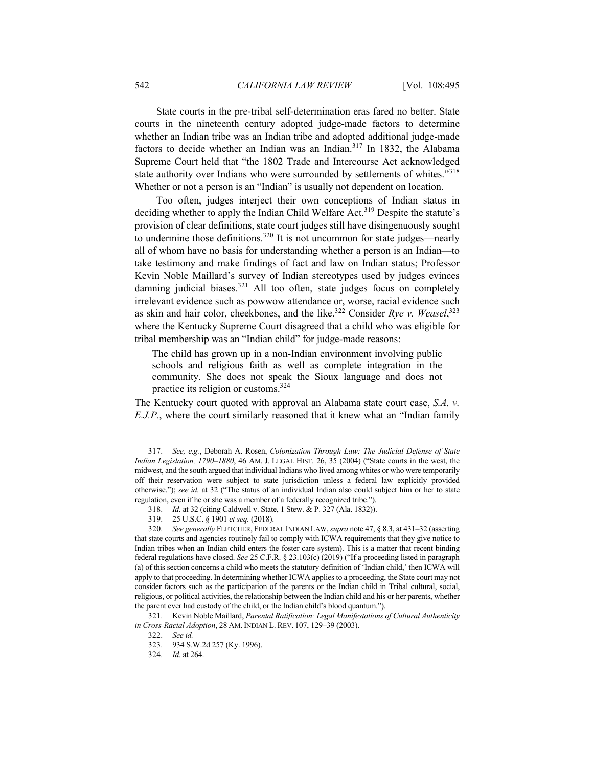State courts in the pre-tribal self-determination eras fared no better. State courts in the nineteenth century adopted judge-made factors to determine whether an Indian tribe was an Indian tribe and adopted additional judge-made factors to decide whether an Indian was an Indian.[317] In 1832, the Alabama Supreme Court held that "the 1802 Trade and Intercourse Act acknowledged state authority over Indians who were surrounded by settlements of whites."[318] Whether or not a person is an "Indian" is usually not dependent on location.

Too often, judges interject their own conceptions of Indian status in deciding whether to apply the Indian Child Welfare Act.[319] Despite the statute's provision of clear definitions, state court judges still have disingenuously sought to undermine those definitions.[320] It is not uncommon for state judges—nearly all of whom have no basis for understanding whether a person is an Indian—to take testimony and make findings of fact and law on Indian status; Professor Kevin Noble Maillard's survey of Indian stereotypes used by judges evinces damning judicial biases.[321] All too often, state judges focus on completely irrelevant evidence such as powwow attendance or, worse, racial evidence such as skin and hair color, cheekbones, and the like.[322] Consider *Rye v. Weasel*,[323] where the Kentucky Supreme Court disagreed that a child who was eligible for tribal membership was an "Indian child" for judge-made reasons:

> The child has grown up in a non-Indian environment involving public schools and religious faith as well as complete integration in the community. She does not speak the Sioux language and does not practice its religion or customs.[324]

The Kentucky court quoted with approval an Alabama state court case, *S.A. v. E.J.P.*, where the court similarly reasoned that it knew what an "Indian family

---

317. *See, e.g.*, Deborah A. Rosen, *Colonization Through Law: The Judicial Defense of State Indian Legislation, 1790–1880*, 46 AM. J. LEGAL HIST. 26, 35 (2004) ("State courts in the west, the midwest, and the south argued that individual Indians who lived among whites or who were temporarily off their reservation were subject to state jurisdiction unless a federal law explicitly provided otherwise."); *see id.* at 32 ("The status of an individual Indian also could subject him or her to state regulation, even if he or she was a member of a federally recognized tribe.").

318. *Id.* at 32 (citing Caldwell v. State, 1 Stew. & P. 327 (Ala. 1832)).

319. 25 U.S.C. § 1901 *et seq.* (2018).

320. *See generally* FLETCHER, FEDERAL INDIAN LAW, *supra* note 47, § 8.3, at 431–32 (asserting that state courts and agencies routinely fail to comply with ICWA requirements that they give notice to Indian tribes when an Indian child enters the foster care system). This is a matter that recent binding federal regulations have closed. *See* 25 C.F.R. § 23.103(c) (2019) ("If a proceeding listed in paragraph (a) of this section concerns a child who meets the statutory definition of 'Indian child,' then ICWA will apply to that proceeding. In determining whether ICWA applies to a proceeding, the State court may not consider factors such as the participation of the parents or the Indian child in Tribal cultural, social, religious, or political activities, the relationship between the Indian child and his or her parents, whether the parent ever had custody of the child, or the Indian child's blood quantum.").

321. Kevin Noble Maillard, *Parental Ratification: Legal Manifestations of Cultural Authenticity in Cross-Racial Adoption*, 28 AM. INDIAN L. REV. 107, 129–39 (2003).

322. *See id.*

323. 934 S.W.2d 257 (Ky. 1996).

324. *Id.* at 264.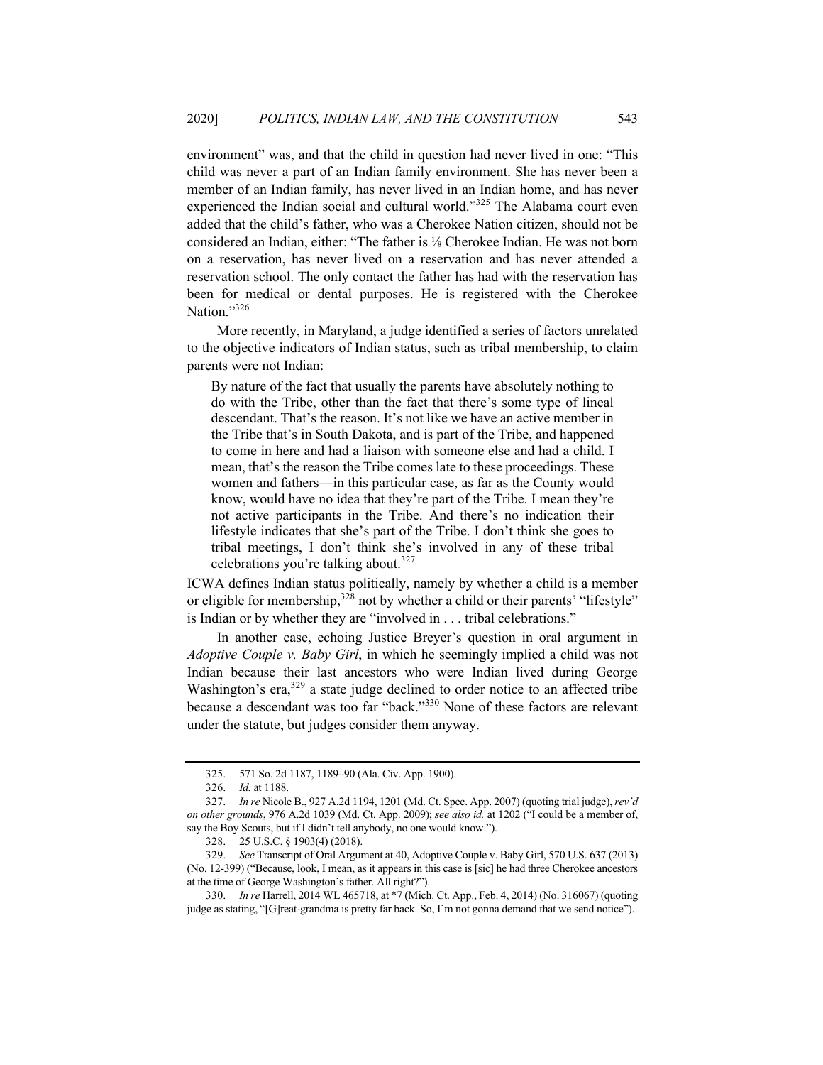environment" was, and that the child in question had never lived in one: "This child was never a part of an Indian family environment. She has never been a member of an Indian family, has never lived in an Indian home, and has never experienced the Indian social and cultural world."[325] The Alabama court even added that the child's father, who was a Cherokee Nation citizen, should not be considered an Indian, either: "The father is ⅛ Cherokee Indian. He was not born on a reservation, has never lived on a reservation and has never attended a reservation school. The only contact the father has had with the reservation has been for medical or dental purposes. He is registered with the Cherokee Nation."[326]

More recently, in Maryland, a judge identified a series of factors unrelated to the objective indicators of Indian status, such as tribal membership, to claim parents were not Indian:

> By nature of the fact that usually the parents have absolutely nothing to do with the Tribe, other than the fact that there's some type of lineal descendant. That's the reason. It's not like we have an active member in the Tribe that's in South Dakota, and is part of the Tribe, and happened to come in here and had a liaison with someone else and had a child. I mean, that's the reason the Tribe comes late to these proceedings. These women and fathers—in this particular case, as far as the County would know, would have no idea that they're part of the Tribe. I mean they're not active participants in the Tribe. And there's no indication their lifestyle indicates that she's part of the Tribe. I don't think she goes to tribal meetings, I don't think she's involved in any of these tribal celebrations you're talking about.[327]

ICWA defines Indian status politically, namely by whether a child is a member or eligible for membership,[328] not by whether a child or their parents' "lifestyle" is Indian or by whether they are "involved in . . . tribal celebrations."

In another case, echoing Justice Breyer's question in oral argument in *Adoptive Couple v. Baby Girl*, in which he seemingly implied a child was not Indian because their last ancestors who were Indian lived during George Washington's era,[329] a state judge declined to order notice to an affected tribe because a descendant was too far "back."[330] None of these factors are relevant under the statute, but judges consider them anyway.

---

325. 571 So. 2d 1187, 1189–90 (Ala. Civ. App. 1900).

326. *Id.* at 1188.

327. *In re* Nicole B., 927 A.2d 1194, 1201 (Md. Ct. Spec. App. 2007) (quoting trial judge), *rev'd on other grounds*, 976 A.2d 1039 (Md. Ct. App. 2009); *see also id.* at 1202 ("I could be a member of, say the Boy Scouts, but if I didn't tell anybody, no one would know.").

328. 25 U.S.C. § 1903(4) (2018).

329. *See* Transcript of Oral Argument at 40, Adoptive Couple v. Baby Girl, 570 U.S. 637 (2013) (No. 12-399) ("Because, look, I mean, as it appears in this case is [sic] he had three Cherokee ancestors at the time of George Washington's father. All right?").

330. *In re* Harrell, 2014 WL 465718, at *7 (Mich. Ct. App., Feb. 4, 2014) (No. 316067) (quoting judge as stating, "[G]reat-grandma is pretty far back. So, I'm not gonna demand that we send notice").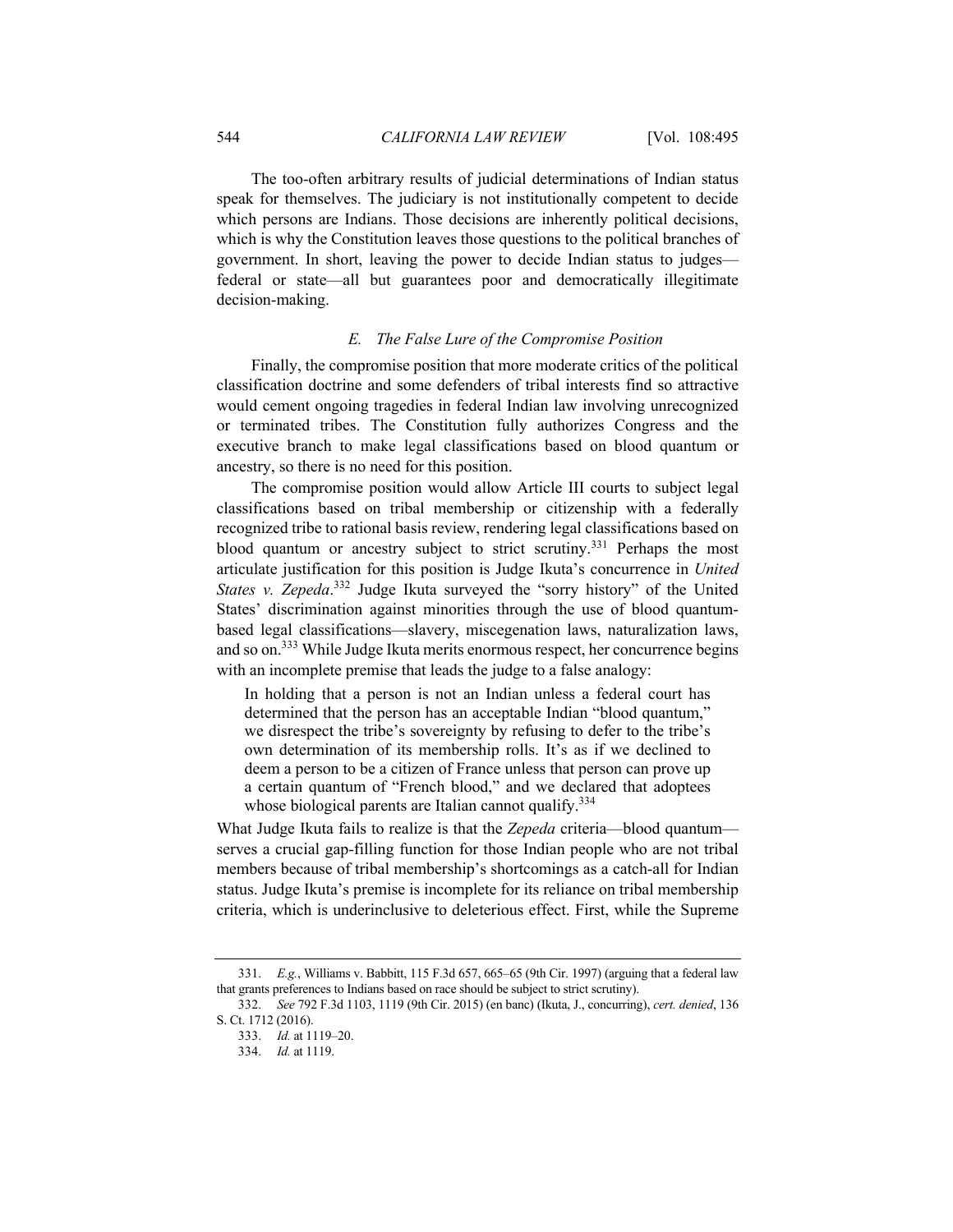The too-often arbitrary results of judicial determinations of Indian status speak for themselves. The judiciary is not institutionally competent to decide which persons are Indians. Those decisions are inherently political decisions, which is why the Constitution leaves those questions to the political branches of government. In short, leaving the power to decide Indian status to judges—federal or state—all but guarantees poor and democratically illegitimate decision-making.

### *E. The False Lure of the Compromise Position*

Finally, the compromise position that more moderate critics of the political classification doctrine and some defenders of tribal interests find so attractive would cement ongoing tragedies in federal Indian law involving unrecognized or terminated tribes. The Constitution fully authorizes Congress and the executive branch to make legal classifications based on blood quantum or ancestry, so there is no need for this position.

The compromise position would allow Article III courts to subject legal classifications based on tribal membership or citizenship with a federally recognized tribe to rational basis review, rendering legal classifications based on blood quantum or ancestry subject to strict scrutiny.[331] Perhaps the most articulate justification for this position is Judge Ikuta's concurrence in *United States v. Zepeda*.[332] Judge Ikuta surveyed the "sorry history" of the United States' discrimination against minorities through the use of blood quantum-based legal classifications—slavery, miscegenation laws, naturalization laws, and so on.[333] While Judge Ikuta merits enormous respect, her concurrence begins with an incomplete premise that leads the judge to a false analogy:

> In holding that a person is not an Indian unless a federal court has determined that the person has an acceptable Indian "blood quantum," we disrespect the tribe's sovereignty by refusing to defer to the tribe's own determination of its membership rolls. It's as if we declined to deem a person to be a citizen of France unless that person can prove up a certain quantum of "French blood," and we declared that adoptees whose biological parents are Italian cannot qualify.[334]

What Judge Ikuta fails to realize is that the *Zepeda* criteria—blood quantum—serves a crucial gap-filling function for those Indian people who are not tribal members because of tribal membership's shortcomings as a catch-all for Indian status. Judge Ikuta's premise is incomplete for its reliance on tribal membership criteria, which is underinclusive to deleterious effect. First, while the Supreme

---

331. *E.g.*, Williams v. Babbitt, 115 F.3d 657, 665–65 (9th Cir. 1997) (arguing that a federal law that grants preferences to Indians based on race should be subject to strict scrutiny).

332. *See* 792 F.3d 1103, 1119 (9th Cir. 2015) (en banc) (Ikuta, J., concurring), *cert. denied*, 136 S. Ct. 1712 (2016).

333. *Id.* at 1119–20.

334. *Id.* at 1119.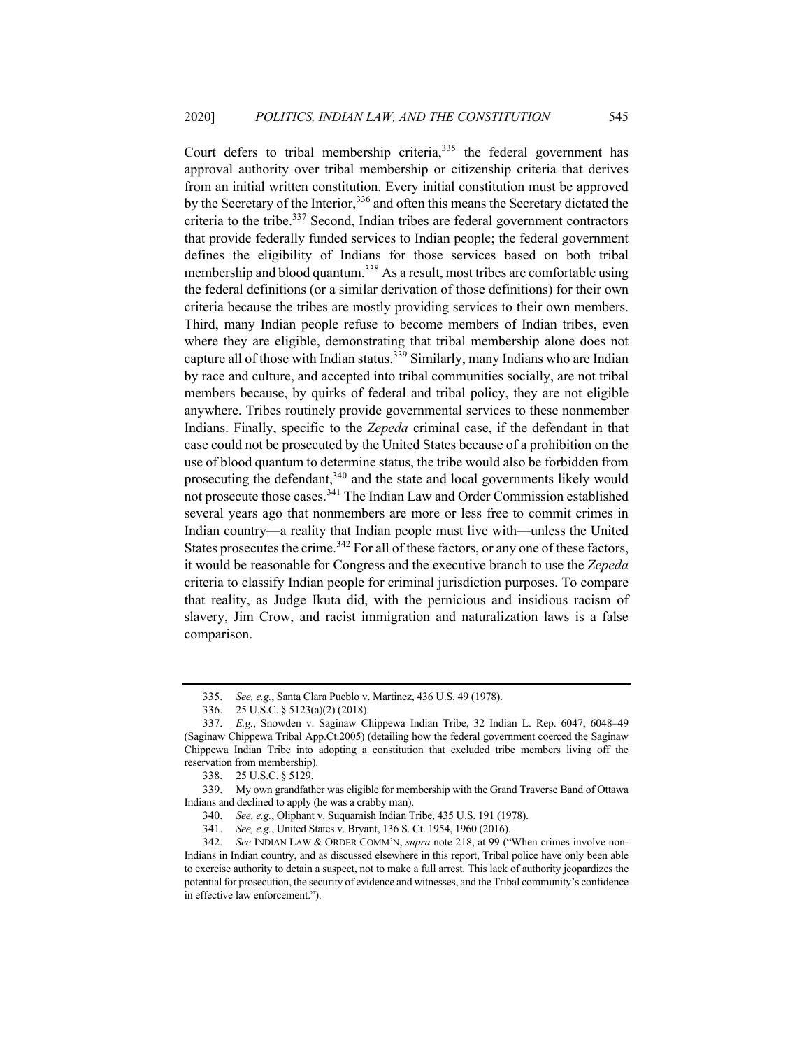Court defers to tribal membership criteria,[335] the federal government has approval authority over tribal membership or citizenship criteria that derives from an initial written constitution. Every initial constitution must be approved by the Secretary of the Interior,[336] and often this means the Secretary dictated the criteria to the tribe.[337] Second, Indian tribes are federal government contractors that provide federally funded services to Indian people; the federal government defines the eligibility of Indians for those services based on both tribal membership and blood quantum.[338] As a result, most tribes are comfortable using the federal definitions (or a similar derivation of those definitions) for their own criteria because the tribes are mostly providing services to their own members. Third, many Indian people refuse to become members of Indian tribes, even where they are eligible, demonstrating that tribal membership alone does not capture all of those with Indian status.[339] Similarly, many Indians who are Indian by race and culture, and accepted into tribal communities socially, are not tribal members because, by quirks of federal and tribal policy, they are not eligible anywhere. Tribes routinely provide governmental services to these nonmember Indians. Finally, specific to the *Zepeda* criminal case, if the defendant in that case could not be prosecuted by the United States because of a prohibition on the use of blood quantum to determine status, the tribe would also be forbidden from prosecuting the defendant,[340] and the state and local governments likely would not prosecute those cases.[341] The Indian Law and Order Commission established several years ago that nonmembers are more or less free to commit crimes in Indian country—a reality that Indian people must live with—unless the United States prosecutes the crime.[342] For all of these factors, or any one of these factors, it would be reasonable for Congress and the executive branch to use the *Zepeda* criteria to classify Indian people for criminal jurisdiction purposes. To compare that reality, as Judge Ikuta did, with the pernicious and insidious racism of slavery, Jim Crow, and racist immigration and naturalization laws is a false comparison.

---

335. *See, e.g.*, Santa Clara Pueblo v. Martinez, 436 U.S. 49 (1978).

336. 25 U.S.C. § 5123(a)(2) (2018).

337. *E.g.*, Snowden v. Saginaw Chippewa Indian Tribe, 32 Indian L. Rep. 6047, 6048–49 (Saginaw Chippewa Tribal App.Ct.2005) (detailing how the federal government coerced the Saginaw Chippewa Indian Tribe into adopting a constitution that excluded tribe members living off the reservation from membership).

338. 25 U.S.C. § 5129.

339. My own grandfather was eligible for membership with the Grand Traverse Band of Ottawa Indians and declined to apply (he was a crabby man).

340. *See, e.g.*, Oliphant v. Suquamish Indian Tribe, 435 U.S. 191 (1978).

341. *See, e.g.*, United States v. Bryant, 136 S. Ct. 1954, 1960 (2016).

342. *See* INDIAN LAW & ORDER COMM'N, *supra* note 218, at 99 ("When crimes involve non-Indians in Indian country, and as discussed elsewhere in this report, Tribal police have only been able to exercise authority to detain a suspect, not to make a full arrest. This lack of authority jeopardizes the potential for prosecution, the security of evidence and witnesses, and the Tribal community's confidence in effective law enforcement.").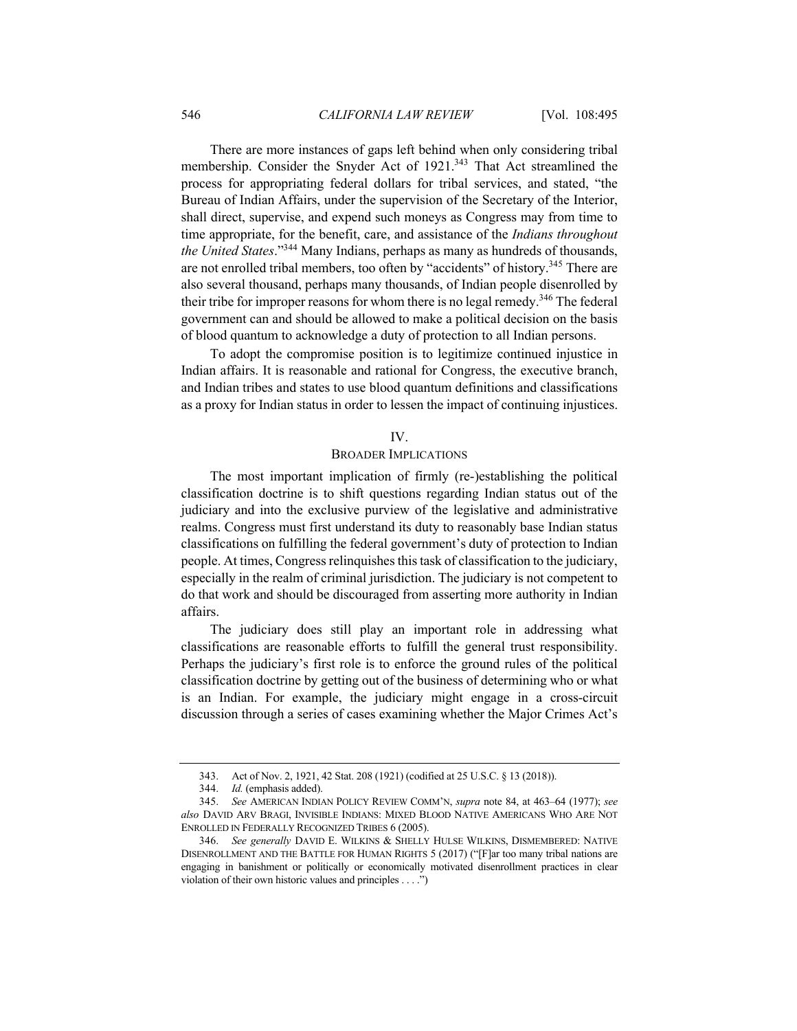There are more instances of gaps left behind when only considering tribal membership. Consider the Snyder Act of 1921.[343] That Act streamlined the process for appropriating federal dollars for tribal services, and stated, "the Bureau of Indian Affairs, under the supervision of the Secretary of the Interior, shall direct, supervise, and expend such moneys as Congress may from time to time appropriate, for the benefit, care, and assistance of the *Indians throughout the United States*."[344] Many Indians, perhaps as many as hundreds of thousands, are not enrolled tribal members, too often by "accidents" of history.[345] There are also several thousand, perhaps many thousands, of Indian people disenrolled by their tribe for improper reasons for whom there is no legal remedy.[346] The federal government can and should be allowed to make a political decision on the basis of blood quantum to acknowledge a duty of protection to all Indian persons.

To adopt the compromise position is to legitimize continued injustice in Indian affairs. It is reasonable and rational for Congress, the executive branch, and Indian tribes and states to use blood quantum definitions and classifications as a proxy for Indian status in order to lessen the impact of continuing injustices.

## IV.
## BROADER IMPLICATIONS

The most important implication of firmly (re-)establishing the political classification doctrine is to shift questions regarding Indian status out of the judiciary and into the exclusive purview of the legislative and administrative realms. Congress must first understand its duty to reasonably base Indian status classifications on fulfilling the federal government's duty of protection to Indian people. At times, Congress relinquishes this task of classification to the judiciary, especially in the realm of criminal jurisdiction. The judiciary is not competent to do that work and should be discouraged from asserting more authority in Indian affairs.

The judiciary does still play an important role in addressing what classifications are reasonable efforts to fulfill the general trust responsibility. Perhaps the judiciary's first role is to enforce the ground rules of the political classification doctrine by getting out of the business of determining who or what is an Indian. For example, the judiciary might engage in a cross-circuit discussion through a series of cases examining whether the Major Crimes Act's

---

343. Act of Nov. 2, 1921, 42 Stat. 208 (1921) (codified at 25 U.S.C. § 13 (2018)).

344. *Id.* (emphasis added).

345. *See* AMERICAN INDIAN POLICY REVIEW COMM'N, *supra* note 84, at 463–64 (1977); *see also* DAVID ARV BRAGI, INVISIBLE INDIANS: MIXED BLOOD NATIVE AMERICANS WHO ARE NOT ENROLLED IN FEDERALLY RECOGNIZED TRIBES 6 (2005).

346. *See generally* DAVID E. WILKINS & SHELLY HULSE WILKINS, DISMEMBERED: NATIVE DISENROLLMENT AND THE BATTLE FOR HUMAN RIGHTS 5 (2017) ("[F]ar too many tribal nations are engaging in banishment or politically or economically motivated disenrollment practices in clear violation of their own historic values and principles . . . .")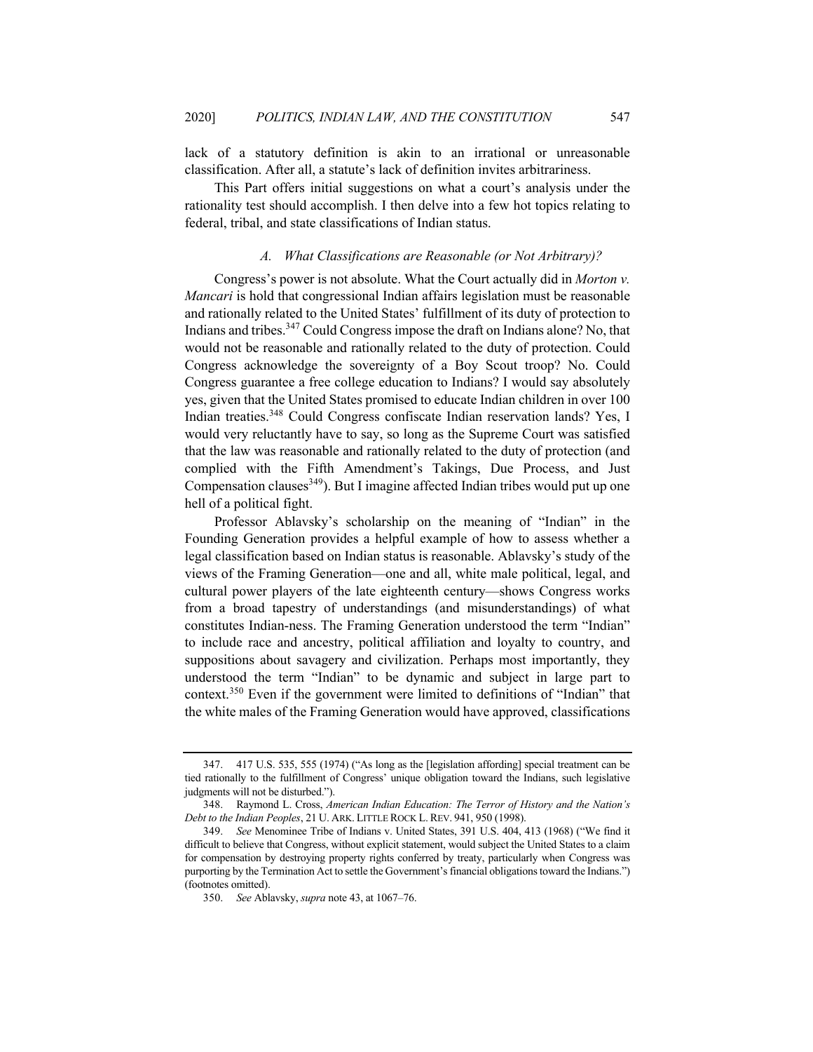lack of a statutory definition is akin to an irrational or unreasonable classification. After all, a statute's lack of definition invites arbitrariness.

This Part offers initial suggestions on what a court's analysis under the rationality test should accomplish. I then delve into a few hot topics relating to federal, tribal, and state classifications of Indian status.

### A. What Classifications are Reasonable (or Not Arbitrary)?

Congress's power is not absolute. What the Court actually did in *Morton v. Mancari* is hold that congressional Indian affairs legislation must be reasonable and rationally related to the United States' fulfillment of its duty of protection to Indians and tribes.[347] Could Congress impose the draft on Indians alone? No, that would not be reasonable and rationally related to the duty of protection. Could Congress acknowledge the sovereignty of a Boy Scout troop? No. Could Congress guarantee a free college education to Indians? I would say absolutely yes, given that the United States promised to educate Indian children in over 100 Indian treaties.[348] Could Congress confiscate Indian reservation lands? Yes, I would very reluctantly have to say, so long as the Supreme Court was satisfied that the law was reasonable and rationally related to the duty of protection (and complied with the Fifth Amendment's Takings, Due Process, and Just Compensation clauses[349]). But I imagine affected Indian tribes would put up one hell of a political fight.

Professor Ablavsky's scholarship on the meaning of "Indian" in the Founding Generation provides a helpful example of how to assess whether a legal classification based on Indian status is reasonable. Ablavsky's study of the views of the Framing Generation—one and all, white male political, legal, and cultural power players of the late eighteenth century—shows Congress works from a broad tapestry of understandings (and misunderstandings) of what constitutes Indian-ness. The Framing Generation understood the term "Indian" to include race and ancestry, political affiliation and loyalty to country, and suppositions about savagery and civilization. Perhaps most importantly, they understood the term "Indian" to be dynamic and subject in large part to context.[350] Even if the government were limited to definitions of "Indian" that the white males of the Framing Generation would have approved, classifications

---

347. 417 U.S. 535, 555 (1974) ("As long as the [legislation affording] special treatment can be tied rationally to the fulfillment of Congress' unique obligation toward the Indians, such legislative judgments will not be disturbed.").

348. Raymond L. Cross, *American Indian Education: The Terror of History and the Nation's Debt to the Indian Peoples*, 21 U. ARK. LITTLE ROCK L. REV. 941, 950 (1998).

349. *See* Menominee Tribe of Indians v. United States, 391 U.S. 404, 413 (1968) ("We find it difficult to believe that Congress, without explicit statement, would subject the United States to a claim for compensation by destroying property rights conferred by treaty, particularly when Congress was purporting by the Termination Act to settle the Government's financial obligations toward the Indians.") (footnotes omitted).

350. *See* Ablavsky, *supra* note 43, at 1067–76.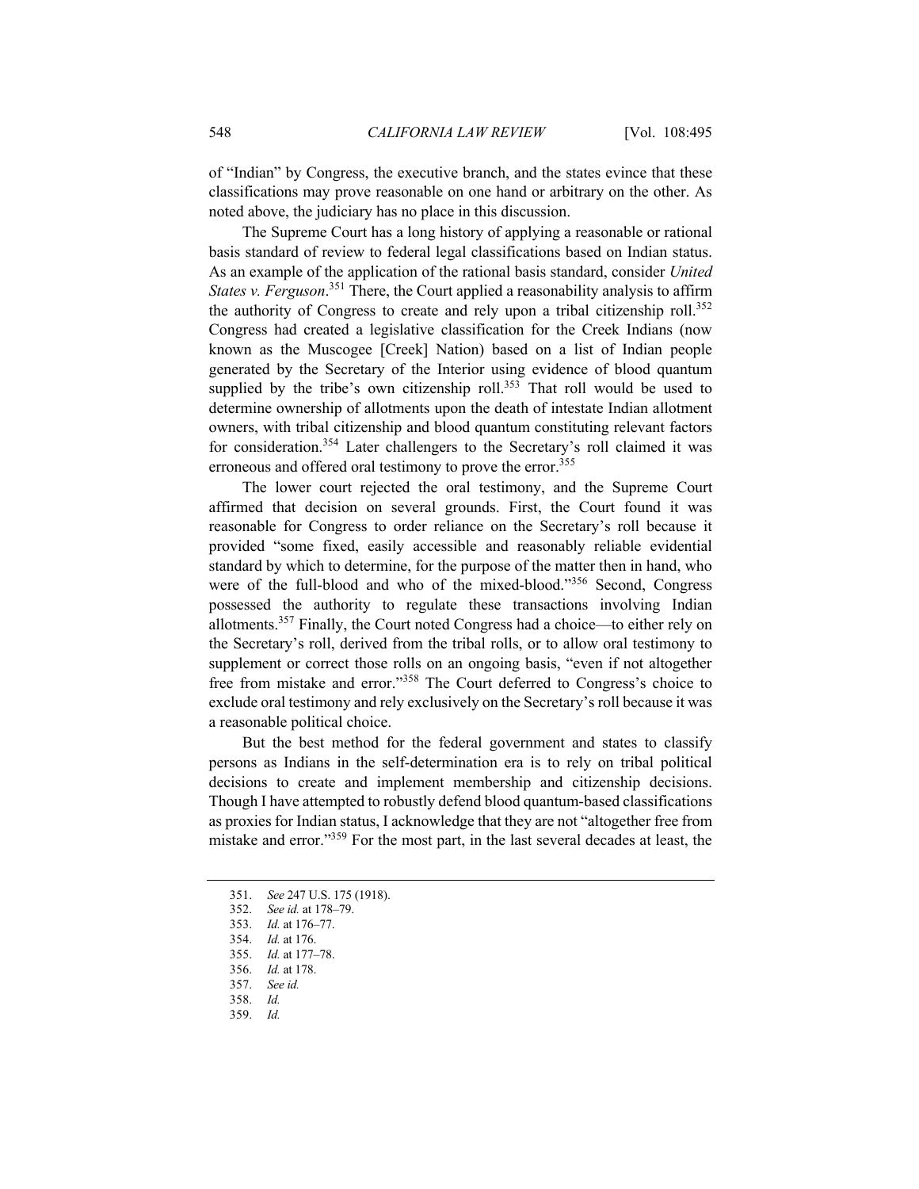of "Indian" by Congress, the executive branch, and the states evince that these classifications may prove reasonable on one hand or arbitrary on the other. As noted above, the judiciary has no place in this discussion.

The Supreme Court has a long history of applying a reasonable or rational basis standard of review to federal legal classifications based on Indian status. As an example of the application of the rational basis standard, consider *United States v. Ferguson*.[351] There, the Court applied a reasonability analysis to affirm the authority of Congress to create and rely upon a tribal citizenship roll.[352] Congress had created a legislative classification for the Creek Indians (now known as the Muscogee [Creek] Nation) based on a list of Indian people generated by the Secretary of the Interior using evidence of blood quantum supplied by the tribe's own citizenship roll.[353] That roll would be used to determine ownership of allotments upon the death of intestate Indian allotment owners, with tribal citizenship and blood quantum constituting relevant factors for consideration.[354] Later challengers to the Secretary's roll claimed it was erroneous and offered oral testimony to prove the error.[355]

The lower court rejected the oral testimony, and the Supreme Court affirmed that decision on several grounds. First, the Court found it was reasonable for Congress to order reliance on the Secretary's roll because it provided "some fixed, easily accessible and reasonably reliable evidential standard by which to determine, for the purpose of the matter then in hand, who were of the full-blood and who of the mixed-blood."[356] Second, Congress possessed the authority to regulate these transactions involving Indian allotments.[357] Finally, the Court noted Congress had a choice—to either rely on the Secretary's roll, derived from the tribal rolls, or to allow oral testimony to supplement or correct those rolls on an ongoing basis, "even if not altogether free from mistake and error."[358] The Court deferred to Congress's choice to exclude oral testimony and rely exclusively on the Secretary's roll because it was a reasonable political choice.

But the best method for the federal government and states to classify persons as Indians in the self-determination era is to rely on tribal political decisions to create and implement membership and citizenship decisions. Though I have attempted to robustly defend blood quantum-based classifications as proxies for Indian status, I acknowledge that they are not "altogether free from mistake and error."[359] For the most part, in the last several decades at least, the

351. *See* 247 U.S. 175 (1918).
352. *See id.* at 178–79.
353. *Id.* at 176–77.
354. *Id.* at 176.
355. *Id.* at 177–78.
356. *Id.* at 178.
357. *See id.*
358. *Id.*
359. *Id.*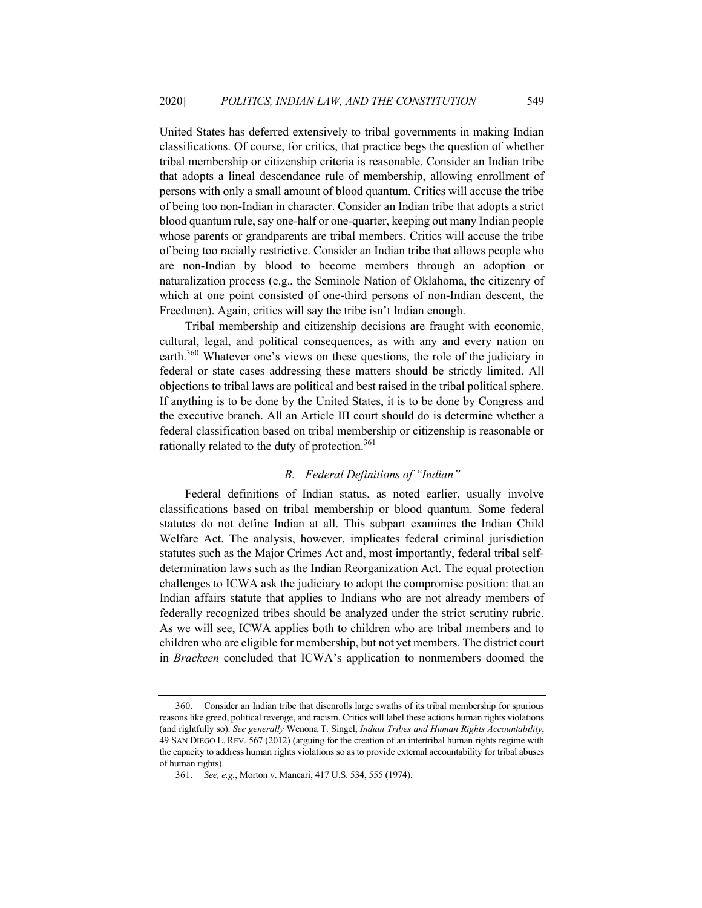United States has deferred extensively to tribal governments in making Indian classifications. Of course, for critics, that practice begs the question of whether tribal membership or citizenship criteria is reasonable. Consider an Indian tribe that adopts a lineal descendance rule of membership, allowing enrollment of persons with only a small amount of blood quantum. Critics will accuse the tribe of being too non-Indian in character. Consider an Indian tribe that adopts a strict blood quantum rule, say one-half or one-quarter, keeping out many Indian people whose parents or grandparents are tribal members. Critics will accuse the tribe of being too racially restrictive. Consider an Indian tribe that allows people who are non-Indian by blood to become members through an adoption or naturalization process (e.g., the Seminole Nation of Oklahoma, the citizenry of which at one point consisted of one-third persons of non-Indian descent, the Freedmen). Again, critics will say the tribe isn't Indian enough.

Tribal membership and citizenship decisions are fraught with economic, cultural, legal, and political consequences, as with any and every nation on earth.[360] Whatever one's views on these questions, the role of the judiciary in federal or state cases addressing these matters should be strictly limited. All objections to tribal laws are political and best raised in the tribal political sphere. If anything is to be done by the United States, it is to be done by Congress and the executive branch. All an Article III court should do is determine whether a federal classification based on tribal membership or citizenship is reasonable or rationally related to the duty of protection.[361]

### *B. Federal Definitions of "Indian"*

Federal definitions of Indian status, as noted earlier, usually involve classifications based on tribal membership or blood quantum. Some federal statutes do not define Indian at all. This subpart examines the Indian Child Welfare Act. The analysis, however, implicates federal criminal jurisdiction statutes such as the Major Crimes Act and, most importantly, federal tribal self-determination laws such as the Indian Reorganization Act. The equal protection challenges to ICWA ask the judiciary to adopt the compromise position: that an Indian affairs statute that applies to Indians who are not already members of federally recognized tribes should be analyzed under the strict scrutiny rubric. As we will see, ICWA applies both to children who are tribal members and to children who are eligible for membership, but not yet members. The district court in *Brackeen* concluded that ICWA's application to nonmembers doomed the

---

360. Consider an Indian tribe that disenrolls large swaths of its tribal membership for spurious reasons like greed, political revenge, and racism. Critics will label these actions human rights violations (and rightfully so). *See generally* Wenona T. Singel, *Indian Tribes and Human Rights Accountability*, 49 SAN DIEGO L. REV. 567 (2012) (arguing for the creation of an intertribal human rights regime with the capacity to address human rights violations so as to provide external accountability for tribal abuses of human rights).

361. *See, e.g.*, Morton v. Mancari, 417 U.S. 534, 555 (1974).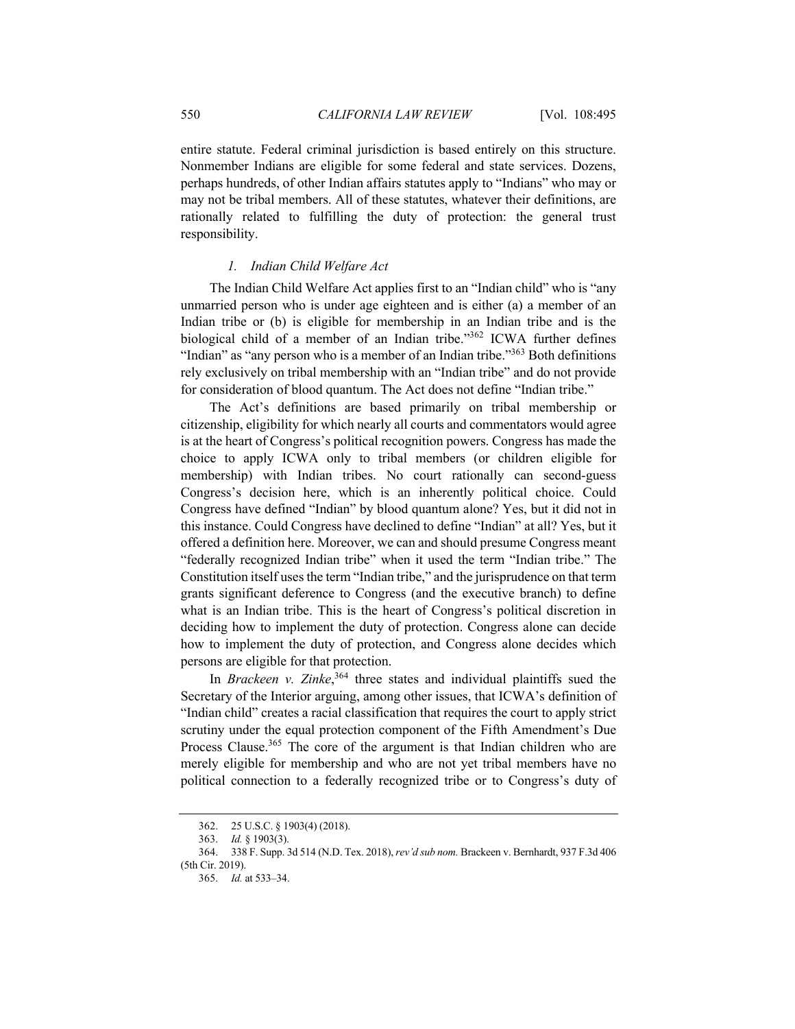entire statute. Federal criminal jurisdiction is based entirely on this structure. Nonmember Indians are eligible for some federal and state services. Dozens, perhaps hundreds, of other Indian affairs statutes apply to "Indians" who may or may not be tribal members. All of these statutes, whatever their definitions, are rationally related to fulfilling the duty of protection: the general trust responsibility.

### *1. Indian Child Welfare Act*

The Indian Child Welfare Act applies first to an "Indian child" who is "any unmarried person who is under age eighteen and is either (a) a member of an Indian tribe or (b) is eligible for membership in an Indian tribe and is the biological child of a member of an Indian tribe."[362] ICWA further defines "Indian" as "any person who is a member of an Indian tribe."[363] Both definitions rely exclusively on tribal membership with an "Indian tribe" and do not provide for consideration of blood quantum. The Act does not define "Indian tribe."

The Act's definitions are based primarily on tribal membership or citizenship, eligibility for which nearly all courts and commentators would agree is at the heart of Congress's political recognition powers. Congress has made the choice to apply ICWA only to tribal members (or children eligible for membership) with Indian tribes. No court rationally can second-guess Congress's decision here, which is an inherently political choice. Could Congress have defined "Indian" by blood quantum alone? Yes, but it did not in this instance. Could Congress have declined to define "Indian" at all? Yes, but it offered a definition here. Moreover, we can and should presume Congress meant "federally recognized Indian tribe" when it used the term "Indian tribe." The Constitution itself uses the term "Indian tribe," and the jurisprudence on that term grants significant deference to Congress (and the executive branch) to define what is an Indian tribe. This is the heart of Congress's political discretion in deciding how to implement the duty of protection. Congress alone can decide how to implement the duty of protection, and Congress alone decides which persons are eligible for that protection.

In *Brackeen v. Zinke*,[364] three states and individual plaintiffs sued the Secretary of the Interior arguing, among other issues, that ICWA's definition of "Indian child" creates a racial classification that requires the court to apply strict scrutiny under the equal protection component of the Fifth Amendment's Due Process Clause.[365] The core of the argument is that Indian children who are merely eligible for membership and who are not yet tribal members have no political connection to a federally recognized tribe or to Congress's duty of

---

362. 25 U.S.C. § 1903(4) (2018).

363. *Id.* § 1903(3).

364. 338 F. Supp. 3d 514 (N.D. Tex. 2018), *rev'd sub nom.* Brackeen v. Bernhardt, 937 F.3d 406 (5th Cir. 2019).

365. *Id.* at 533–34.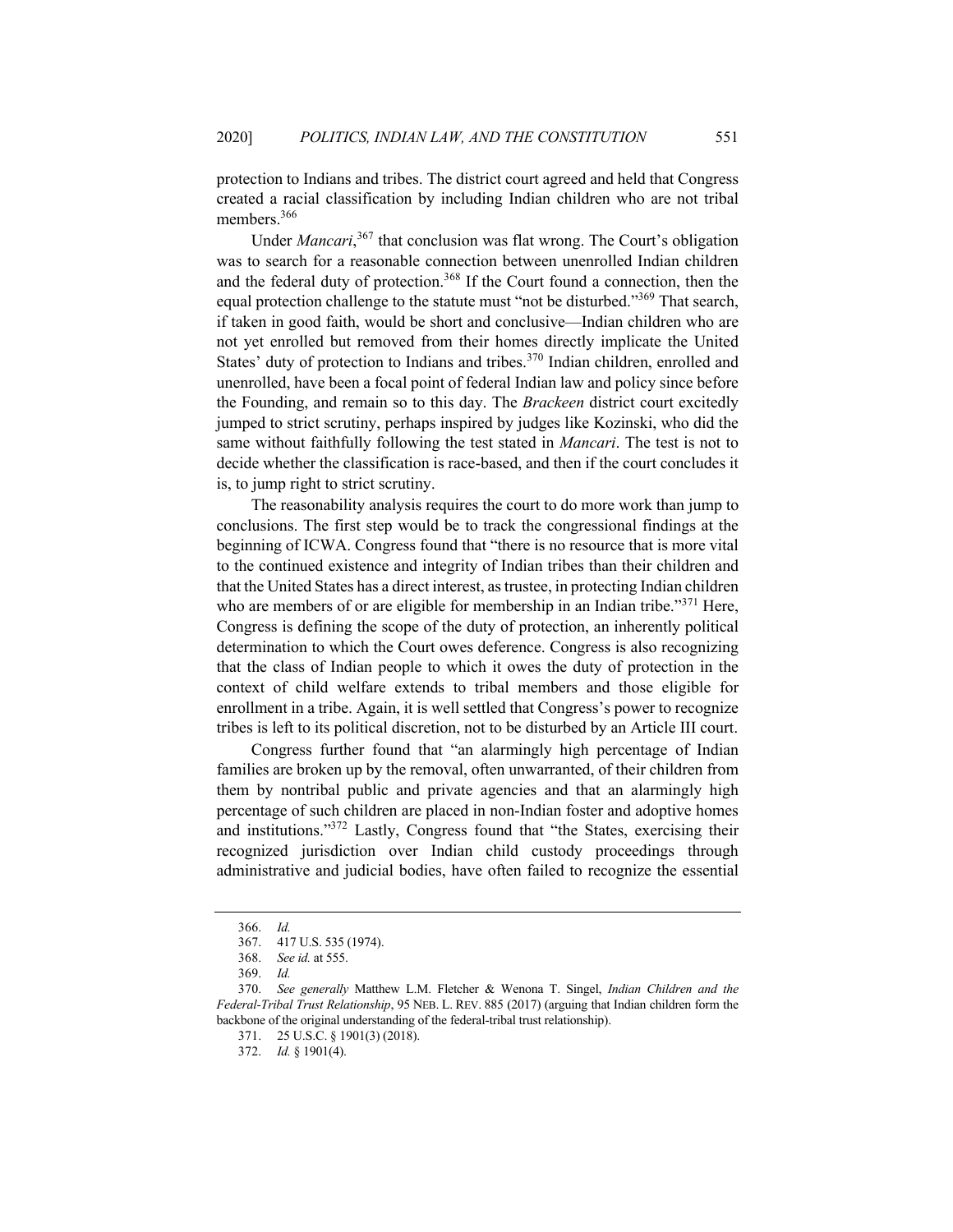protection to Indians and tribes. The district court agreed and held that Congress created a racial classification by including Indian children who are not tribal members.[366]

Under *Mancari*,[367] that conclusion was flat wrong. The Court's obligation was to search for a reasonable connection between unenrolled Indian children and the federal duty of protection.[368] If the Court found a connection, then the equal protection challenge to the statute must "not be disturbed."[369] That search, if taken in good faith, would be short and conclusive—Indian children who are not yet enrolled but removed from their homes directly implicate the United States' duty of protection to Indians and tribes.[370] Indian children, enrolled and unenrolled, have been a focal point of federal Indian law and policy since before the Founding, and remain so to this day. The *Brackeen* district court excitedly jumped to strict scrutiny, perhaps inspired by judges like Kozinski, who did the same without faithfully following the test stated in *Mancari*. The test is not to decide whether the classification is race-based, and then if the court concludes it is, to jump right to strict scrutiny.

The reasonability analysis requires the court to do more work than jump to conclusions. The first step would be to track the congressional findings at the beginning of ICWA. Congress found that "there is no resource that is more vital to the continued existence and integrity of Indian tribes than their children and that the United States has a direct interest, as trustee, in protecting Indian children who are members of or are eligible for membership in an Indian tribe."[371] Here, Congress is defining the scope of the duty of protection, an inherently political determination to which the Court owes deference. Congress is also recognizing that the class of Indian people to which it owes the duty of protection in the context of child welfare extends to tribal members and those eligible for enrollment in a tribe. Again, it is well settled that Congress's power to recognize tribes is left to its political discretion, not to be disturbed by an Article III court.

Congress further found that "an alarmingly high percentage of Indian families are broken up by the removal, often unwarranted, of their children from them by nontribal public and private agencies and that an alarmingly high percentage of such children are placed in non-Indian foster and adoptive homes and institutions."[372] Lastly, Congress found that "the States, exercising their recognized jurisdiction over Indian child custody proceedings through administrative and judicial bodies, have often failed to recognize the essential

---

366. *Id.*

367. 417 U.S. 535 (1974).

368. *See id.* at 555.

369. *Id.*

370. *See generally* Matthew L.M. Fletcher & Wenona T. Singel, *Indian Children and the Federal-Tribal Trust Relationship*, 95 NEB. L. REV. 885 (2017) (arguing that Indian children form the backbone of the original understanding of the federal-tribal trust relationship).

371. 25 U.S.C. § 1901(3) (2018).

372. *Id.* § 1901(4).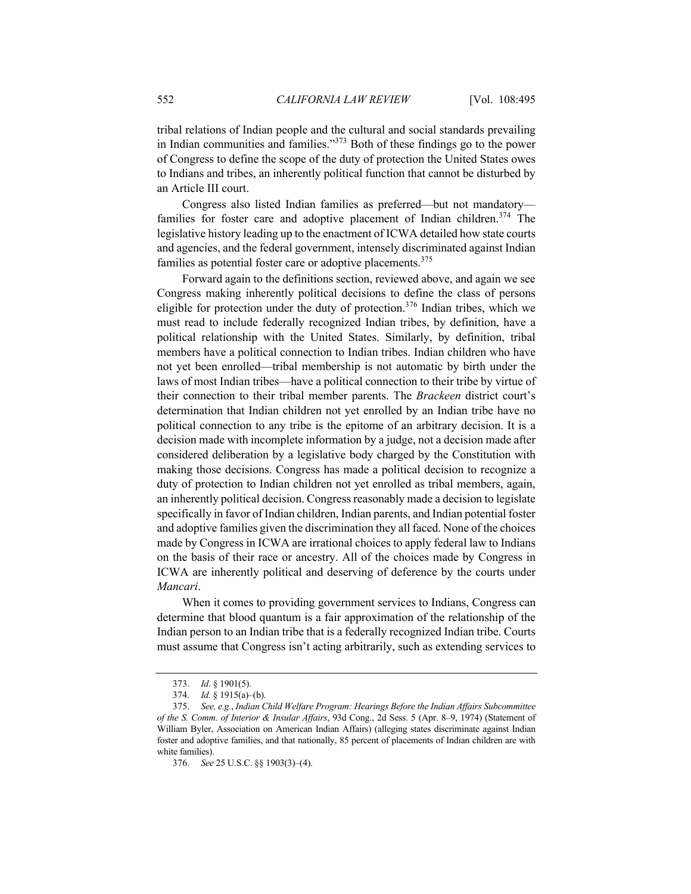tribal relations of Indian people and the cultural and social standards prevailing in Indian communities and families."[373] Both of these findings go to the power of Congress to define the scope of the duty of protection the United States owes to Indians and tribes, an inherently political function that cannot be disturbed by an Article III court.

Congress also listed Indian families as preferred—but not mandatory—families for foster care and adoptive placement of Indian children.[374] The legislative history leading up to the enactment of ICWA detailed how state courts and agencies, and the federal government, intensely discriminated against Indian families as potential foster care or adoptive placements.[375]

Forward again to the definitions section, reviewed above, and again we see Congress making inherently political decisions to define the class of persons eligible for protection under the duty of protection.[376] Indian tribes, which we must read to include federally recognized Indian tribes, by definition, have a political relationship with the United States. Similarly, by definition, tribal members have a political connection to Indian tribes. Indian children who have not yet been enrolled—tribal membership is not automatic by birth under the laws of most Indian tribes—have a political connection to their tribe by virtue of their connection to their tribal member parents. The *Brackeen* district court's determination that Indian children not yet enrolled by an Indian tribe have no political connection to any tribe is the epitome of an arbitrary decision. It is a decision made with incomplete information by a judge, not a decision made after considered deliberation by a legislative body charged by the Constitution with making those decisions. Congress has made a political decision to recognize a duty of protection to Indian children not yet enrolled as tribal members, again, an inherently political decision. Congress reasonably made a decision to legislate specifically in favor of Indian children, Indian parents, and Indian potential foster and adoptive families given the discrimination they all faced. None of the choices made by Congress in ICWA are irrational choices to apply federal law to Indians on the basis of their race or ancestry. All of the choices made by Congress in ICWA are inherently political and deserving of deference by the courts under *Mancari*.

When it comes to providing government services to Indians, Congress can determine that blood quantum is a fair approximation of the relationship of the Indian person to an Indian tribe that is a federally recognized Indian tribe. Courts must assume that Congress isn't acting arbitrarily, such as extending services to

---

373. *Id*. § 1901(5).

374. *Id.* § 1915(a)–(b).

375. *See, e.g.*, *Indian Child Welfare Program: Hearings Before the Indian Affairs Subcommittee of the S. Comm. of Interior & Insular Affairs*, 93d Cong., 2d Sess. 5 (Apr. 8–9, 1974) (Statement of William Byler, Association on American Indian Affairs) (alleging states discriminate against Indian foster and adoptive families, and that nationally, 85 percent of placements of Indian children are with white families).

376. *See* 25 U.S.C. §§ 1903(3)–(4).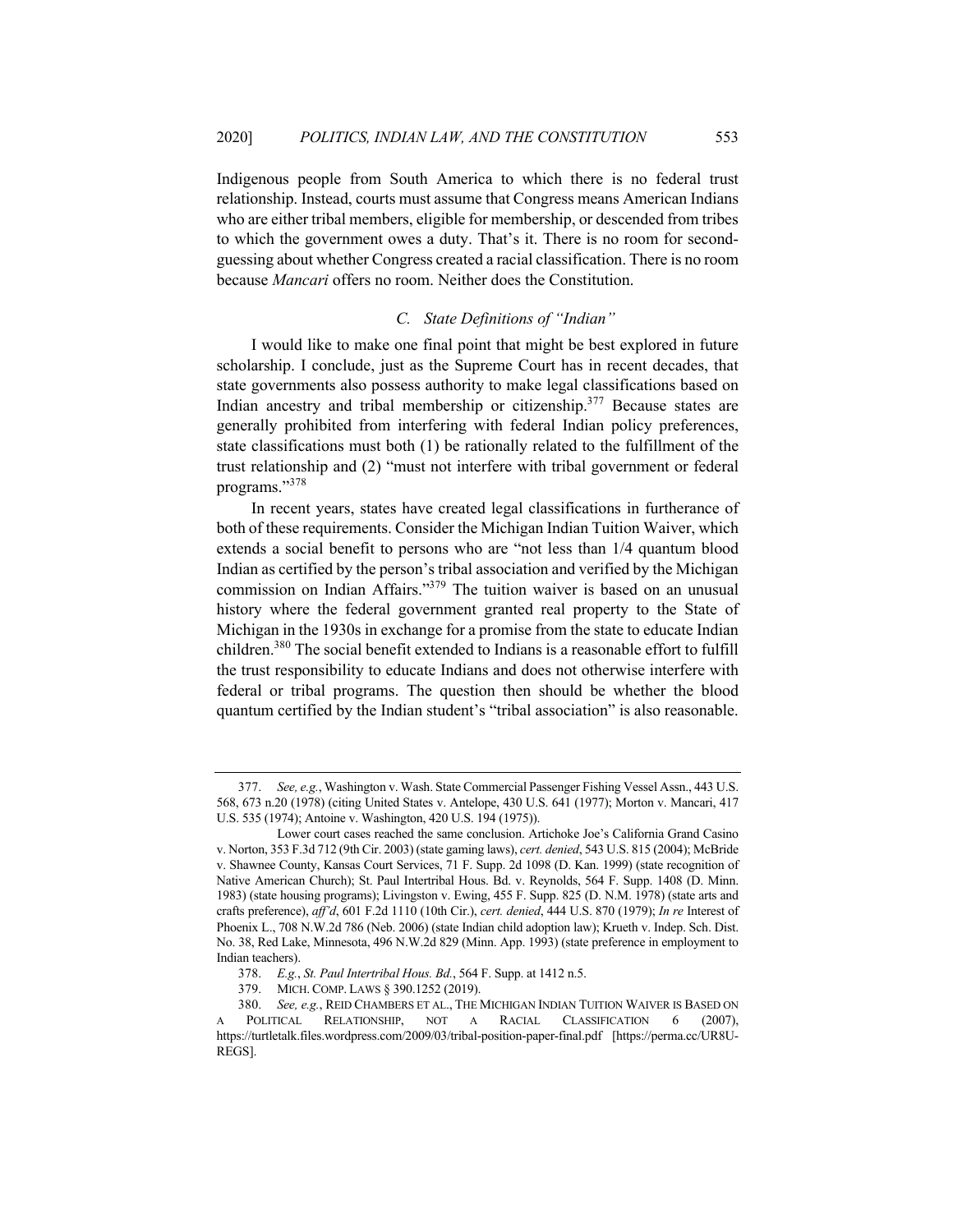Indigenous people from South America to which there is no federal trust relationship. Instead, courts must assume that Congress means American Indians who are either tribal members, eligible for membership, or descended from tribes to which the government owes a duty. That's it. There is no room for second-guessing about whether Congress created a racial classification. There is no room because *Mancari* offers no room. Neither does the Constitution.

### *C. State Definitions of "Indian"*

I would like to make one final point that might be best explored in future scholarship. I conclude, just as the Supreme Court has in recent decades, that state governments also possess authority to make legal classifications based on Indian ancestry and tribal membership or citizenship.[377] Because states are generally prohibited from interfering with federal Indian policy preferences, state classifications must both (1) be rationally related to the fulfillment of the trust relationship and (2) "must not interfere with tribal government or federal programs."[378]

In recent years, states have created legal classifications in furtherance of both of these requirements. Consider the Michigan Indian Tuition Waiver, which extends a social benefit to persons who are "not less than 1/4 quantum blood Indian as certified by the person's tribal association and verified by the Michigan commission on Indian Affairs."[379] The tuition waiver is based on an unusual history where the federal government granted real property to the State of Michigan in the 1930s in exchange for a promise from the state to educate Indian children.[380] The social benefit extended to Indians is a reasonable effort to fulfill the trust responsibility to educate Indians and does not otherwise interfere with federal or tribal programs. The question then should be whether the blood quantum certified by the Indian student's "tribal association" is also reasonable.

---

377. *See, e.g.*, Washington v. Wash. State Commercial Passenger Fishing Vessel Assn., 443 U.S. 568, 673 n.20 (1978) (citing United States v. Antelope, 430 U.S. 641 (1977); Morton v. Mancari, 417 U.S. 535 (1974); Antoine v. Washington, 420 U.S. 194 (1975)).

Lower court cases reached the same conclusion. Artichoke Joe's California Grand Casino v. Norton, 353 F.3d 712 (9th Cir. 2003) (state gaming laws), *cert. denied*, 543 U.S. 815 (2004); McBride v. Shawnee County, Kansas Court Services, 71 F. Supp. 2d 1098 (D. Kan. 1999) (state recognition of Native American Church); St. Paul Intertribal Hous. Bd. v. Reynolds, 564 F. Supp. 1408 (D. Minn. 1983) (state housing programs); Livingston v. Ewing, 455 F. Supp. 825 (D. N.M. 1978) (state arts and crafts preference), *aff'd*, 601 F.2d 1110 (10th Cir.), *cert. denied*, 444 U.S. 870 (1979); *In re* Interest of Phoenix L., 708 N.W.2d 786 (Neb. 2006) (state Indian child adoption law); Krueth v. Indep. Sch. Dist. No. 38, Red Lake, Minnesota, 496 N.W.2d 829 (Minn. App. 1993) (state preference in employment to Indian teachers).

378. *E.g.*, *St. Paul Intertribal Hous. Bd.*, 564 F. Supp. at 1412 n.5.

379. MICH. COMP. LAWS § 390.1252 (2019).

380. *See, e.g.*, REID CHAMBERS ET AL., THE MICHIGAN INDIAN TUITION WAIVER IS BASED ON A POLITICAL RELATIONSHIP, NOT A RACIAL CLASSIFICATION 6 (2007), https://turtletalk.files.wordpress.com/2009/03/tribal-position-paper-final.pdf [https://perma.cc/UR8U-REGS].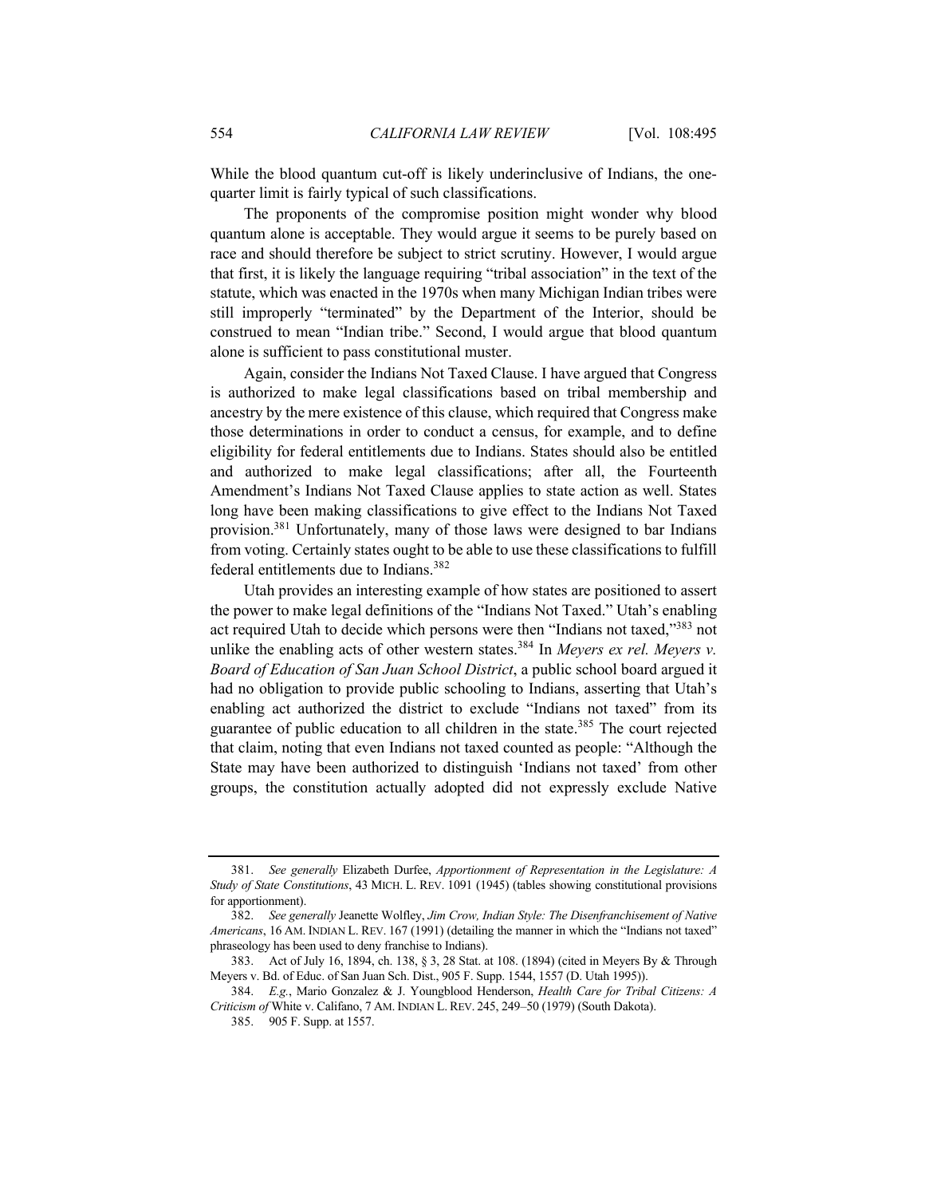While the blood quantum cut-off is likely underinclusive of Indians, the one-quarter limit is fairly typical of such classifications.

The proponents of the compromise position might wonder why blood quantum alone is acceptable. They would argue it seems to be purely based on race and should therefore be subject to strict scrutiny. However, I would argue that first, it is likely the language requiring "tribal association" in the text of the statute, which was enacted in the 1970s when many Michigan Indian tribes were still improperly "terminated" by the Department of the Interior, should be construed to mean "Indian tribe." Second, I would argue that blood quantum alone is sufficient to pass constitutional muster.

Again, consider the Indians Not Taxed Clause. I have argued that Congress is authorized to make legal classifications based on tribal membership and ancestry by the mere existence of this clause, which required that Congress make those determinations in order to conduct a census, for example, and to define eligibility for federal entitlements due to Indians. States should also be entitled and authorized to make legal classifications; after all, the Fourteenth Amendment's Indians Not Taxed Clause applies to state action as well. States long have been making classifications to give effect to the Indians Not Taxed provision.[381] Unfortunately, many of those laws were designed to bar Indians from voting. Certainly states ought to be able to use these classifications to fulfill federal entitlements due to Indians.[382]

Utah provides an interesting example of how states are positioned to assert the power to make legal definitions of the "Indians Not Taxed." Utah's enabling act required Utah to decide which persons were then "Indians not taxed,"[383] not unlike the enabling acts of other western states.[384] In *Meyers ex rel. Meyers v. Board of Education of San Juan School District*, a public school board argued it had no obligation to provide public schooling to Indians, asserting that Utah's enabling act authorized the district to exclude "Indians not taxed" from its guarantee of public education to all children in the state.[385] The court rejected that claim, noting that even Indians not taxed counted as people: "Although the State may have been authorized to distinguish 'Indians not taxed' from other groups, the constitution actually adopted did not expressly exclude Native

---

381. *See generally* Elizabeth Durfee, *Apportionment of Representation in the Legislature: A Study of State Constitutions*, 43 MICH. L. REV. 1091 (1945) (tables showing constitutional provisions for apportionment).

382. *See generally* Jeanette Wolfley, *Jim Crow, Indian Style: The Disenfranchisement of Native Americans*, 16 AM. INDIAN L. REV. 167 (1991) (detailing the manner in which the "Indians not taxed" phraseology has been used to deny franchise to Indians).

383. Act of July 16, 1894, ch. 138, § 3, 28 Stat. at 108. (1894) (cited in Meyers By & Through Meyers v. Bd. of Educ. of San Juan Sch. Dist., 905 F. Supp. 1544, 1557 (D. Utah 1995)).

384. *E.g.*, Mario Gonzalez & J. Youngblood Henderson, *Health Care for Tribal Citizens: A Criticism of* White v. Califano, 7 AM. INDIAN L. REV. 245, 249–50 (1979) (South Dakota).

385. 905 F. Supp. at 1557.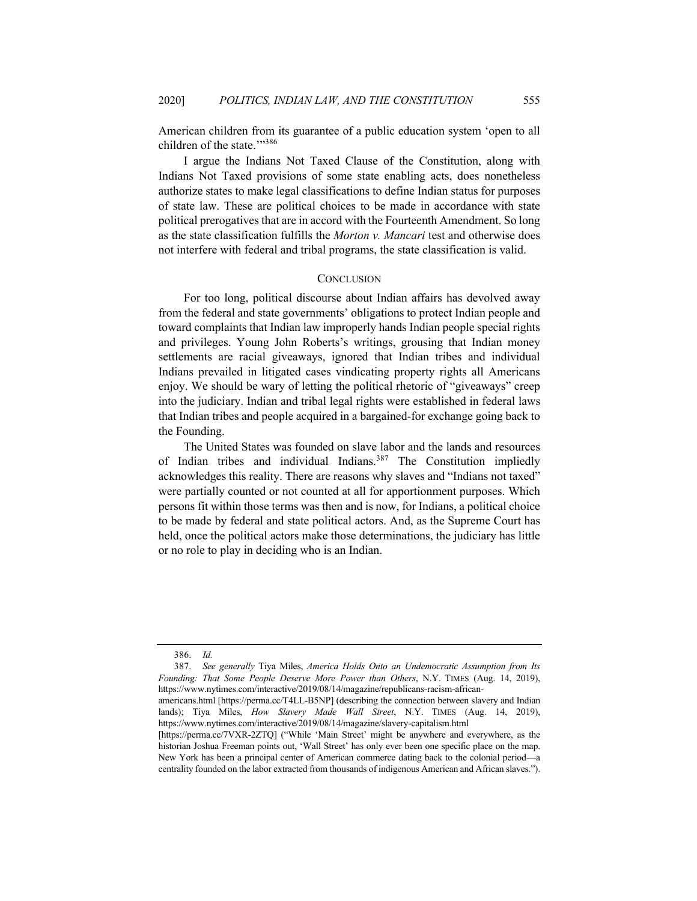American children from its guarantee of a public education system 'open to all children of the state.'"[386]

I argue the Indians Not Taxed Clause of the Constitution, along with Indians Not Taxed provisions of some state enabling acts, does nonetheless authorize states to make legal classifications to define Indian status for purposes of state law. These are political choices to be made in accordance with state political prerogatives that are in accord with the Fourteenth Amendment. So long as the state classification fulfills the *Morton v. Mancari* test and otherwise does not interfere with federal and tribal programs, the state classification is valid.

## CONCLUSION

For too long, political discourse about Indian affairs has devolved away from the federal and state governments' obligations to protect Indian people and toward complaints that Indian law improperly hands Indian people special rights and privileges. Young John Roberts's writings, grousing that Indian money settlements are racial giveaways, ignored that Indian tribes and individual Indians prevailed in litigated cases vindicating property rights all Americans enjoy. We should be wary of letting the political rhetoric of "giveaways" creep into the judiciary. Indian and tribal legal rights were established in federal laws that Indian tribes and people acquired in a bargained-for exchange going back to the Founding.

The United States was founded on slave labor and the lands and resources of Indian tribes and individual Indians.[387] The Constitution impliedly acknowledges this reality. There are reasons why slaves and "Indians not taxed" were partially counted or not counted at all for apportionment purposes. Which persons fit within those terms was then and is now, for Indians, a political choice to be made by federal and state political actors. And, as the Supreme Court has held, once the political actors make those determinations, the judiciary has little or no role to play in deciding who is an Indian.

---

386. *Id.*

387. *See generally* Tiya Miles, *America Holds Onto an Undemocratic Assumption from Its Founding: That Some People Deserve More Power than Others*, N.Y. TIMES (Aug. 14, 2019), https://www.nytimes.com/interactive/2019/08/14/magazine/republicans-racism-african-americans.html [https://perma.cc/T4LL-B5NP] (describing the connection between slavery and Indian lands); Tiya Miles, *How Slavery Made Wall Street*, N.Y. TIMES (Aug. 14, 2019), https://www.nytimes.com/interactive/2019/08/14/magazine/slavery-capitalism.html [https://perma.cc/7VXR-2ZTQ] ("While 'Main Street' might be anywhere and everywhere, as the historian Joshua Freeman points out, 'Wall Street' has only ever been one specific place on the map. New York has been a principal center of American commerce dating back to the colonial period—a centrality founded on the labor extracted from thousands of indigenous American and African slaves.").